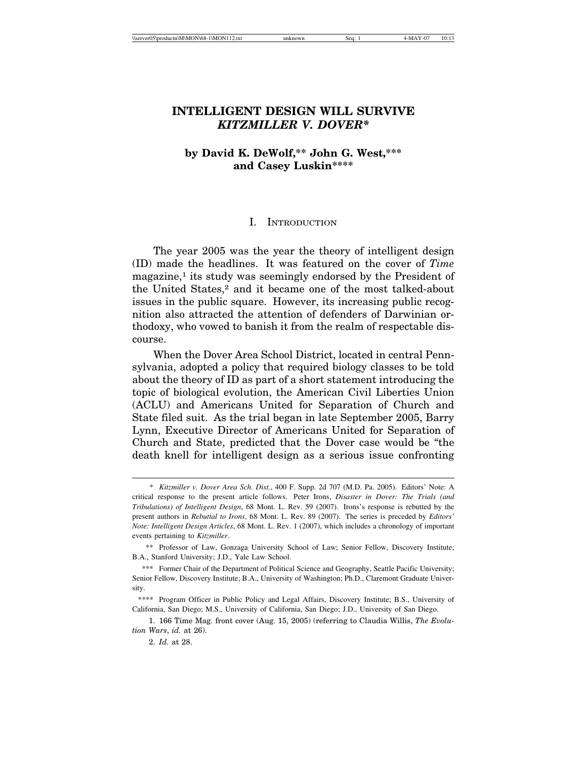# INTELLIGENT DESIGN WILL SURVIVE *KITZMILLER V. DOVER**

**by David K. DeWolf,\*\* John G. West,\*\*\* and Casey Luskin\*\*\*\***

## I. Introduction

The year 2005 was the year the theory of intelligent design (ID) made the headlines. It was featured on the cover of *Time* magazine,[1] its study was seemingly endorsed by the President of the United States,[2] and it became one of the most talked-about issues in the public square. However, its increasing public recognition also attracted the attention of defenders of Darwinian orthodoxy, who vowed to banish it from the realm of respectable discourse.

When the Dover Area School District, located in central Pennsylvania, adopted a policy that required biology classes to be told about the theory of ID as part of a short statement introducing the topic of biological evolution, the American Civil Liberties Union (ACLU) and Americans United for Separation of Church and State filed suit. As the trial began in late September 2005, Barry Lynn, Executive Director of Americans United for Separation of Church and State, predicted that the Dover case would be "the death knell for intelligent design as a serious issue confronting

---

\* *Kitzmiller v. Dover Area Sch. Dist.*, 400 F. Supp. 2d 707 (M.D. Pa. 2005). Editors' Note: A critical response to the present article follows. Peter Irons, *Disaster in Dover: The Trials (and Tribulations) of Intelligent Design*, 68 Mont. L. Rev. 59 (2007). Irons's response is rebutted by the present authors in *Rebuttal to Irons*, 68 Mont. L. Rev. 89 (2007). The series is preceded by *Editors' Note: Intelligent Design Articles*, 68 Mont. L. Rev. 1 (2007), which includes a chronology of important events pertaining to *Kitzmiller*.

\*\* Professor of Law, Gonzaga University School of Law; Senior Fellow, Discovery Institute; B.A., Stanford University; J.D., Yale Law School.

\*\*\* Former Chair of the Department of Political Science and Geography, Seattle Pacific University; Senior Fellow, Discovery Institute; B.A., University of Washington; Ph.D., Claremont Graduate University.

\*\*\*\* Program Officer in Public Policy and Legal Affairs, Discovery Institute; B.S., University of California, San Diego; M.S., University of California, San Diego; J.D., University of San Diego.

1. 166 Time Mag. front cover (Aug. 15, 2005) (referring to Claudia Willis, *The Evolution Wars*, *id.* at 26).

2. *Id.* at 28.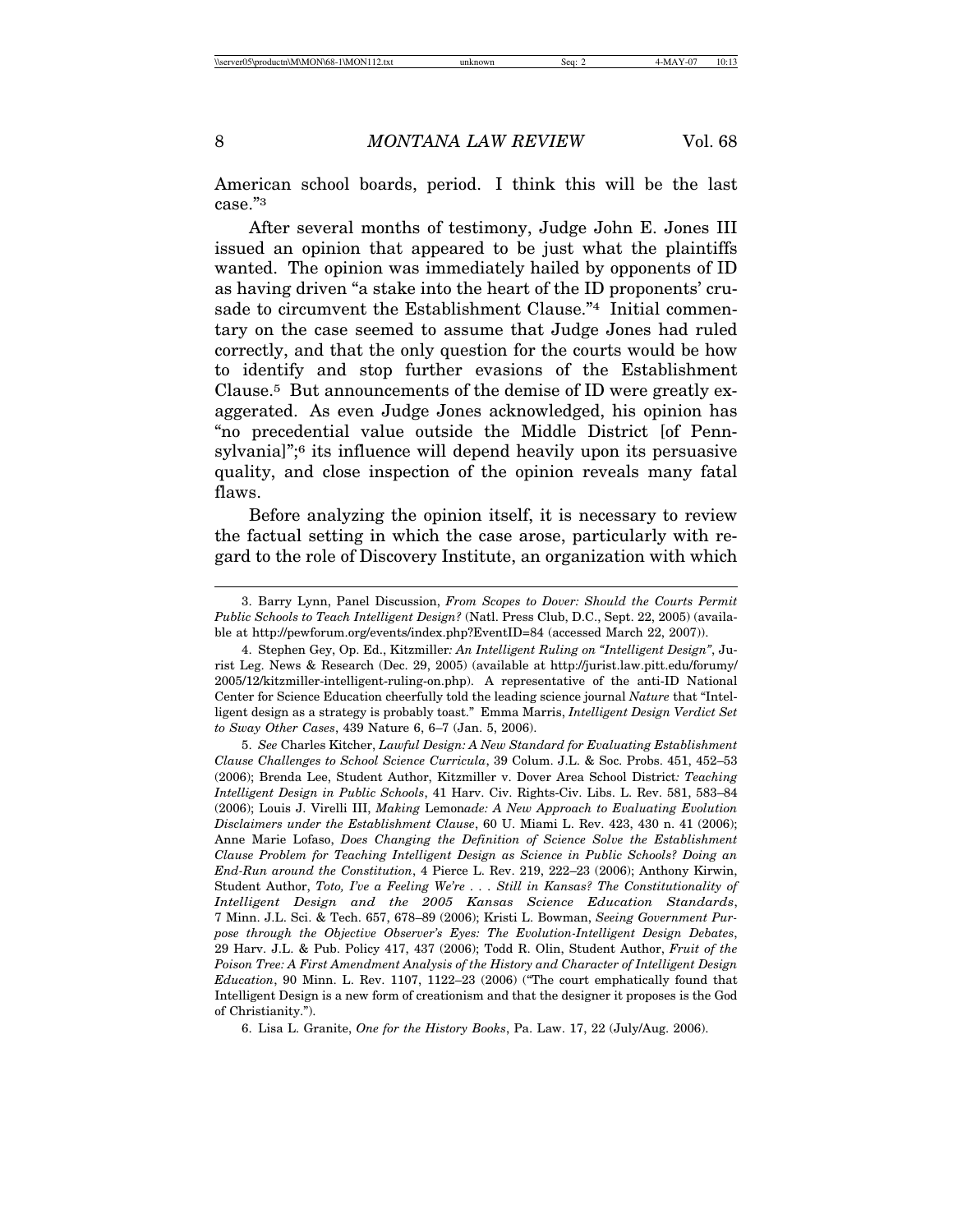American school boards, period. I think this will be the last case."[3]

After several months of testimony, Judge John E. Jones III issued an opinion that appeared to be just what the plaintiffs wanted. The opinion was immediately hailed by opponents of ID as having driven "a stake into the heart of the ID proponents' crusade to circumvent the Establishment Clause."[4] Initial commentary on the case seemed to assume that Judge Jones had ruled correctly, and that the only question for the courts would be how to identify and stop further evasions of the Establishment Clause.[5] But announcements of the demise of ID were greatly exaggerated. As even Judge Jones acknowledged, his opinion has "no precedential value outside the Middle District [of Pennsylvania]";[6] its influence will depend heavily upon its persuasive quality, and close inspection of the opinion reveals many fatal flaws.

Before analyzing the opinion itself, it is necessary to review the factual setting in which the case arose, particularly with regard to the role of Discovery Institute, an organization with which

---

3. Barry Lynn, Panel Discussion, *From Scopes to Dover: Should the Courts Permit Public Schools to Teach Intelligent Design?* (Natl. Press Club, D.C., Sept. 22, 2005) (available at http://pewforum.org/events/index.php?EventID=84 (accessed March 22, 2007)).

4. Stephen Gey, Op. Ed., Kitzmiller*: An Intelligent Ruling on "Intelligent Design"*, Jurist Leg. News & Research (Dec. 29, 2005) (available at http://jurist.law.pitt.edu/forumy/2005/12/kitzmiller-intelligent-ruling-on.php). A representative of the anti-ID National Center for Science Education cheerfully told the leading science journal *Nature* that "Intelligent design as a strategy is probably toast." Emma Marris, *Intelligent Design Verdict Set to Sway Other Cases*, 439 Nature 6, 6–7 (Jan. 5, 2006).

5. *See* Charles Kitcher, *Lawful Design: A New Standard for Evaluating Establishment Clause Challenges to School Science Curricula*, 39 Colum. J.L. & Soc. Probs. 451, 452–53 (2006); Brenda Lee, Student Author, Kitzmiller v. Dover Area School District*: Teaching Intelligent Design in Public Schools*, 41 Harv. Civ. Rights-Civ. Libs. L. Rev. 581, 583–84 (2006); Louis J. Virelli III, *Making* Lemon*ade: A New Approach to Evaluating Evolution Disclaimers under the Establishment Clause*, 60 U. Miami L. Rev. 423, 430 n. 41 (2006); Anne Marie Lofaso, *Does Changing the Definition of Science Solve the Establishment Clause Problem for Teaching Intelligent Design as Science in Public Schools? Doing an End-Run around the Constitution*, 4 Pierce L. Rev. 219, 222–23 (2006); Anthony Kirwin, Student Author, *Toto, I've a Feeling We're . . . Still in Kansas? The Constitutionality of Intelligent Design and the 2005 Kansas Science Education Standards*, 7 Minn. J.L. Sci. & Tech. 657, 678–89 (2006); Kristi L. Bowman, *Seeing Government Purpose through the Objective Observer's Eyes: The Evolution-Intelligent Design Debates*, 29 Harv. J.L. & Pub. Policy 417, 437 (2006); Todd R. Olin, Student Author, *Fruit of the Poison Tree: A First Amendment Analysis of the History and Character of Intelligent Design Education*, 90 Minn. L. Rev. 1107, 1122–23 (2006) ("The court emphatically found that Intelligent Design is a new form of creationism and that the designer it proposes is the God of Christianity.").

6. Lisa L. Granite, *One for the History Books*, Pa. Law. 17, 22 (July/Aug. 2006).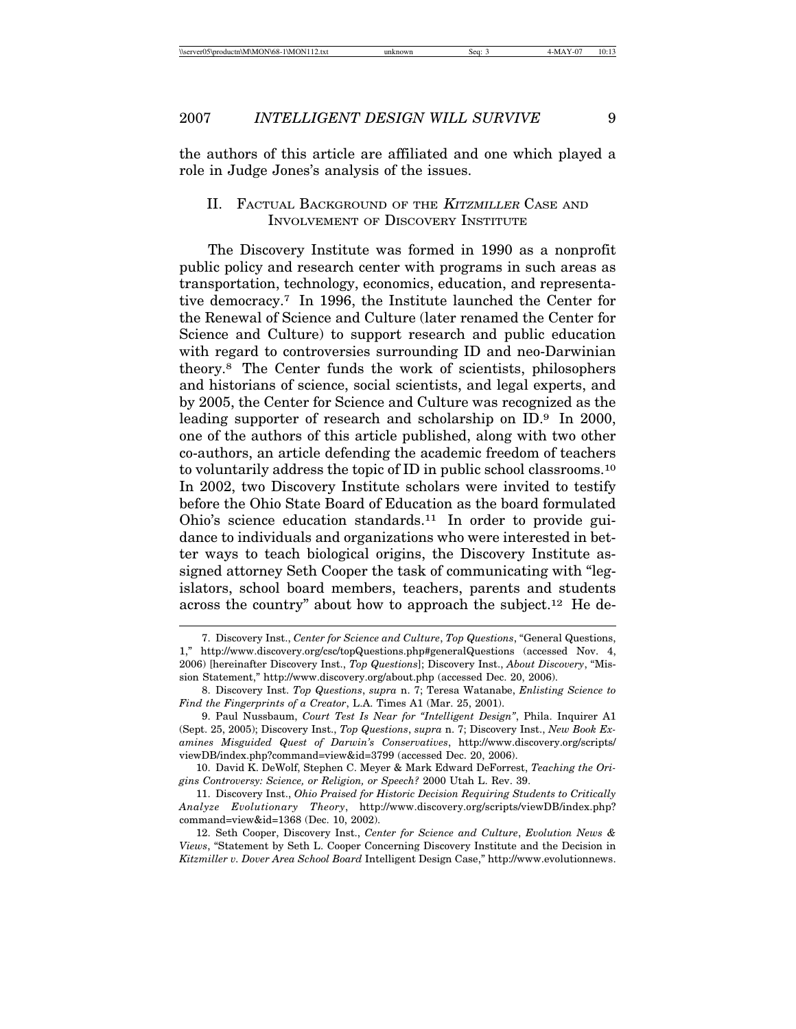the authors of this article are affiliated and one which played a role in Judge Jones's analysis of the issues.

## II. Factual Background of the *Kitzmiller* Case and Involvement of Discovery Institute

The Discovery Institute was formed in 1990 as a nonprofit public policy and research center with programs in such areas as transportation, technology, economics, education, and representative democracy.[7] In 1996, the Institute launched the Center for the Renewal of Science and Culture (later renamed the Center for Science and Culture) to support research and public education with regard to controversies surrounding ID and neo-Darwinian theory.[8] The Center funds the work of scientists, philosophers and historians of science, social scientists, and legal experts, and by 2005, the Center for Science and Culture was recognized as the leading supporter of research and scholarship on ID.[9] In 2000, one of the authors of this article published, along with two other co-authors, an article defending the academic freedom of teachers to voluntarily address the topic of ID in public school classrooms.[10] In 2002, two Discovery Institute scholars were invited to testify before the Ohio State Board of Education as the board formulated Ohio's science education standards.[11] In order to provide guidance to individuals and organizations who were interested in better ways to teach biological origins, the Discovery Institute assigned attorney Seth Cooper the task of communicating with "legislators, school board members, teachers, parents and students across the country" about how to approach the subject.[12] He de-

---

7. Discovery Inst., *Center for Science and Culture*, *Top Questions*, "General Questions, 1," http://www.discovery.org/csc/topQuestions.php#generalQuestions (accessed Nov. 4, 2006) [hereinafter Discovery Inst., *Top Questions*]; Discovery Inst., *About Discovery*, "Mission Statement," http://www.discovery.org/about.php (accessed Dec. 20, 2006).

8. Discovery Inst. *Top Questions*, *supra* n. 7; Teresa Watanabe, *Enlisting Science to Find the Fingerprints of a Creator*, L.A. Times A1 (Mar. 25, 2001).

9. Paul Nussbaum, *Court Test Is Near for "Intelligent Design"*, Phila. Inquirer A1 (Sept. 25, 2005); Discovery Inst., *Top Questions*, *supra* n. 7; Discovery Inst., *New Book Examines Misguided Quest of Darwin's Conservatives*, http://www.discovery.org/scripts/viewDB/index.php?command=view&id=3799 (accessed Dec. 20, 2006).

10. David K. DeWolf, Stephen C. Meyer & Mark Edward DeForrest, *Teaching the Origins Controversy: Science, or Religion, or Speech?* 2000 Utah L. Rev. 39.

11. Discovery Inst., *Ohio Praised for Historic Decision Requiring Students to Critically Analyze Evolutionary Theory*, http://www.discovery.org/scripts/viewDB/index.php?command=view&id=1368 (Dec. 10, 2002).

12. Seth Cooper, Discovery Inst., *Center for Science and Culture*, *Evolution News & Views*, "Statement by Seth L. Cooper Concerning Discovery Institute and the Decision in *Kitzmiller v. Dover Area School Board* Intelligent Design Case," http://www.evolutionnews.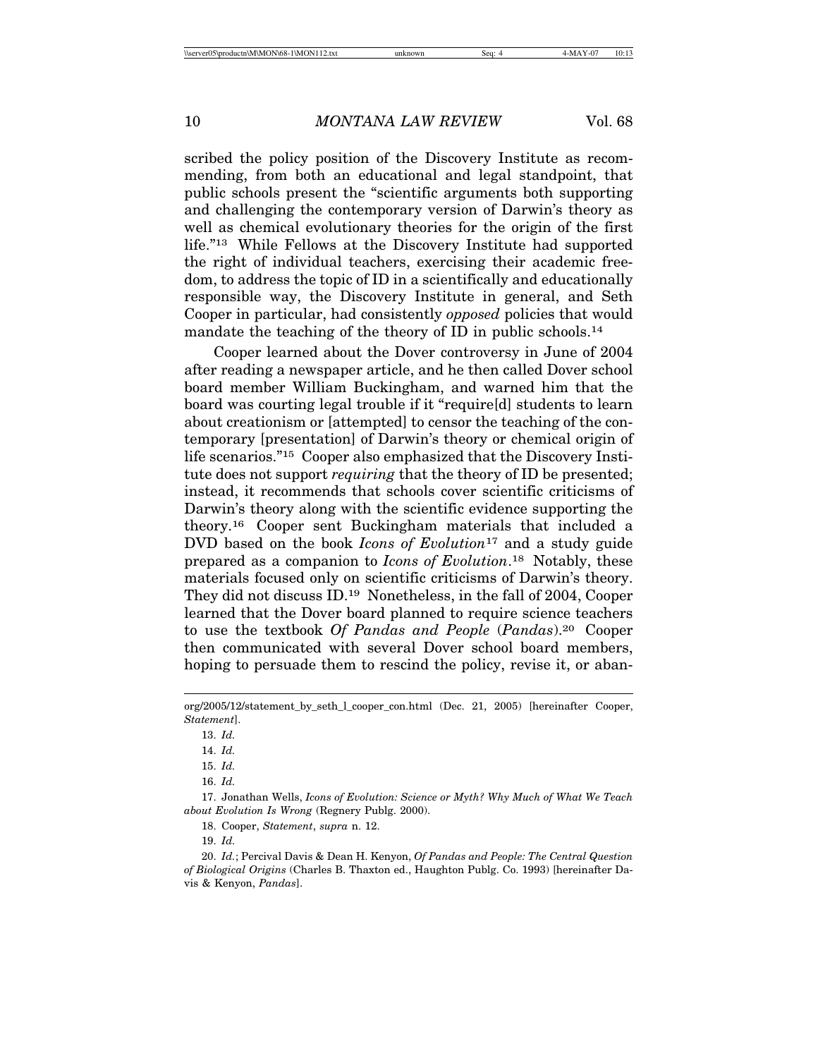scribed the policy position of the Discovery Institute as recommending, from both an educational and legal standpoint, that public schools present the "scientific arguments both supporting and challenging the contemporary version of Darwin's theory as well as chemical evolutionary theories for the origin of the first life."[13] While Fellows at the Discovery Institute had supported the right of individual teachers, exercising their academic freedom, to address the topic of ID in a scientifically and educationally responsible way, the Discovery Institute in general, and Seth Cooper in particular, had consistently *opposed* policies that would mandate the teaching of the theory of ID in public schools.[14]

Cooper learned about the Dover controversy in June of 2004 after reading a newspaper article, and he then called Dover school board member William Buckingham, and warned him that the board was courting legal trouble if it "require[d] students to learn about creationism or [attempted] to censor the teaching of the contemporary [presentation] of Darwin's theory or chemical origin of life scenarios."[15] Cooper also emphasized that the Discovery Institute does not support *requiring* that the theory of ID be presented; instead, it recommends that schools cover scientific criticisms of Darwin's theory along with the scientific evidence supporting the theory.[16] Cooper sent Buckingham materials that included a DVD based on the book *Icons of Evolution*[17] and a study guide prepared as a companion to *Icons of Evolution*.[18] Notably, these materials focused only on scientific criticisms of Darwin's theory. They did not discuss ID.[19] Nonetheless, in the fall of 2004, Cooper learned that the Dover board planned to require science teachers to use the textbook *Of Pandas and People* (*Pandas*).[20] Cooper then communicated with several Dover school board members, hoping to persuade them to rescind the policy, revise it, or aban-

---

org/2005/12/statement_by_seth_l_cooper_con.html (Dec. 21, 2005) [hereinafter Cooper, *Statement*].

13. *Id.*

14. *Id.*

15. *Id.*

16. *Id.*

17. Jonathan Wells, *Icons of Evolution: Science or Myth? Why Much of What We Teach about Evolution Is Wrong* (Regnery Publg. 2000).

18. Cooper, *Statement*, *supra* n. 12.

19. *Id.*

20. *Id.*; Percival Davis & Dean H. Kenyon, *Of Pandas and People: The Central Question of Biological Origins* (Charles B. Thaxton ed., Haughton Publg. Co. 1993) [hereinafter Davis & Kenyon, *Pandas*].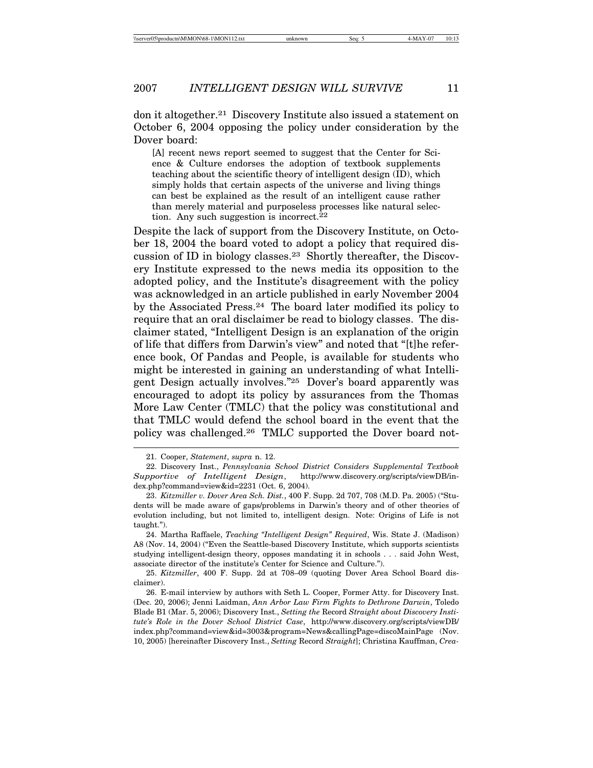don it altogether.[21] Discovery Institute also issued a statement on October 6, 2004 opposing the policy under consideration by the Dover board:

> [A] recent news report seemed to suggest that the Center for Science & Culture endorses the adoption of textbook supplements teaching about the scientific theory of intelligent design (ID), which simply holds that certain aspects of the universe and living things can best be explained as the result of an intelligent cause rather than merely material and purposeless processes like natural selection. Any such suggestion is incorrect.[22]

Despite the lack of support from the Discovery Institute, on October 18, 2004 the board voted to adopt a policy that required discussion of ID in biology classes.[23] Shortly thereafter, the Discovery Institute expressed to the news media its opposition to the adopted policy, and the Institute's disagreement with the policy was acknowledged in an article published in early November 2004 by the Associated Press.[24] The board later modified its policy to require that an oral disclaimer be read to biology classes. The disclaimer stated, "Intelligent Design is an explanation of the origin of life that differs from Darwin's view" and noted that "[t]he reference book, Of Pandas and People, is available for students who might be interested in gaining an understanding of what Intelligent Design actually involves."[25] Dover's board apparently was encouraged to adopt its policy by assurances from the Thomas More Law Center (TMLC) that the policy was constitutional and that TMLC would defend the school board in the event that the policy was challenged.[26] TMLC supported the Dover board not-

---

21. Cooper, *Statement*, *supra* n. 12.

22. Discovery Inst., *Pennsylvania School District Considers Supplemental Textbook Supportive of Intelligent Design*, http://www.discovery.org/scripts/viewDB/index.php?command=view&id=2231 (Oct. 6, 2004).

23. *Kitzmiller v. Dover Area Sch. Dist.*, 400 F. Supp. 2d 707, 708 (M.D. Pa. 2005) ("Students will be made aware of gaps/problems in Darwin's theory and of other theories of evolution including, but not limited to, intelligent design. Note: Origins of Life is not taught.").

24. Martha Raffaele, *Teaching "Intelligent Design" Required*, Wis. State J. (Madison) A8 (Nov. 14, 2004) ("Even the Seattle-based Discovery Institute, which supports scientists studying intelligent-design theory, opposes mandating it in schools . . . said John West, associate director of the institute's Center for Science and Culture.").

25. *Kitzmiller*, 400 F. Supp. 2d at 708–09 (quoting Dover Area School Board disclaimer).

26. E-mail interview by authors with Seth L. Cooper, Former Atty. for Discovery Inst. (Dec. 20, 2006); Jenni Laidman, *Ann Arbor Law Firm Fights to Dethrone Darwin*, Toledo Blade B1 (Mar. 5, 2006); Discovery Inst., *Setting the* Record *Straight about Discovery Institute's Role in the Dover School District Case*, http://www.discovery.org/scripts/viewDB/index.php?command=view&id=3003&program=News&callingPage=discoMainPage (Nov. 10, 2005) [hereinafter Discovery Inst., *Setting* Record *Straight*]; Christina Kauffman, *Crea-*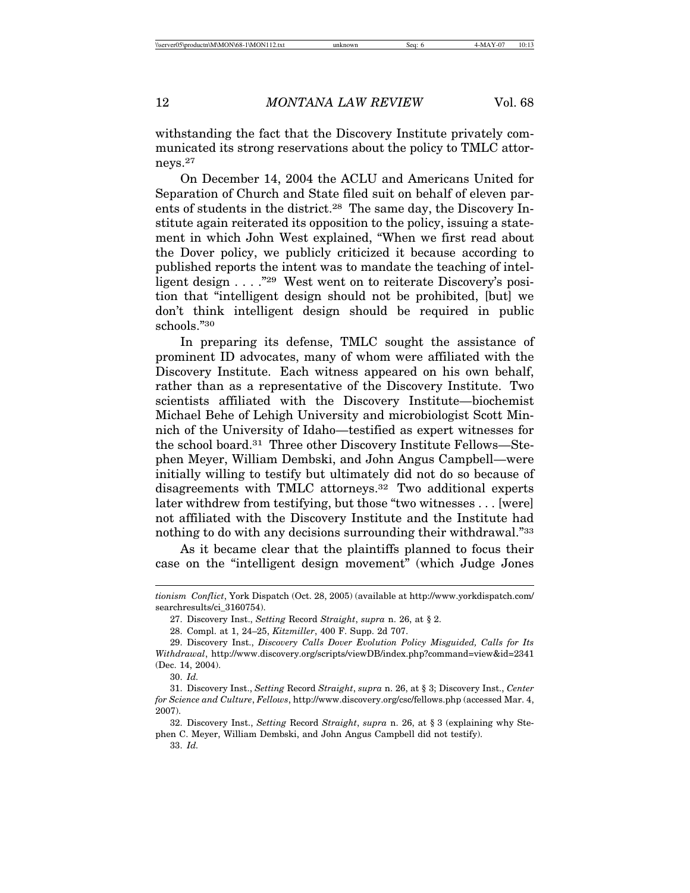withstanding the fact that the Discovery Institute privately communicated its strong reservations about the policy to TMLC attorneys.[27]

On December 14, 2004 the ACLU and Americans United for Separation of Church and State filed suit on behalf of eleven parents of students in the district.[28] The same day, the Discovery Institute again reiterated its opposition to the policy, issuing a statement in which John West explained, "When we first read about the Dover policy, we publicly criticized it because according to published reports the intent was to mandate the teaching of intelligent design . . . ."[29] West went on to reiterate Discovery's position that "intelligent design should not be prohibited, [but] we don't think intelligent design should be required in public schools."[30]

In preparing its defense, TMLC sought the assistance of prominent ID advocates, many of whom were affiliated with the Discovery Institute. Each witness appeared on his own behalf, rather than as a representative of the Discovery Institute. Two scientists affiliated with the Discovery Institute—biochemist Michael Behe of Lehigh University and microbiologist Scott Minnich of the University of Idaho—testified as expert witnesses for the school board.[31] Three other Discovery Institute Fellows—Stephen Meyer, William Dembski, and John Angus Campbell—were initially willing to testify but ultimately did not do so because of disagreements with TMLC attorneys.[32] Two additional experts later withdrew from testifying, but those "two witnesses . . . [were] not affiliated with the Discovery Institute and the Institute had nothing to do with any decisions surrounding their withdrawal."[33]

As it became clear that the plaintiffs planned to focus their case on the "intelligent design movement" (which Judge Jones

---

*tionism Conflict*, York Dispatch (Oct. 28, 2005) (available at http://www.yorkdispatch.com/searchresults/ci_3160754).

27. Discovery Inst., *Setting* Record *Straight*, *supra* n. 26, at § 2.

28. Compl. at 1, 24–25, *Kitzmiller*, 400 F. Supp. 2d 707.

29. Discovery Inst., *Discovery Calls Dover Evolution Policy Misguided, Calls for Its Withdrawal*, http://www.discovery.org/scripts/viewDB/index.php?command=view&id=2341 (Dec. 14, 2004).

30. *Id.*

31. Discovery Inst., *Setting* Record *Straight*, *supra* n. 26, at § 3; Discovery Inst., *Center for Science and Culture*, *Fellows*, http://www.discovery.org/csc/fellows.php (accessed Mar. 4, 2007).

32. Discovery Inst., *Setting* Record *Straight*, *supra* n. 26, at § 3 (explaining why Stephen C. Meyer, William Dembski, and John Angus Campbell did not testify).

33. *Id.*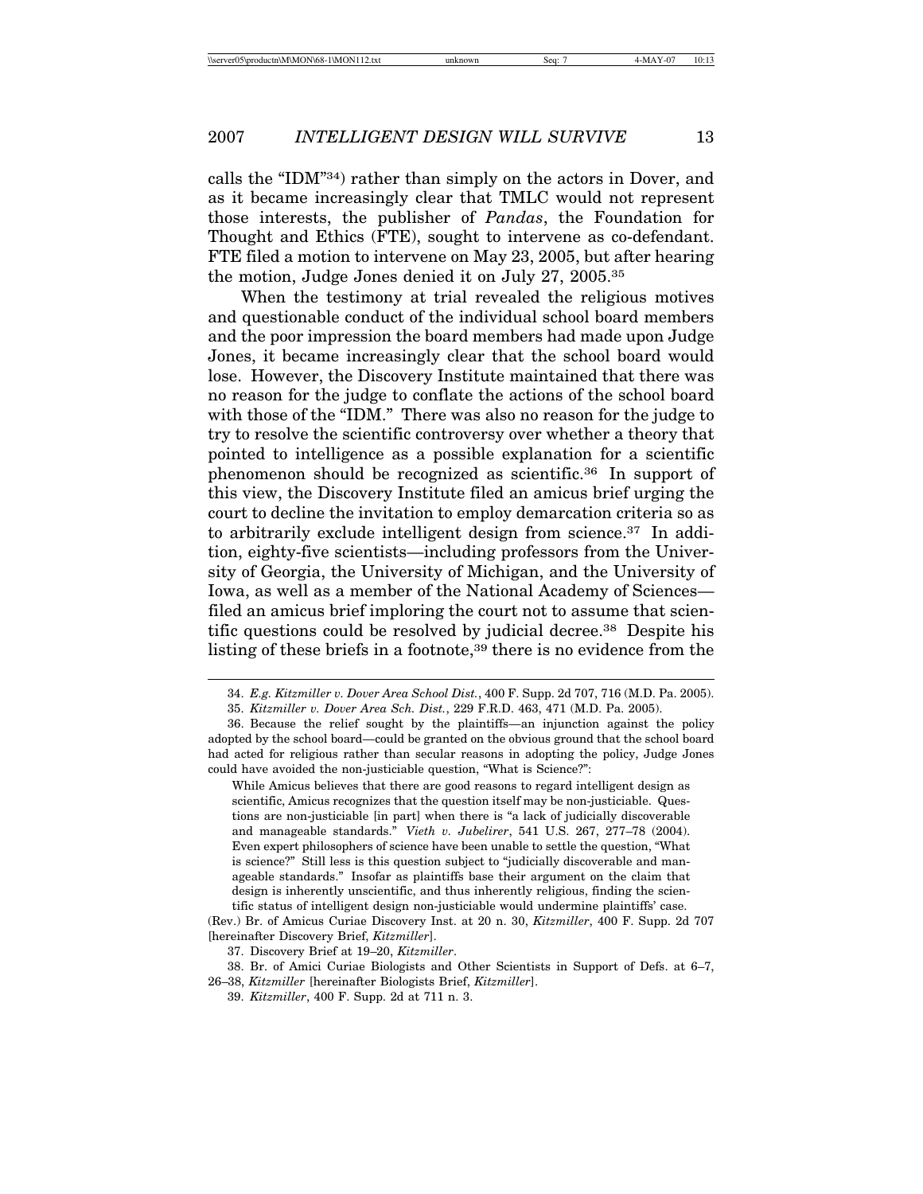calls the "IDM"[34]) rather than simply on the actors in Dover, and as it became increasingly clear that TMLC would not represent those interests, the publisher of *Pandas*, the Foundation for Thought and Ethics (FTE), sought to intervene as co-defendant. FTE filed a motion to intervene on May 23, 2005, but after hearing the motion, Judge Jones denied it on July 27, 2005.[35]

When the testimony at trial revealed the religious motives and questionable conduct of the individual school board members and the poor impression the board members had made upon Judge Jones, it became increasingly clear that the school board would lose. However, the Discovery Institute maintained that there was no reason for the judge to conflate the actions of the school board with those of the "IDM." There was also no reason for the judge to try to resolve the scientific controversy over whether a theory that pointed to intelligence as a possible explanation for a scientific phenomenon should be recognized as scientific.[36] In support of this view, the Discovery Institute filed an amicus brief urging the court to decline the invitation to employ demarcation criteria so as to arbitrarily exclude intelligent design from science.[37] In addition, eighty-five scientists—including professors from the University of Georgia, the University of Michigan, and the University of Iowa, as well as a member of the National Academy of Sciences—filed an amicus brief imploring the court not to assume that scientific questions could be resolved by judicial decree.[38] Despite his listing of these briefs in a footnote,[39] there is no evidence from the

---

34. *E.g. Kitzmiller v. Dover Area School Dist.*, 400 F. Supp. 2d 707, 716 (M.D. Pa. 2005).

35. *Kitzmiller v. Dover Area Sch. Dist.*, 229 F.R.D. 463, 471 (M.D. Pa. 2005).

36. Because the relief sought by the plaintiffs—an injunction against the policy adopted by the school board—could be granted on the obvious ground that the school board had acted for religious rather than secular reasons in adopting the policy, Judge Jones could have avoided the non-justiciable question, "What is Science?":

> While Amicus believes that there are good reasons to regard intelligent design as scientific, Amicus recognizes that the question itself may be non-justiciable. Questions are non-justiciable [in part] when there is "a lack of judicially discoverable and manageable standards." *Vieth v. Jubelirer*, 541 U.S. 267, 277–78 (2004). Even expert philosophers of science have been unable to settle the question, "What is science?" Still less is this question subject to "judicially discoverable and manageable standards." Insofar as plaintiffs base their argument on the claim that design is inherently unscientific, and thus inherently religious, finding the scientific status of intelligent design non-justiciable would undermine plaintiffs' case.

(Rev.) Br. of Amicus Curiae Discovery Inst. at 20 n. 30, *Kitzmiller*, 400 F. Supp. 2d 707 [hereinafter Discovery Brief, *Kitzmiller*].

37. Discovery Brief at 19–20, *Kitzmiller*.

38. Br. of Amici Curiae Biologists and Other Scientists in Support of Defs. at 6–7, 26–38, *Kitzmiller* [hereinafter Biologists Brief, *Kitzmiller*].

39. *Kitzmiller*, 400 F. Supp. 2d at 711 n. 3.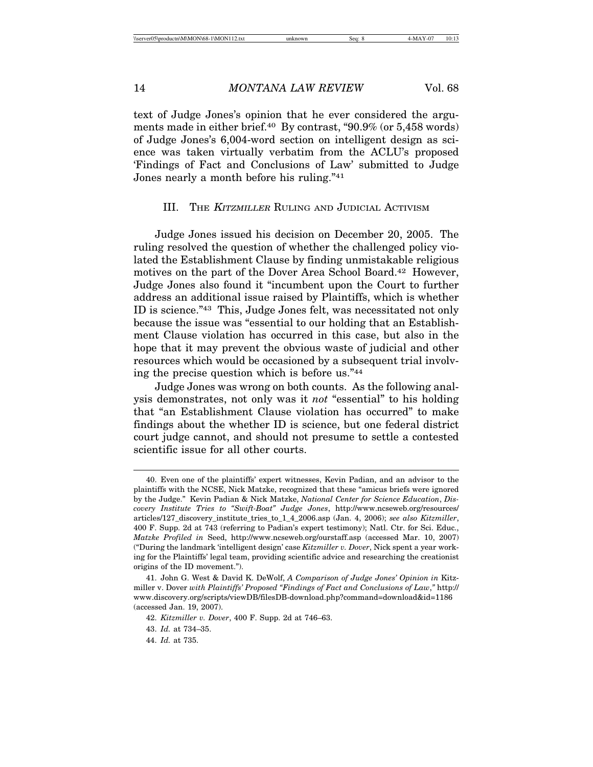text of Judge Jones's opinion that he ever considered the arguments made in either brief.[40] By contrast, "90.9% (or 5,458 words) of Judge Jones's 6,004-word section on intelligent design as science was taken virtually verbatim from the ACLU's proposed 'Findings of Fact and Conclusions of Law' submitted to Judge Jones nearly a month before his ruling."[41]

## III. The *Kitzmiller* Ruling and Judicial Activism

Judge Jones issued his decision on December 20, 2005. The ruling resolved the question of whether the challenged policy violated the Establishment Clause by finding unmistakable religious motives on the part of the Dover Area School Board.[42] However, Judge Jones also found it "incumbent upon the Court to further address an additional issue raised by Plaintiffs, which is whether ID is science."[43] This, Judge Jones felt, was necessitated not only because the issue was "essential to our holding that an Establishment Clause violation has occurred in this case, but also in the hope that it may prevent the obvious waste of judicial and other resources which would be occasioned by a subsequent trial involving the precise question which is before us."[44]

Judge Jones was wrong on both counts. As the following analysis demonstrates, not only was it *not* "essential" to his holding that "an Establishment Clause violation has occurred" to make findings about the whether ID is science, but one federal district court judge cannot, and should not presume to settle a contested scientific issue for all other courts.

---

40. Even one of the plaintiffs' expert witnesses, Kevin Padian, and an advisor to the plaintiffs with the NCSE, Nick Matzke, recognized that these "amicus briefs were ignored by the Judge." Kevin Padian & Nick Matzke, *National Center for Science Education*, *Discovery Institute Tries to "Swift-Boat" Judge Jones*, http://www.ncseweb.org/resources/articles/127_discovery_institute_tries_to_1_4_2006.asp (Jan. 4, 2006); *see also Kitzmiller*, 400 F. Supp. 2d at 743 (referring to Padian's expert testimony); Natl. Ctr. for Sci. Educ., *Matzke Profiled in* Seed, http://www.ncseweb.org/ourstaff.asp (accessed Mar. 10, 2007) ("During the landmark 'intelligent design' case *Kitzmiller v. Dover*, Nick spent a year working for the Plaintiffs' legal team, providing scientific advice and researching the creationist origins of the ID movement.").

41. John G. West & David K. DeWolf, *A Comparison of Judge Jones' Opinion in* Kitzmiller v. Dover *with Plaintiffs' Proposed "Findings of Fact and Conclusions of Law*,*"* http://www.discovery.org/scripts/viewDB/filesDB-download.php?command=download&id=1186 (accessed Jan. 19, 2007).

42. *Kitzmiller v. Dover*, 400 F. Supp. 2d at 746–63.

43. *Id.* at 734–35.

44. *Id.* at 735.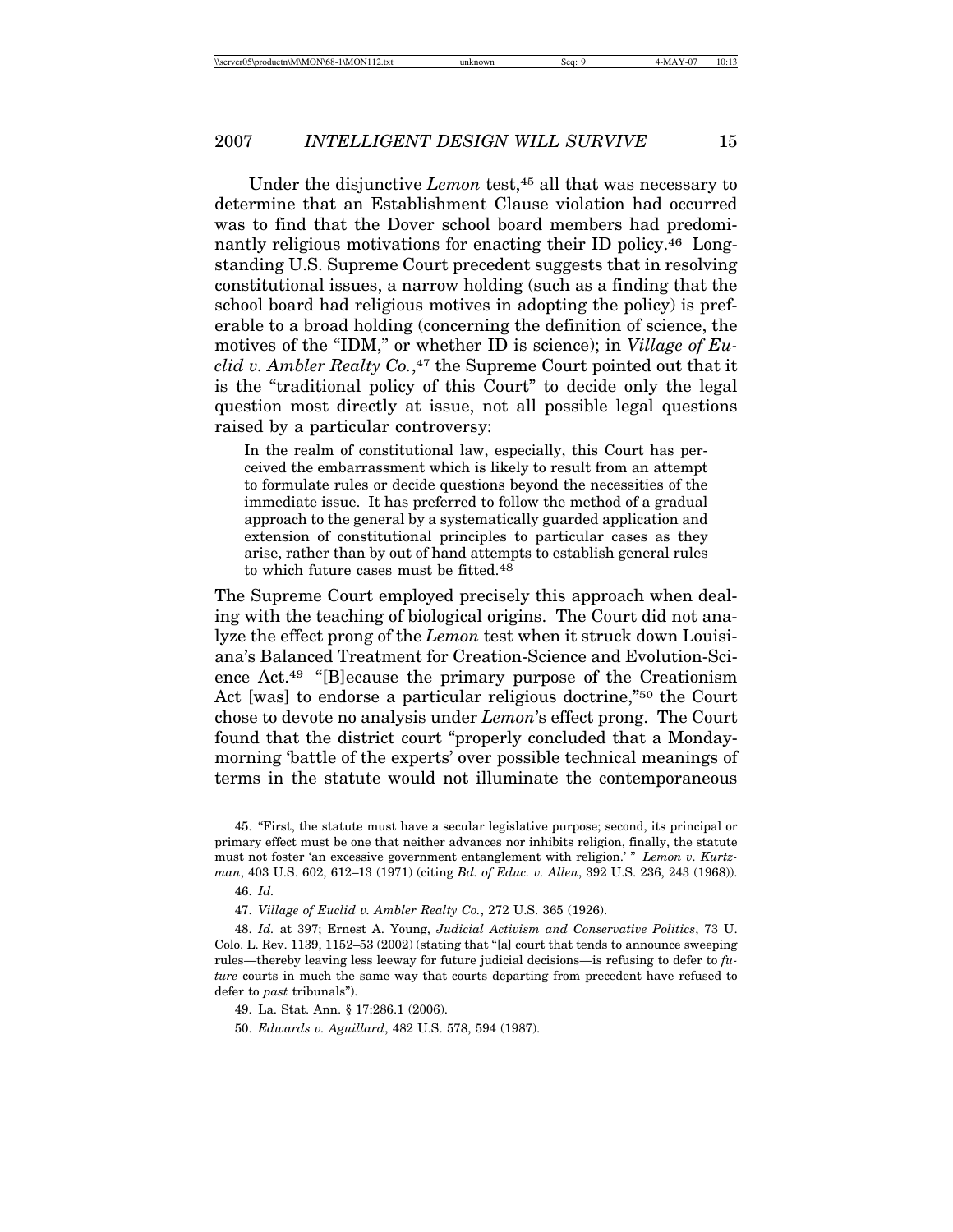Under the disjunctive *Lemon* test,[45] all that was necessary to determine that an Establishment Clause violation had occurred was to find that the Dover school board members had predominantly religious motivations for enacting their ID policy.[46] Longstanding U.S. Supreme Court precedent suggests that in resolving constitutional issues, a narrow holding (such as a finding that the school board had religious motives in adopting the policy) is preferable to a broad holding (concerning the definition of science, the motives of the "IDM," or whether ID is science); in *Village of Euclid v. Ambler Realty Co.*,[47] the Supreme Court pointed out that it is the "traditional policy of this Court" to decide only the legal question most directly at issue, not all possible legal questions raised by a particular controversy:

> In the realm of constitutional law, especially, this Court has perceived the embarrassment which is likely to result from an attempt to formulate rules or decide questions beyond the necessities of the immediate issue. It has preferred to follow the method of a gradual approach to the general by a systematically guarded application and extension of constitutional principles to particular cases as they arise, rather than by out of hand attempts to establish general rules to which future cases must be fitted.[48]

The Supreme Court employed precisely this approach when dealing with the teaching of biological origins. The Court did not analyze the effect prong of the *Lemon* test when it struck down Louisiana's Balanced Treatment for Creation-Science and Evolution-Science Act.[49] "[B]ecause the primary purpose of the Creationism Act [was] to endorse a particular religious doctrine,"[50] the Court chose to devote no analysis under *Lemon*'s effect prong. The Court found that the district court "properly concluded that a Monday-morning 'battle of the experts' over possible technical meanings of terms in the statute would not illuminate the contemporaneous

---

45. "First, the statute must have a secular legislative purpose; second, its principal or primary effect must be one that neither advances nor inhibits religion, finally, the statute must not foster 'an excessive government entanglement with religion.' " *Lemon v. Kurtzman*, 403 U.S. 602, 612–13 (1971) (citing *Bd. of Educ. v. Allen*, 392 U.S. 236, 243 (1968)).

46. *Id.*

47. *Village of Euclid v. Ambler Realty Co.*, 272 U.S. 365 (1926).

48. *Id.* at 397; Ernest A. Young, *Judicial Activism and Conservative Politics*, 73 U. Colo. L. Rev. 1139, 1152–53 (2002) (stating that "[a] court that tends to announce sweeping rules—thereby leaving less leeway for future judicial decisions—is refusing to defer to *future* courts in much the same way that courts departing from precedent have refused to defer to *past* tribunals").

49. La. Stat. Ann. § 17:286.1 (2006).

50. *Edwards v. Aguillard*, 482 U.S. 578, 594 (1987).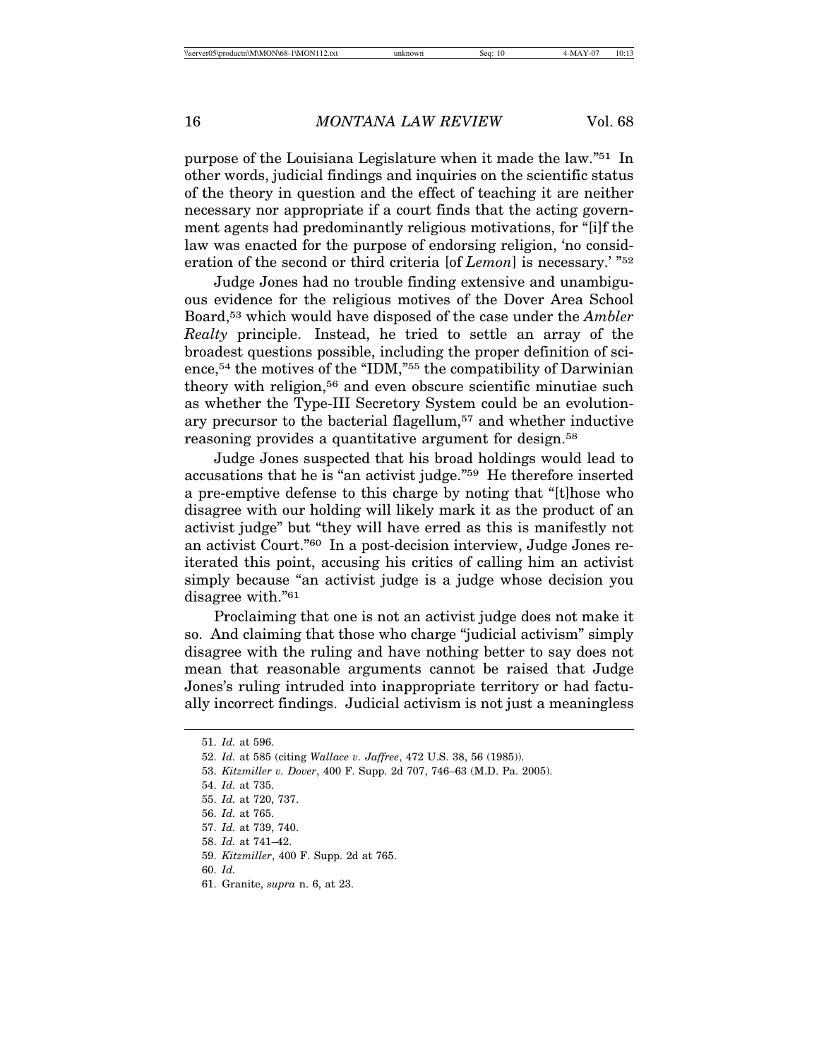purpose of the Louisiana Legislature when it made the law."[51] In other words, judicial findings and inquiries on the scientific status of the theory in question and the effect of teaching it are neither necessary nor appropriate if a court finds that the acting government agents had predominantly religious motivations, for "[i]f the law was enacted for the purpose of endorsing religion, 'no consideration of the second or third criteria [of *Lemon*] is necessary.' "[52]

Judge Jones had no trouble finding extensive and unambiguous evidence for the religious motives of the Dover Area School Board,[53] which would have disposed of the case under the *Ambler Realty* principle. Instead, he tried to settle an array of the broadest questions possible, including the proper definition of science,[54] the motives of the "IDM,"[55] the compatibility of Darwinian theory with religion,[56] and even obscure scientific minutiae such as whether the Type-III Secretory System could be an evolutionary precursor to the bacterial flagellum,[57] and whether inductive reasoning provides a quantitative argument for design.[58]

Judge Jones suspected that his broad holdings would lead to accusations that he is "an activist judge."[59] He therefore inserted a pre-emptive defense to this charge by noting that "[t]hose who disagree with our holding will likely mark it as the product of an activist judge" but "they will have erred as this is manifestly not an activist Court."[60] In a post-decision interview, Judge Jones reiterated this point, accusing his critics of calling him an activist simply because "an activist judge is a judge whose decision you disagree with."[61]

Proclaiming that one is not an activist judge does not make it so. And claiming that those who charge "judicial activism" simply disagree with the ruling and have nothing better to say does not mean that reasonable arguments cannot be raised that Judge Jones's ruling intruded into inappropriate territory or had factually incorrect findings. Judicial activism is not just a meaningless

---

51. *Id.* at 596.
52. *Id.* at 585 (citing *Wallace v. Jaffree*, 472 U.S. 38, 56 (1985)).
53. *Kitzmiller v. Dover*, 400 F. Supp. 2d 707, 746–63 (M.D. Pa. 2005).
54. *Id.* at 735.
55. *Id.* at 720, 737.
56. *Id.* at 765.
57. *Id.* at 739, 740.
58. *Id.* at 741–42.
59. *Kitzmiller*, 400 F. Supp. 2d at 765.
60. *Id.*
61. Granite, *supra* n. 6, at 23.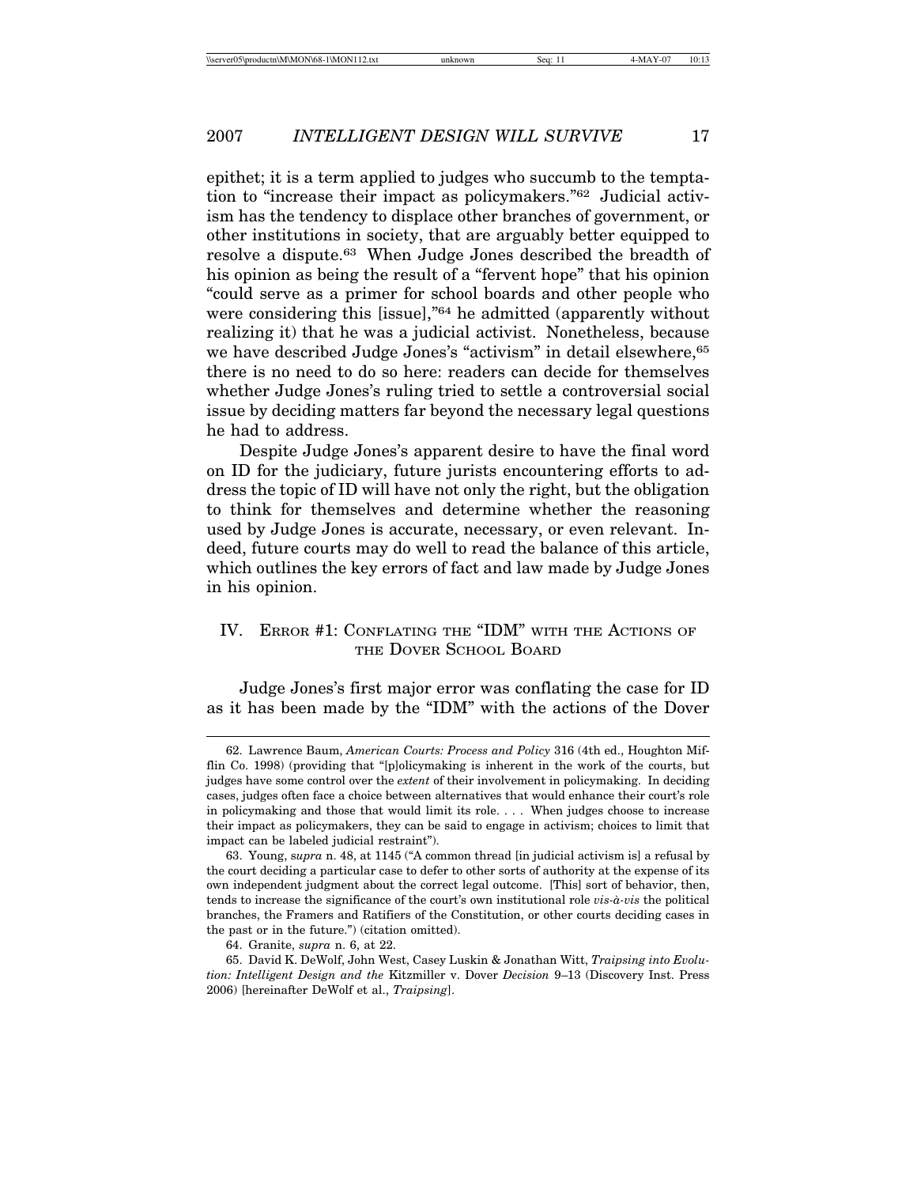epithet; it is a term applied to judges who succumb to the temptation to "increase their impact as policymakers."[62] Judicial activism has the tendency to displace other branches of government, or other institutions in society, that are arguably better equipped to resolve a dispute.[63] When Judge Jones described the breadth of his opinion as being the result of a "fervent hope" that his opinion "could serve as a primer for school boards and other people who were considering this [issue],"[64] he admitted (apparently without realizing it) that he was a judicial activist. Nonetheless, because we have described Judge Jones's "activism" in detail elsewhere,[65] there is no need to do so here: readers can decide for themselves whether Judge Jones's ruling tried to settle a controversial social issue by deciding matters far beyond the necessary legal questions he had to address.

Despite Judge Jones's apparent desire to have the final word on ID for the judiciary, future jurists encountering efforts to address the topic of ID will have not only the right, but the obligation to think for themselves and determine whether the reasoning used by Judge Jones is accurate, necessary, or even relevant. Indeed, future courts may do well to read the balance of this article, which outlines the key errors of fact and law made by Judge Jones in his opinion.

## IV. Error #1: Conflating the "IDM" with the Actions of the Dover School Board

Judge Jones's first major error was conflating the case for ID as it has been made by the "IDM" with the actions of the Dover

---

62. Lawrence Baum, *American Courts: Process and Policy* 316 (4th ed., Houghton Mifflin Co. 1998) (providing that "[p]olicymaking is inherent in the work of the courts, but judges have some control over the *extent* of their involvement in policymaking. In deciding cases, judges often face a choice between alternatives that would enhance their court's role in policymaking and those that would limit its role. . . . When judges choose to increase their impact as policymakers, they can be said to engage in activism; choices to limit that impact can be labeled judicial restraint").

63. Young, *supra* n. 48, at 1145 ("A common thread [in judicial activism is] a refusal by the court deciding a particular case to defer to other sorts of authority at the expense of its own independent judgment about the correct legal outcome. [This] sort of behavior, then, tends to increase the significance of the court's own institutional role *vis-à-vis* the political branches, the Framers and Ratifiers of the Constitution, or other courts deciding cases in the past or in the future.") (citation omitted).

64. Granite, *supra* n. 6, at 22.

65. David K. DeWolf, John West, Casey Luskin & Jonathan Witt, *Traipsing into Evolution: Intelligent Design and the* Kitzmiller v. Dover *Decision* 9–13 (Discovery Inst. Press 2006) [hereinafter DeWolf et al., *Traipsing*].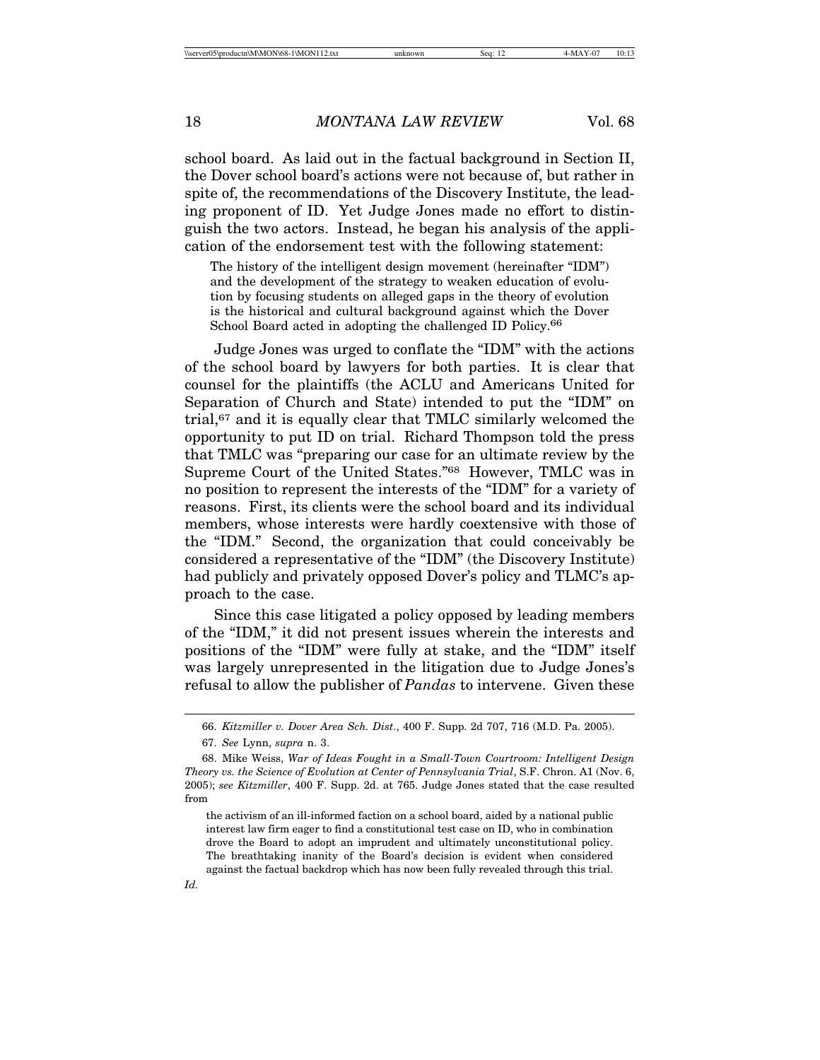school board. As laid out in the factual background in Section II, the Dover school board's actions were not because of, but rather in spite of, the recommendations of the Discovery Institute, the leading proponent of ID. Yet Judge Jones made no effort to distinguish the two actors. Instead, he began his analysis of the application of the endorsement test with the following statement:

> The history of the intelligent design movement (hereinafter "IDM") and the development of the strategy to weaken education of evolution by focusing students on alleged gaps in the theory of evolution is the historical and cultural background against which the Dover School Board acted in adopting the challenged ID Policy.[66]

Judge Jones was urged to conflate the "IDM" with the actions of the school board by lawyers for both parties. It is clear that counsel for the plaintiffs (the ACLU and Americans United for Separation of Church and State) intended to put the "IDM" on trial,[67] and it is equally clear that TMLC similarly welcomed the opportunity to put ID on trial. Richard Thompson told the press that TMLC was "preparing our case for an ultimate review by the Supreme Court of the United States."[68] However, TMLC was in no position to represent the interests of the "IDM" for a variety of reasons. First, its clients were the school board and its individual members, whose interests were hardly coextensive with those of the "IDM." Second, the organization that could conceivably be considered a representative of the "IDM" (the Discovery Institute) had publicly and privately opposed Dover's policy and TLMC's approach to the case.

Since this case litigated a policy opposed by leading members of the "IDM," it did not present issues wherein the interests and positions of the "IDM" were fully at stake, and the "IDM" itself was largely unrepresented in the litigation due to Judge Jones's refusal to allow the publisher of *Pandas* to intervene. Given these

---

66. *Kitzmiller v. Dover Area Sch. Dist*., 400 F. Supp. 2d 707, 716 (M.D. Pa. 2005).

67. *See* Lynn, *supra* n. 3.

68. Mike Weiss, *War of Ideas Fought in a Small-Town Courtroom: Intelligent Design Theory vs. the Science of Evolution at Center of Pennsylvania Trial*, S.F. Chron. A1 (Nov. 6, 2005); *see Kitzmiller*, 400 F. Supp. 2d. at 765. Judge Jones stated that the case resulted from

> the activism of an ill-informed faction on a school board, aided by a national public interest law firm eager to find a constitutional test case on ID, who in combination drove the Board to adopt an imprudent and ultimately unconstitutional policy. The breathtaking inanity of the Board's decision is evident when considered against the factual backdrop which has now been fully revealed through this trial.

*Id.*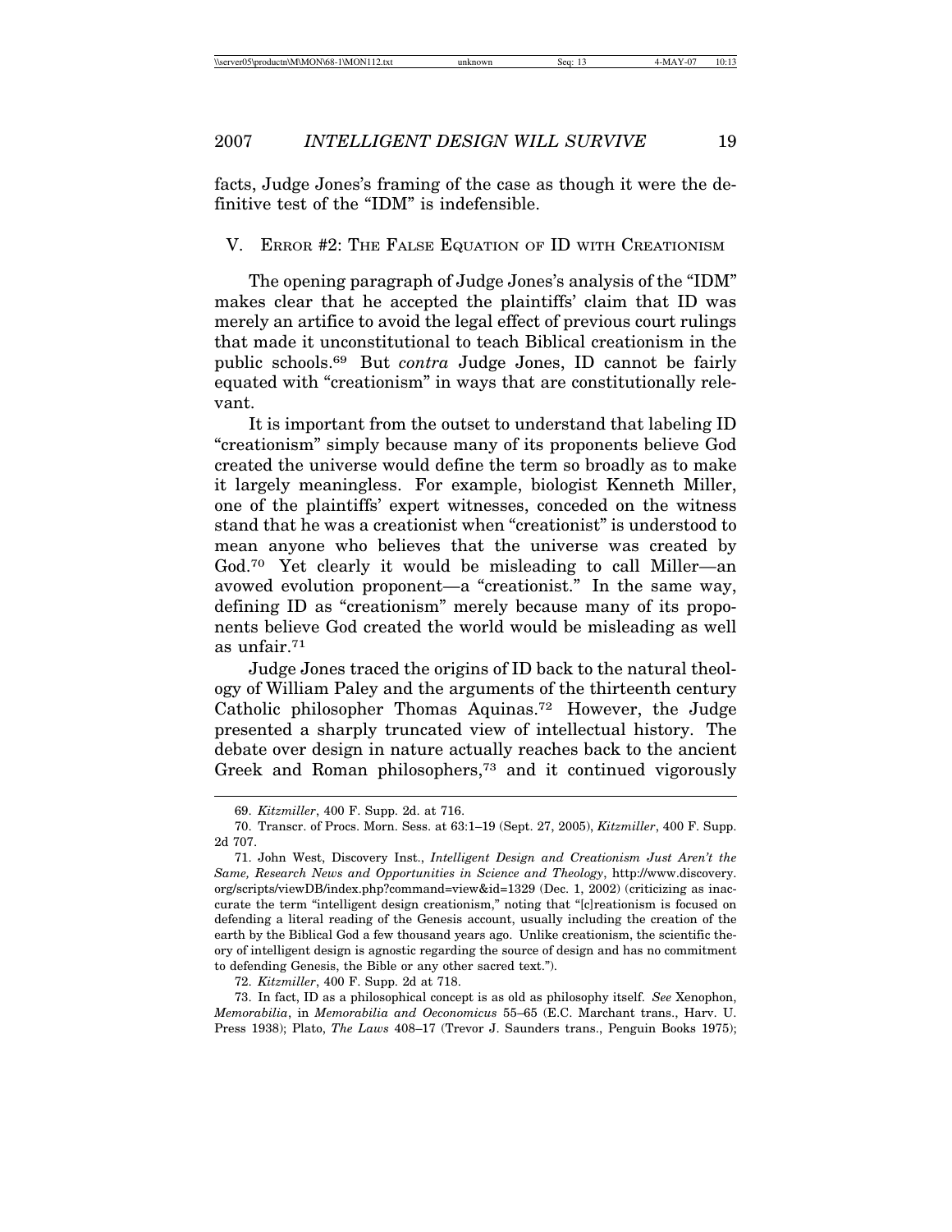facts, Judge Jones's framing of the case as though it were the definitive test of the "IDM" is indefensible.

## V. Error #2: The False Equation of ID with Creationism

The opening paragraph of Judge Jones's analysis of the "IDM" makes clear that he accepted the plaintiffs' claim that ID was merely an artifice to avoid the legal effect of previous court rulings that made it unconstitutional to teach Biblical creationism in the public schools.[69] But *contra* Judge Jones, ID cannot be fairly equated with "creationism" in ways that are constitutionally relevant.

It is important from the outset to understand that labeling ID "creationism" simply because many of its proponents believe God created the universe would define the term so broadly as to make it largely meaningless. For example, biologist Kenneth Miller, one of the plaintiffs' expert witnesses, conceded on the witness stand that he was a creationist when "creationist" is understood to mean anyone who believes that the universe was created by God.[70] Yet clearly it would be misleading to call Miller—an avowed evolution proponent—a "creationist." In the same way, defining ID as "creationism" merely because many of its proponents believe God created the world would be misleading as well as unfair.[71]

Judge Jones traced the origins of ID back to the natural theology of William Paley and the arguments of the thirteenth century Catholic philosopher Thomas Aquinas.[72] However, the Judge presented a sharply truncated view of intellectual history. The debate over design in nature actually reaches back to the ancient Greek and Roman philosophers,[73] and it continued vigorously

---

69. *Kitzmiller*, 400 F. Supp. 2d. at 716.

70. Transcr. of Procs. Morn. Sess. at 63:1–19 (Sept. 27, 2005), *Kitzmiller*, 400 F. Supp. 2d 707.

71. John West, Discovery Inst., *Intelligent Design and Creationism Just Aren't the Same, Research News and Opportunities in Science and Theology*, http://www.discovery.org/scripts/viewDB/index.php?command=view&id=1329 (Dec. 1, 2002) (criticizing as inaccurate the term "intelligent design creationism," noting that "[c]reationism is focused on defending a literal reading of the Genesis account, usually including the creation of the earth by the Biblical God a few thousand years ago. Unlike creationism, the scientific theory of intelligent design is agnostic regarding the source of design and has no commitment to defending Genesis, the Bible or any other sacred text.").

72. *Kitzmiller*, 400 F. Supp. 2d at 718.

73. In fact, ID as a philosophical concept is as old as philosophy itself. *See* Xenophon, *Memorabilia*, in *Memorabilia and Oeconomicus* 55–65 (E.C. Marchant trans., Harv. U. Press 1938); Plato, *The Laws* 408–17 (Trevor J. Saunders trans., Penguin Books 1975);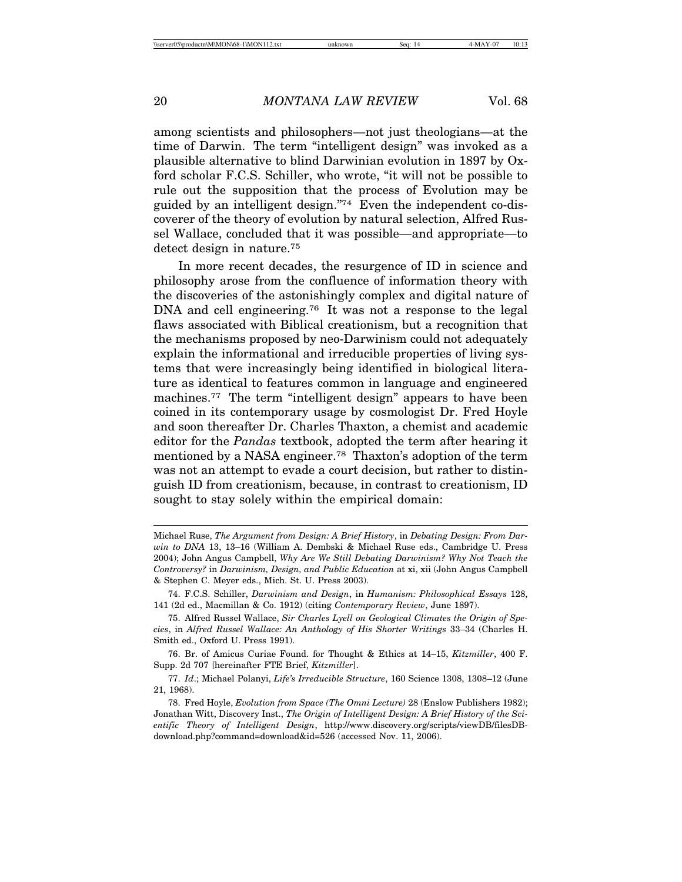among scientists and philosophers—not just theologians—at the time of Darwin. The term "intelligent design" was invoked as a plausible alternative to blind Darwinian evolution in 1897 by Oxford scholar F.C.S. Schiller, who wrote, "it will not be possible to rule out the supposition that the process of Evolution may be guided by an intelligent design."[74] Even the independent co-discoverer of the theory of evolution by natural selection, Alfred Russel Wallace, concluded that it was possible—and appropriate—to detect design in nature.[75]

In more recent decades, the resurgence of ID in science and philosophy arose from the confluence of information theory with the discoveries of the astonishingly complex and digital nature of DNA and cell engineering.[76] It was not a response to the legal flaws associated with Biblical creationism, but a recognition that the mechanisms proposed by neo-Darwinism could not adequately explain the informational and irreducible properties of living systems that were increasingly being identified in biological literature as identical to features common in language and engineered machines.[77] The term "intelligent design" appears to have been coined in its contemporary usage by cosmologist Dr. Fred Hoyle and soon thereafter Dr. Charles Thaxton, a chemist and academic editor for the *Pandas* textbook, adopted the term after hearing it mentioned by a NASA engineer.[78] Thaxton's adoption of the term was not an attempt to evade a court decision, but rather to distinguish ID from creationism, because, in contrast to creationism, ID sought to stay solely within the empirical domain:

---

Michael Ruse, *The Argument from Design: A Brief History*, in *Debating Design: From Darwin to DNA* 13, 13–16 (William A. Dembski & Michael Ruse eds., Cambridge U. Press 2004); John Angus Campbell, *Why Are We Still Debating Darwinism? Why Not Teach the Controversy?* in *Darwinism, Design, and Public Education* at xi, xii (John Angus Campbell & Stephen C. Meyer eds., Mich. St. U. Press 2003).

74. F.C.S. Schiller, *Darwinism and Design*, in *Humanism: Philosophical Essays* 128, 141 (2d ed., Macmillan & Co. 1912) (citing *Contemporary Review*, June 1897).

75. Alfred Russel Wallace, *Sir Charles Lyell on Geological Climates the Origin of Species*, in *Alfred Russel Wallace: An Anthology of His Shorter Writings* 33–34 (Charles H. Smith ed., Oxford U. Press 1991).

76. Br. of Amicus Curiae Found. for Thought & Ethics at 14–15, *Kitzmiller*, 400 F. Supp. 2d 707 [hereinafter FTE Brief, *Kitzmiller*].

77. *Id*.; Michael Polanyi, *Life's Irreducible Structure*, 160 Science 1308, 1308–12 (June 21, 1968).

78. Fred Hoyle, *Evolution from Space (The Omni Lecture)* 28 (Enslow Publishers 1982); Jonathan Witt, Discovery Inst., *The Origin of Intelligent Design: A Brief History of the Scientific Theory of Intelligent Design*, http://www.discovery.org/scripts/viewDB/filesDB-download.php?command=download&id=526 (accessed Nov. 11, 2006).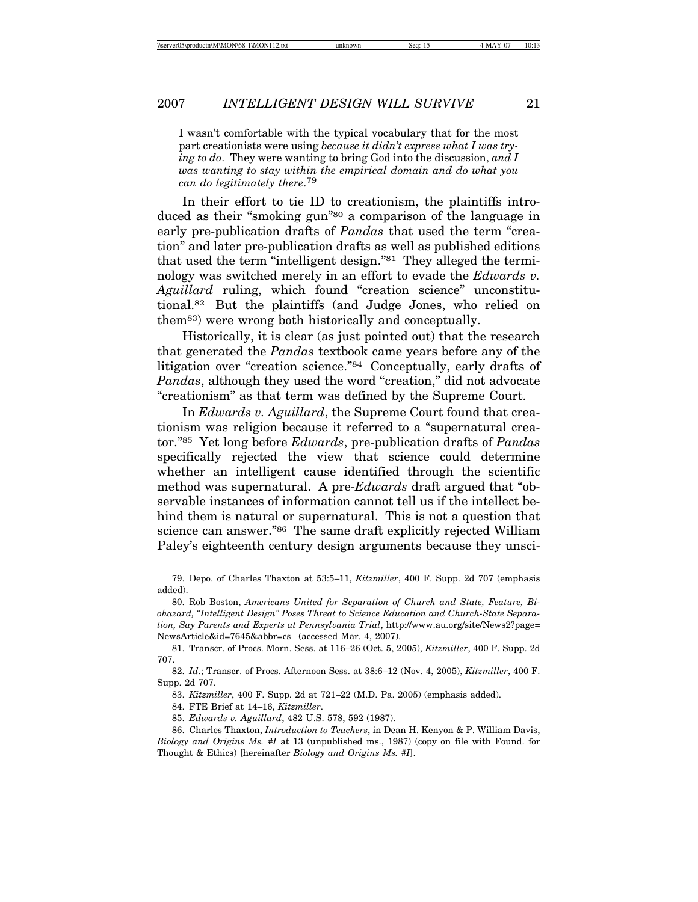I wasn't comfortable with the typical vocabulary that for the most part creationists were using *because it didn't express what I was trying to do*. They were wanting to bring God into the discussion, *and I was wanting to stay within the empirical domain and do what you can do legitimately there*.[79]

In their effort to tie ID to creationism, the plaintiffs introduced as their "smoking gun"[80] a comparison of the language in early pre-publication drafts of *Pandas* that used the term "creation" and later pre-publication drafts as well as published editions that used the term "intelligent design."[81] They alleged the terminology was switched merely in an effort to evade the *Edwards v. Aguillard* ruling, which found "creation science" unconstitutional.[82] But the plaintiffs (and Judge Jones, who relied on them[83]) were wrong both historically and conceptually.

Historically, it is clear (as just pointed out) that the research that generated the *Pandas* textbook came years before any of the litigation over "creation science."[84] Conceptually, early drafts of *Pandas*, although they used the word "creation," did not advocate "creationism" as that term was defined by the Supreme Court.

In *Edwards v. Aguillard*, the Supreme Court found that creationism was religion because it referred to a "supernatural creator."[85] Yet long before *Edwards*, pre-publication drafts of *Pandas* specifically rejected the view that science could determine whether an intelligent cause identified through the scientific method was supernatural. A pre-*Edwards* draft argued that "observable instances of information cannot tell us if the intellect behind them is natural or supernatural. This is not a question that science can answer."[86] The same draft explicitly rejected William Paley's eighteenth century design arguments because they unsci-

---

79. Depo. of Charles Thaxton at 53:5–11, *Kitzmiller*, 400 F. Supp. 2d 707 (emphasis added).

80. Rob Boston, *Americans United for Separation of Church and State, Feature, Biohazard, "Intelligent Design" Poses Threat to Science Education and Church-State Separation, Say Parents and Experts at Pennsylvania Trial*, http://www.au.org/site/News2?page=NewsArticle&id=7645&abbr=cs_ (accessed Mar. 4, 2007).

81. Transcr. of Procs. Morn. Sess. at 116–26 (Oct. 5, 2005), *Kitzmiller*, 400 F. Supp. 2d 707.

82. *Id*.; Transcr. of Procs. Afternoon Sess. at 38:6–12 (Nov. 4, 2005), *Kitzmiller*, 400 F. Supp. 2d 707.

83. *Kitzmiller*, 400 F. Supp. 2d at 721–22 (M.D. Pa. 2005) (emphasis added).

84. FTE Brief at 14–16, *Kitzmiller*.

85. *Edwards v. Aguillard*, 482 U.S. 578, 592 (1987).

86. Charles Thaxton, *Introduction to Teachers*, in Dean H. Kenyon & P. William Davis, *Biology and Origins Ms. #I* at 13 (unpublished ms., 1987) (copy on file with Found. for Thought & Ethics) [hereinafter *Biology and Origins Ms. #I*].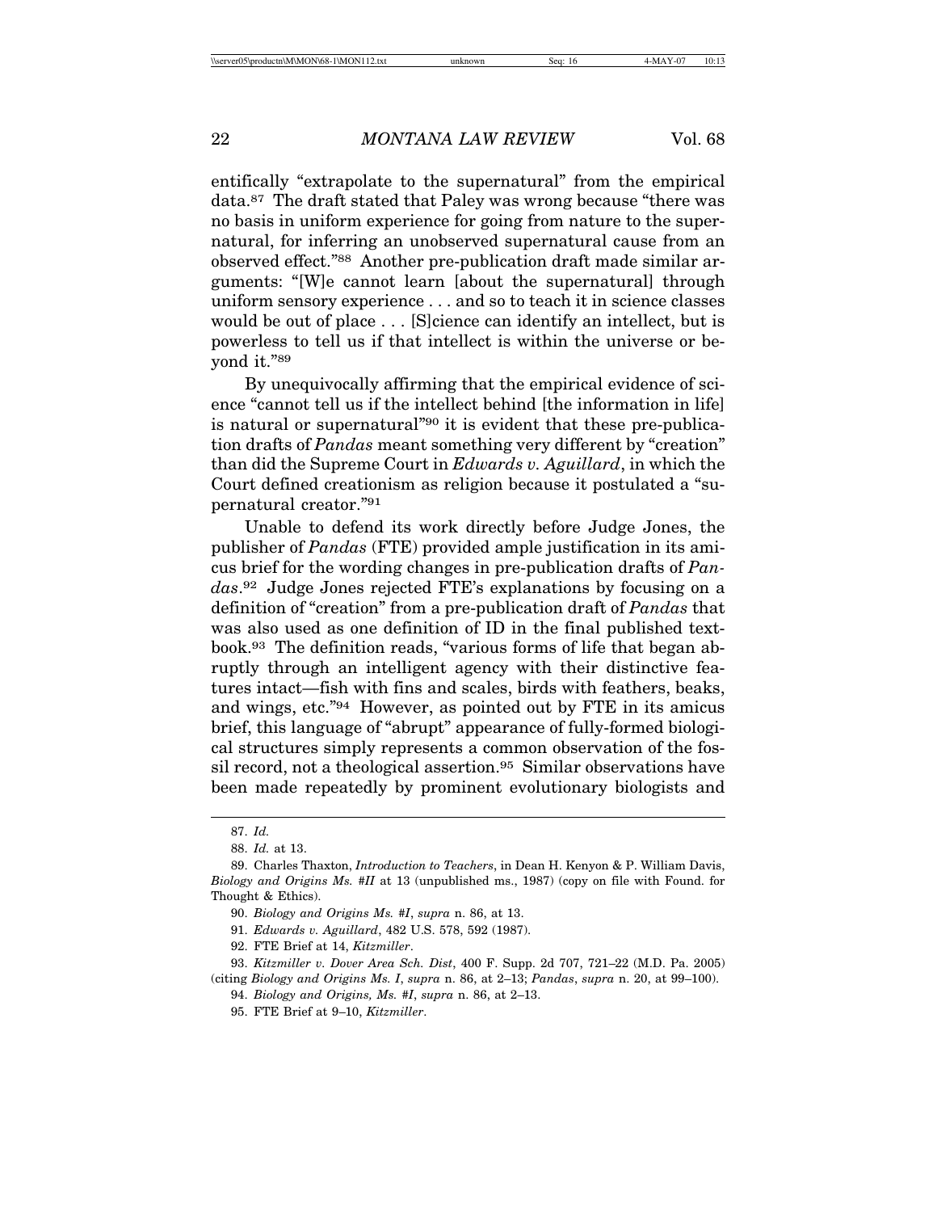entifically "extrapolate to the supernatural" from the empirical data.[87] The draft stated that Paley was wrong because "there was no basis in uniform experience for going from nature to the supernatural, for inferring an unobserved supernatural cause from an observed effect."[88] Another pre-publication draft made similar arguments: "[W]e cannot learn [about the supernatural] through uniform sensory experience . . . and so to teach it in science classes would be out of place . . . [S]cience can identify an intellect, but is powerless to tell us if that intellect is within the universe or beyond it."[89]

By unequivocally affirming that the empirical evidence of science "cannot tell us if the intellect behind [the information in life] is natural or supernatural"[90] it is evident that these pre-publication drafts of *Pandas* meant something very different by "creation" than did the Supreme Court in *Edwards v. Aguillard*, in which the Court defined creationism as religion because it postulated a "supernatural creator."[91]

Unable to defend its work directly before Judge Jones, the publisher of *Pandas* (FTE) provided ample justification in its amicus brief for the wording changes in pre-publication drafts of *Pandas*.[92] Judge Jones rejected FTE's explanations by focusing on a definition of "creation" from a pre-publication draft of *Pandas* that was also used as one definition of ID in the final published textbook.[93] The definition reads, "various forms of life that began abruptly through an intelligent agency with their distinctive features intact—fish with fins and scales, birds with feathers, beaks, and wings, etc."[94] However, as pointed out by FTE in its amicus brief, this language of "abrupt" appearance of fully-formed biological structures simply represents a common observation of the fossil record, not a theological assertion.[95] Similar observations have been made repeatedly by prominent evolutionary biologists and

---

87. *Id.*

88. *Id.* at 13.

89. Charles Thaxton, *Introduction to Teachers*, in Dean H. Kenyon & P. William Davis, *Biology and Origins Ms. #II* at 13 (unpublished ms., 1987) (copy on file with Found. for Thought & Ethics).

90. *Biology and Origins Ms. #I*, *supra* n. 86, at 13.

91. *Edwards v. Aguillard*, 482 U.S. 578, 592 (1987).

92. FTE Brief at 14, *Kitzmiller*.

93. *Kitzmiller v. Dover Area Sch. Dist*, 400 F. Supp. 2d 707, 721–22 (M.D. Pa. 2005) (citing *Biology and Origins Ms. I*, *supra* n. 86, at 2–13; *Pandas*, *supra* n. 20, at 99–100).

94. *Biology and Origins, Ms. #I*, *supra* n. 86, at 2–13.

95. FTE Brief at 9–10, *Kitzmiller*.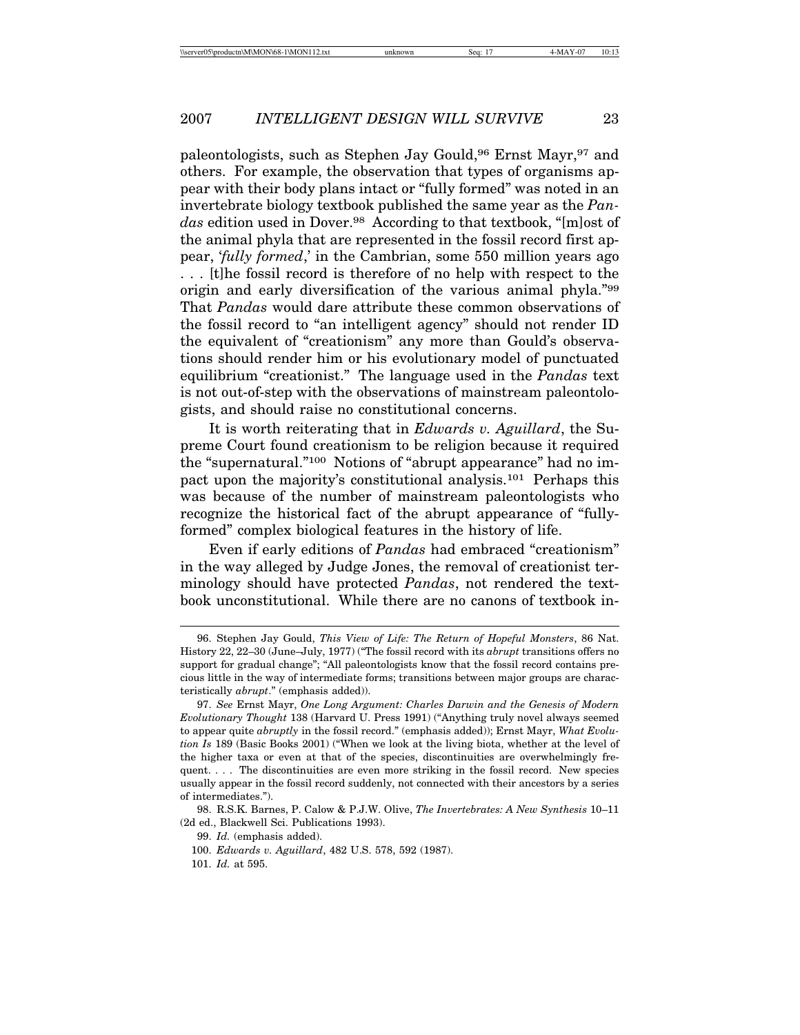paleontologists, such as Stephen Jay Gould,[96] Ernst Mayr,[97] and others. For example, the observation that types of organisms appear with their body plans intact or "fully formed" was noted in an invertebrate biology textbook published the same year as the *Pandas* edition used in Dover.[98] According to that textbook, "[m]ost of the animal phyla that are represented in the fossil record first appear, '*fully formed*,' in the Cambrian, some 550 million years ago . . . [t]he fossil record is therefore of no help with respect to the origin and early diversification of the various animal phyla."[99] That *Pandas* would dare attribute these common observations of the fossil record to "an intelligent agency" should not render ID the equivalent of "creationism" any more than Gould's observations should render him or his evolutionary model of punctuated equilibrium "creationist." The language used in the *Pandas* text is not out-of-step with the observations of mainstream paleontologists, and should raise no constitutional concerns.

It is worth reiterating that in *Edwards v. Aguillard*, the Supreme Court found creationism to be religion because it required the "supernatural."[100] Notions of "abrupt appearance" had no impact upon the majority's constitutional analysis.[101] Perhaps this was because of the number of mainstream paleontologists who recognize the historical fact of the abrupt appearance of "fully-formed" complex biological features in the history of life.

Even if early editions of *Pandas* had embraced "creationism" in the way alleged by Judge Jones, the removal of creationist terminology should have protected *Pandas*, not rendered the textbook unconstitutional. While there are no canons of textbook in-

---

96. Stephen Jay Gould, *This View of Life: The Return of Hopeful Monsters*, 86 Nat. History 22, 22–30 (June–July, 1977) ("The fossil record with its *abrupt* transitions offers no support for gradual change"; "All paleontologists know that the fossil record contains precious little in the way of intermediate forms; transitions between major groups are characteristically *abrupt*." (emphasis added)).

97. *See* Ernst Mayr, *One Long Argument: Charles Darwin and the Genesis of Modern Evolutionary Thought* 138 (Harvard U. Press 1991) ("Anything truly novel always seemed to appear quite *abruptly* in the fossil record." (emphasis added)); Ernst Mayr, *What Evolution Is* 189 (Basic Books 2001) ("When we look at the living biota, whether at the level of the higher taxa or even at that of the species, discontinuities are overwhelmingly frequent. . . . The discontinuities are even more striking in the fossil record. New species usually appear in the fossil record suddenly, not connected with their ancestors by a series of intermediates.").

98. R.S.K. Barnes, P. Calow & P.J.W. Olive, *The Invertebrates: A New Synthesis* 10–11 (2d ed., Blackwell Sci. Publications 1993).

99. *Id.* (emphasis added).

100. *Edwards v. Aguillard*, 482 U.S. 578, 592 (1987).

101. *Id.* at 595.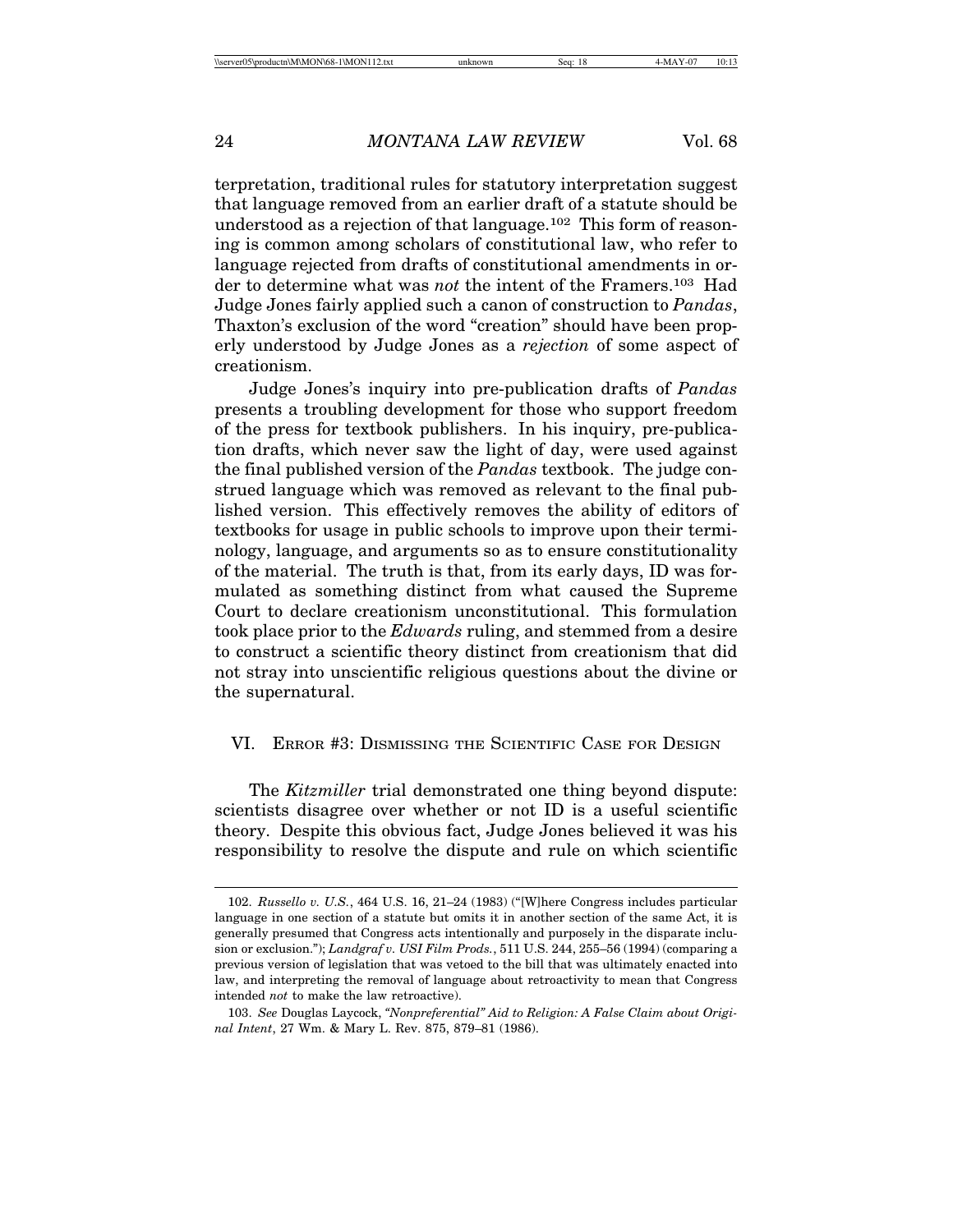terpretation, traditional rules for statutory interpretation suggest that language removed from an earlier draft of a statute should be understood as a rejection of that language.[102] This form of reasoning is common among scholars of constitutional law, who refer to language rejected from drafts of constitutional amendments in order to determine what was *not* the intent of the Framers.[103] Had Judge Jones fairly applied such a canon of construction to *Pandas*, Thaxton's exclusion of the word "creation" should have been properly understood by Judge Jones as a *rejection* of some aspect of creationism.

Judge Jones's inquiry into pre-publication drafts of *Pandas* presents a troubling development for those who support freedom of the press for textbook publishers. In his inquiry, pre-publication drafts, which never saw the light of day, were used against the final published version of the *Pandas* textbook. The judge construed language which was removed as relevant to the final published version. This effectively removes the ability of editors of textbooks for usage in public schools to improve upon their terminology, language, and arguments so as to ensure constitutionality of the material. The truth is that, from its early days, ID was formulated as something distinct from what caused the Supreme Court to declare creationism unconstitutional. This formulation took place prior to the *Edwards* ruling, and stemmed from a desire to construct a scientific theory distinct from creationism that did not stray into unscientific religious questions about the divine or the supernatural.

## VI. Error #3: Dismissing the Scientific Case for Design

The *Kitzmiller* trial demonstrated one thing beyond dispute: scientists disagree over whether or not ID is a useful scientific theory. Despite this obvious fact, Judge Jones believed it was his responsibility to resolve the dispute and rule on which scientific

---

102. *Russello v. U.S.*, 464 U.S. 16, 21–24 (1983) ("[W]here Congress includes particular language in one section of a statute but omits it in another section of the same Act, it is generally presumed that Congress acts intentionally and purposely in the disparate inclusion or exclusion."); *Landgraf v. USI Film Prods.*, 511 U.S. 244, 255–56 (1994) (comparing a previous version of legislation that was vetoed to the bill that was ultimately enacted into law, and interpreting the removal of language about retroactivity to mean that Congress intended *not* to make the law retroactive).

103. *See* Douglas Laycock, *"Nonpreferential" Aid to Religion: A False Claim about Original Intent*, 27 Wm. & Mary L. Rev. 875, 879–81 (1986).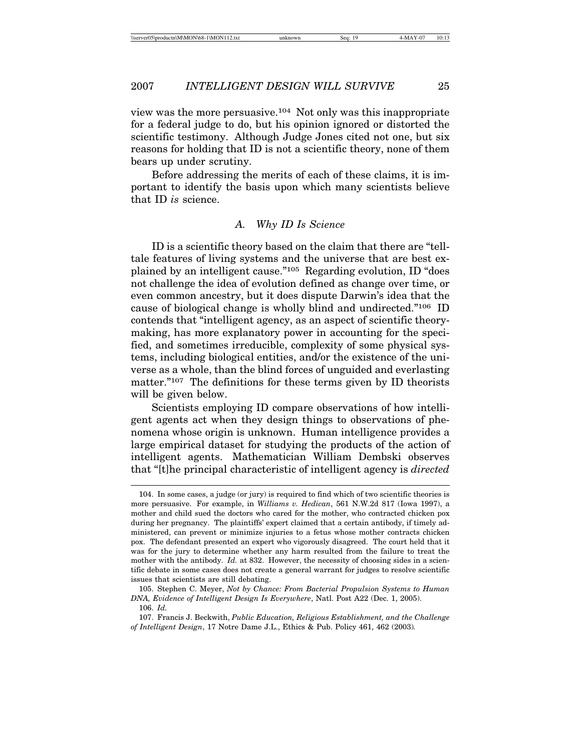view was the more persuasive.[104] Not only was this inappropriate for a federal judge to do, but his opinion ignored or distorted the scientific testimony. Although Judge Jones cited not one, but six reasons for holding that ID is not a scientific theory, none of them bears up under scrutiny.

Before addressing the merits of each of these claims, it is important to identify the basis upon which many scientists believe that ID *is* science.

### *A. Why ID Is Science*

ID is a scientific theory based on the claim that there are "telltale features of living systems and the universe that are best explained by an intelligent cause."[105] Regarding evolution, ID "does not challenge the idea of evolution defined as change over time, or even common ancestry, but it does dispute Darwin's idea that the cause of biological change is wholly blind and undirected."[106] ID contends that "intelligent agency, as an aspect of scientific theory-making, has more explanatory power in accounting for the specified, and sometimes irreducible, complexity of some physical systems, including biological entities, and/or the existence of the universe as a whole, than the blind forces of unguided and everlasting matter."[107] The definitions for these terms given by ID theorists will be given below.

Scientists employing ID compare observations of how intelligent agents act when they design things to observations of phenomena whose origin is unknown. Human intelligence provides a large empirical dataset for studying the products of the action of intelligent agents. Mathematician William Dembski observes that "[t]he principal characteristic of intelligent agency is *directed*

---

104. In some cases, a judge (or jury) is required to find which of two scientific theories is more persuasive. For example, in *Williams v. Hedican*, 561 N.W.2d 817 (Iowa 1997), a mother and child sued the doctors who cared for the mother, who contracted chicken pox during her pregnancy. The plaintiffs' expert claimed that a certain antibody, if timely administered, can prevent or minimize injuries to a fetus whose mother contracts chicken pox. The defendant presented an expert who vigorously disagreed. The court held that it was for the jury to determine whether any harm resulted from the failure to treat the mother with the antibody. *Id.* at 832. However, the necessity of choosing sides in a scientific debate in some cases does not create a general warrant for judges to resolve scientific issues that scientists are still debating.

105. Stephen C. Meyer, *Not by Chance: From Bacterial Propulsion Systems to Human DNA, Evidence of Intelligent Design Is Everywhere*, Natl. Post A22 (Dec. 1, 2005).

106. *Id.*

107. Francis J. Beckwith, *Public Education, Religious Establishment, and the Challenge of Intelligent Design*, 17 Notre Dame J.L., Ethics & Pub. Policy 461, 462 (2003).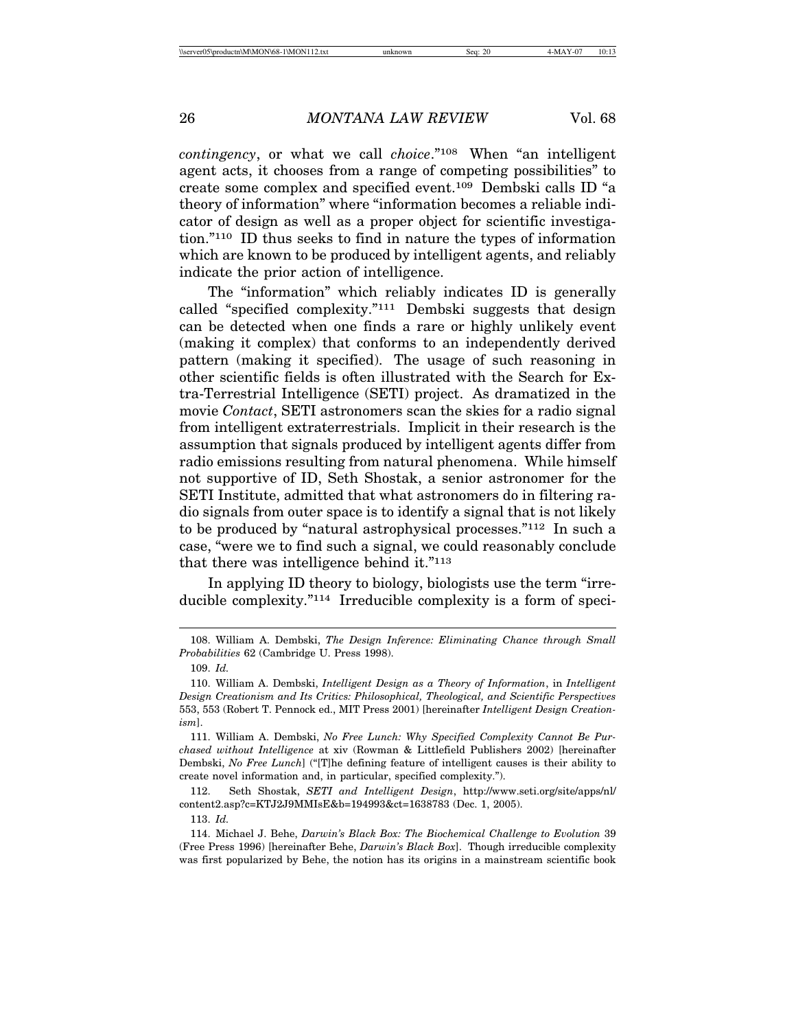*contingency*, or what we call *choice*."[108] When "an intelligent agent acts, it chooses from a range of competing possibilities" to create some complex and specified event.[109] Dembski calls ID "a theory of information" where "information becomes a reliable indicator of design as well as a proper object for scientific investigation."[110] ID thus seeks to find in nature the types of information which are known to be produced by intelligent agents, and reliably indicate the prior action of intelligence.

The "information" which reliably indicates ID is generally called "specified complexity."[111] Dembski suggests that design can be detected when one finds a rare or highly unlikely event (making it complex) that conforms to an independently derived pattern (making it specified). The usage of such reasoning in other scientific fields is often illustrated with the Search for Extra-Terrestrial Intelligence (SETI) project. As dramatized in the movie *Contact*, SETI astronomers scan the skies for a radio signal from intelligent extraterrestrials. Implicit in their research is the assumption that signals produced by intelligent agents differ from radio emissions resulting from natural phenomena. While himself not supportive of ID, Seth Shostak, a senior astronomer for the SETI Institute, admitted that what astronomers do in filtering radio signals from outer space is to identify a signal that is not likely to be produced by "natural astrophysical processes."[112] In such a case, "were we to find such a signal, we could reasonably conclude that there was intelligence behind it."[113]

In applying ID theory to biology, biologists use the term "irreducible complexity."[114] Irreducible complexity is a form of speci-

---

108. William A. Dembski, *The Design Inference: Eliminating Chance through Small Probabilities* 62 (Cambridge U. Press 1998).

109. *Id.*

110. William A. Dembski, *Intelligent Design as a Theory of Information*, in *Intelligent Design Creationism and Its Critics: Philosophical, Theological, and Scientific Perspectives* 553, 553 (Robert T. Pennock ed., MIT Press 2001) [hereinafter *Intelligent Design Creationism*].

111. William A. Dembski, *No Free Lunch: Why Specified Complexity Cannot Be Purchased without Intelligence* at xiv (Rowman & Littlefield Publishers 2002) [hereinafter Dembski, *No Free Lunch*] ("[T]he defining feature of intelligent causes is their ability to create novel information and, in particular, specified complexity.").

112. Seth Shostak, *SETI and Intelligent Design*, http://www.seti.org/site/apps/nl/content2.asp?c=KTJ2J9MMIsE&b=194993&ct=1638783 (Dec. 1, 2005).

113. *Id.*

114. Michael J. Behe, *Darwin's Black Box: The Biochemical Challenge to Evolution* 39 (Free Press 1996) [hereinafter Behe, *Darwin's Black Box*]. Though irreducible complexity was first popularized by Behe, the notion has its origins in a mainstream scientific book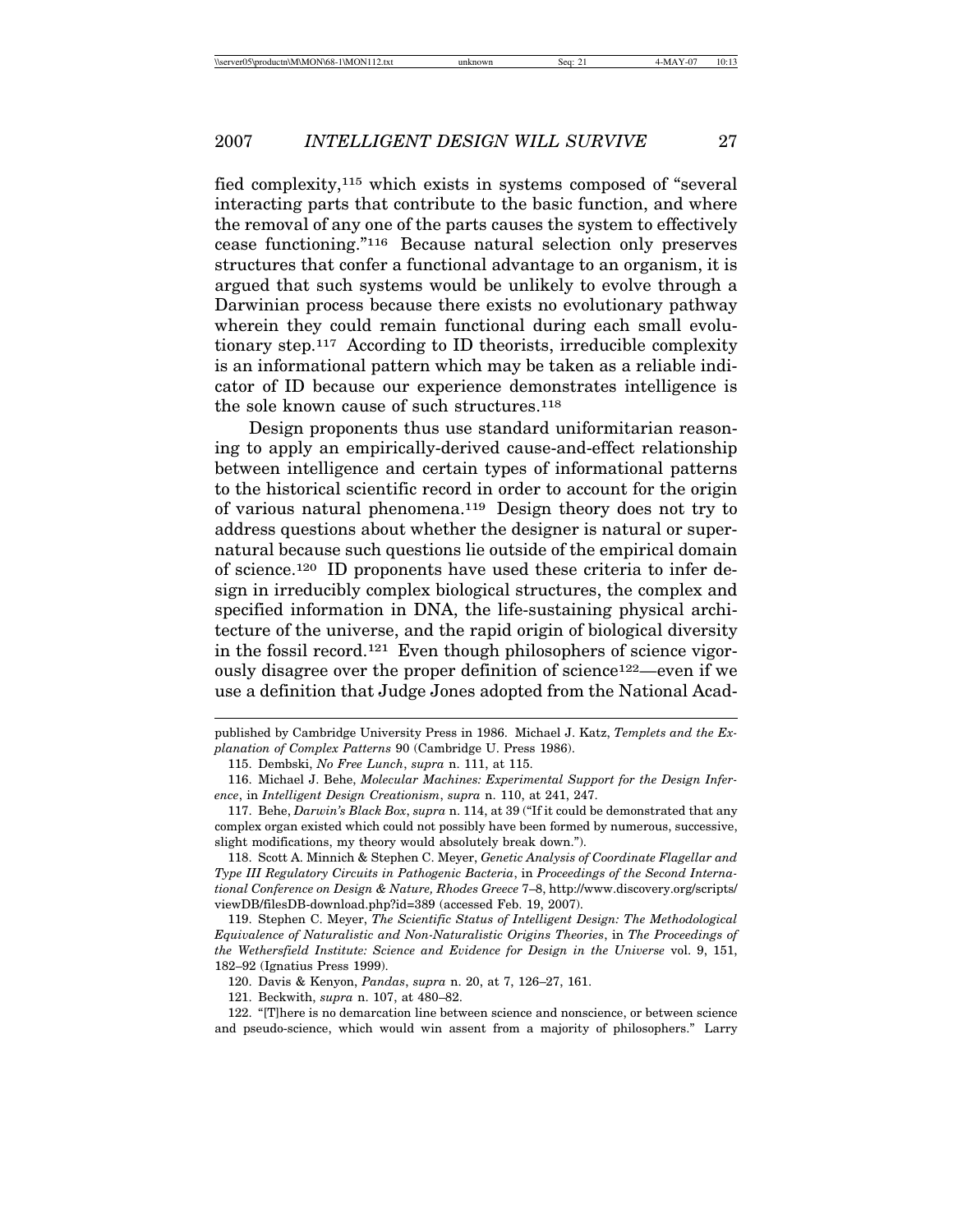fied complexity,[115] which exists in systems composed of "several interacting parts that contribute to the basic function, and where the removal of any one of the parts causes the system to effectively cease functioning."[116] Because natural selection only preserves structures that confer a functional advantage to an organism, it is argued that such systems would be unlikely to evolve through a Darwinian process because there exists no evolutionary pathway wherein they could remain functional during each small evolutionary step.[117] According to ID theorists, irreducible complexity is an informational pattern which may be taken as a reliable indicator of ID because our experience demonstrates intelligence is the sole known cause of such structures.[118]

Design proponents thus use standard uniformitarian reasoning to apply an empirically-derived cause-and-effect relationship between intelligence and certain types of informational patterns to the historical scientific record in order to account for the origin of various natural phenomena.[119] Design theory does not try to address questions about whether the designer is natural or supernatural because such questions lie outside of the empirical domain of science.[120] ID proponents have used these criteria to infer design in irreducibly complex biological structures, the complex and specified information in DNA, the life-sustaining physical architecture of the universe, and the rapid origin of biological diversity in the fossil record.[121] Even though philosophers of science vigorously disagree over the proper definition of science[122]—even if we use a definition that Judge Jones adopted from the National Acad-

---

published by Cambridge University Press in 1986. Michael J. Katz, *Templets and the Explanation of Complex Patterns* 90 (Cambridge U. Press 1986).

115. Dembski, *No Free Lunch*, *supra* n. 111, at 115.

116. Michael J. Behe, *Molecular Machines: Experimental Support for the Design Inference*, in *Intelligent Design Creationism*, *supra* n. 110, at 241, 247.

117. Behe, *Darwin's Black Box*, *supra* n. 114, at 39 ("If it could be demonstrated that any complex organ existed which could not possibly have been formed by numerous, successive, slight modifications, my theory would absolutely break down.").

118. Scott A. Minnich & Stephen C. Meyer, *Genetic Analysis of Coordinate Flagellar and Type III Regulatory Circuits in Pathogenic Bacteria*, in *Proceedings of the Second International Conference on Design & Nature, Rhodes Greece* 7–8, http://www.discovery.org/scripts/viewDB/filesDB-download.php?id=389 (accessed Feb. 19, 2007).

119. Stephen C. Meyer, *The Scientific Status of Intelligent Design: The Methodological Equivalence of Naturalistic and Non-Naturalistic Origins Theories*, in *The Proceedings of the Wethersfield Institute: Science and Evidence for Design in the Universe* vol. 9, 151, 182–92 (Ignatius Press 1999).

120. Davis & Kenyon, *Pandas*, *supra* n. 20, at 7, 126–27, 161.

121. Beckwith, *supra* n. 107, at 480–82.

122. "[T]here is no demarcation line between science and nonscience, or between science and pseudo-science, which would win assent from a majority of philosophers." Larry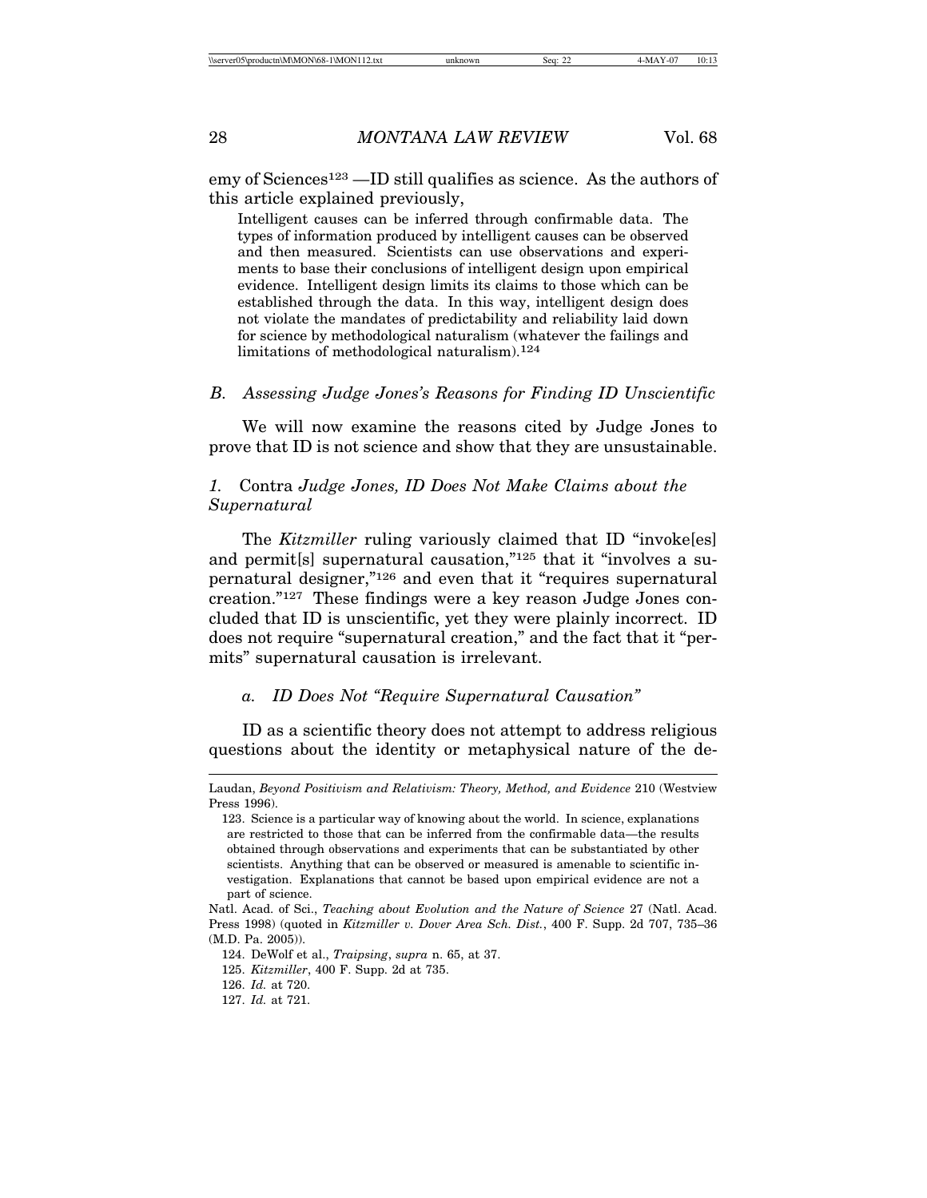emy of Sciences[123] —ID still qualifies as science. As the authors of this article explained previously,

> Intelligent causes can be inferred through confirmable data. The types of information produced by intelligent causes can be observed and then measured. Scientists can use observations and experiments to base their conclusions of intelligent design upon empirical evidence. Intelligent design limits its claims to those which can be established through the data. In this way, intelligent design does not violate the mandates of predictability and reliability laid down for science by methodological naturalism (whatever the failings and limitations of methodological naturalism).[124]

### *B. Assessing Judge Jones's Reasons for Finding ID Unscientific*

We will now examine the reasons cited by Judge Jones to prove that ID is not science and show that they are unsustainable.

#### *1.* Contra *Judge Jones, ID Does Not Make Claims about the Supernatural*

The *Kitzmiller* ruling variously claimed that ID "invoke[es] and permit[s] supernatural causation,"[125] that it "involves a supernatural designer,"[126] and even that it "requires supernatural creation."[127] These findings were a key reason Judge Jones concluded that ID is unscientific, yet they were plainly incorrect. ID does not require "supernatural creation," and the fact that it "permits" supernatural causation is irrelevant.

##### *a. ID Does Not "Require Supernatural Causation"*

ID as a scientific theory does not attempt to address religious questions about the identity or metaphysical nature of the de-

---

Laudan, *Beyond Positivism and Relativism: Theory, Method, and Evidence* 210 (Westview Press 1996).

123. Science is a particular way of knowing about the world. In science, explanations are restricted to those that can be inferred from the confirmable data—the results obtained through observations and experiments that can be substantiated by other scientists. Anything that can be observed or measured is amenable to scientific investigation. Explanations that cannot be based upon empirical evidence are not a part of science.

Natl. Acad. of Sci., *Teaching about Evolution and the Nature of Science* 27 (Natl. Acad. Press 1998) (quoted in *Kitzmiller v. Dover Area Sch. Dist.*, 400 F. Supp. 2d 707, 735–36 (M.D. Pa. 2005)).

124. DeWolf et al., *Traipsing*, *supra* n. 65, at 37.

125. *Kitzmiller*, 400 F. Supp. 2d at 735.

126. *Id.* at 720.

127. *Id.* at 721.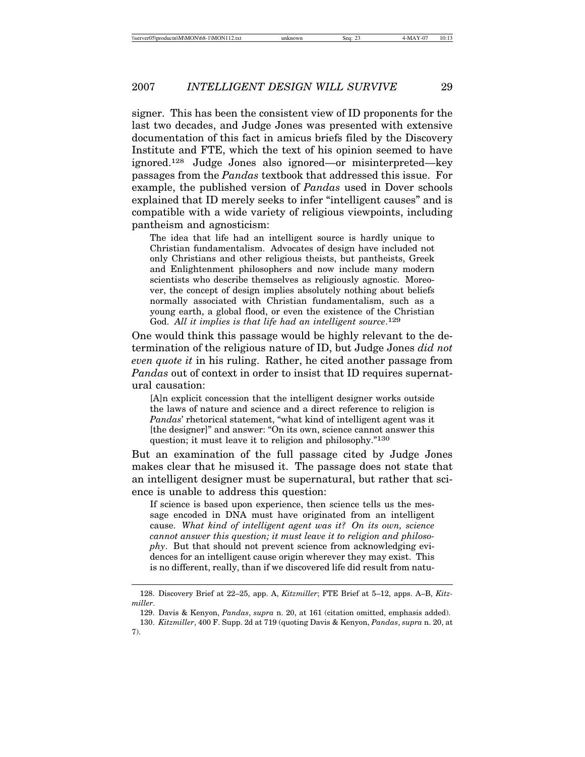signer. This has been the consistent view of ID proponents for the last two decades, and Judge Jones was presented with extensive documentation of this fact in amicus briefs filed by the Discovery Institute and FTE, which the text of his opinion seemed to have ignored.[128] Judge Jones also ignored—or misinterpreted—key passages from the *Pandas* textbook that addressed this issue. For example, the published version of *Pandas* used in Dover schools explained that ID merely seeks to infer "intelligent causes" and is compatible with a wide variety of religious viewpoints, including pantheism and agnosticism:

> The idea that life had an intelligent source is hardly unique to Christian fundamentalism. Advocates of design have included not only Christians and other religious theists, but pantheists, Greek and Enlightenment philosophers and now include many modern scientists who describe themselves as religiously agnostic. Moreover, the concept of design implies absolutely nothing about beliefs normally associated with Christian fundamentalism, such as a young earth, a global flood, or even the existence of the Christian God. *All it implies is that life had an intelligent source*.[129]

One would think this passage would be highly relevant to the determination of the religious nature of ID, but Judge Jones *did not even quote it* in his ruling. Rather, he cited another passage from *Pandas* out of context in order to insist that ID requires supernatural causation:

> [A]n explicit concession that the intelligent designer works outside the laws of nature and science and a direct reference to religion is *Pandas*' rhetorical statement, "what kind of intelligent agent was it [the designer]" and answer: "On its own, science cannot answer this question; it must leave it to religion and philosophy."[130]

But an examination of the full passage cited by Judge Jones makes clear that he misused it. The passage does not state that an intelligent designer must be supernatural, but rather that science is unable to address this question:

> If science is based upon experience, then science tells us the message encoded in DNA must have originated from an intelligent cause. *What kind of intelligent agent was it? On its own, science cannot answer this question; it must leave it to religion and philosophy*. But that should not prevent science from acknowledging evidences for an intelligent cause origin wherever they may exist. This is no different, really, than if we discovered life did result from natu-

---

128. Discovery Brief at 22–25, app. A, *Kitzmiller*; FTE Brief at 5–12, apps. A–B, *Kitzmiller*.

129. Davis & Kenyon, *Pandas*, *supra* n. 20, at 161 (citation omitted, emphasis added).

130. *Kitzmiller*, 400 F. Supp. 2d at 719 (quoting Davis & Kenyon, *Pandas*, *supra* n. 20, at 7).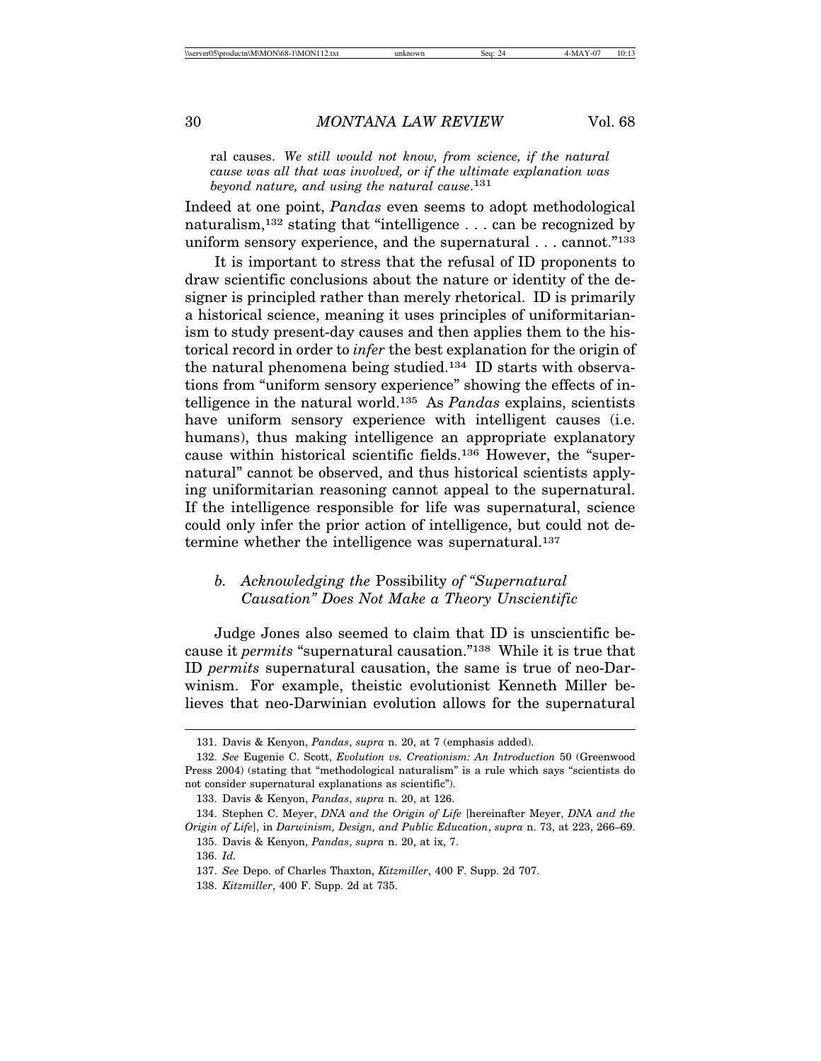ral causes. *We still would not know, from science, if the natural cause was all that was involved, or if the ultimate explanation was beyond nature, and using the natural cause*.[131]

Indeed at one point, *Pandas* even seems to adopt methodological naturalism,[132] stating that "intelligence . . . can be recognized by uniform sensory experience, and the supernatural . . . cannot."[133]

It is important to stress that the refusal of ID proponents to draw scientific conclusions about the nature or identity of the designer is principled rather than merely rhetorical. ID is primarily a historical science, meaning it uses principles of uniformitarianism to study present-day causes and then applies them to the historical record in order to *infer* the best explanation for the origin of the natural phenomena being studied.[134] ID starts with observations from "uniform sensory experience" showing the effects of intelligence in the natural world.[135] As *Pandas* explains, scientists have uniform sensory experience with intelligent causes (i.e. humans), thus making intelligence an appropriate explanatory cause within historical scientific fields.[136] However, the "supernatural" cannot be observed, and thus historical scientists applying uniformitarian reasoning cannot appeal to the supernatural. If the intelligence responsible for life was supernatural, science could only infer the prior action of intelligence, but could not determine whether the intelligence was supernatural.[137]

### b. *Acknowledging the* Possibility *of "Supernatural Causation" Does Not Make a Theory Unscientific*

Judge Jones also seemed to claim that ID is unscientific because it *permits* "supernatural causation."[138] While it is true that ID *permits* supernatural causation, the same is true of neo-Darwinism. For example, theistic evolutionist Kenneth Miller believes that neo-Darwinian evolution allows for the supernatural

---

131. Davis & Kenyon, *Pandas*, *supra* n. 20, at 7 (emphasis added).

132. *See* Eugenie C. Scott, *Evolution vs. Creationism: An Introduction* 50 (Greenwood Press 2004) (stating that "methodological naturalism" is a rule which says "scientists do not consider supernatural explanations as scientific").

133. Davis & Kenyon, *Pandas*, *supra* n. 20, at 126.

134. Stephen C. Meyer, *DNA and the Origin of Life* [hereinafter Meyer, *DNA and the Origin of Life*], in *Darwinism, Design, and Public Education*, *supra* n. 73, at 223, 266–69.

135. Davis & Kenyon, *Pandas*, *supra* n. 20, at ix, 7.

136. *Id.*

137. *See* Depo. of Charles Thaxton, *Kitzmiller*, 400 F. Supp. 2d 707.

138. *Kitzmiller*, 400 F. Supp. 2d at 735.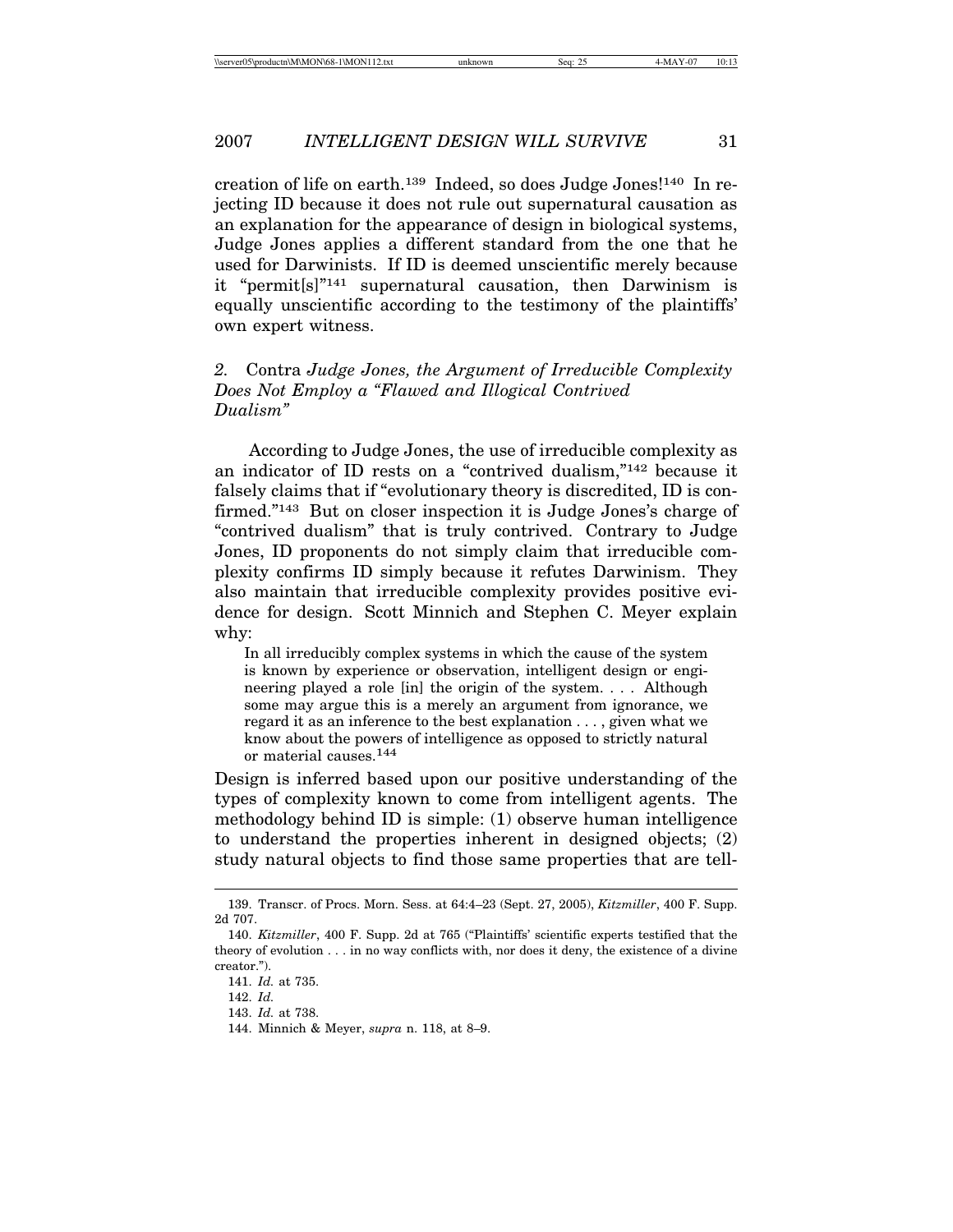creation of life on earth.[139] Indeed, so does Judge Jones![140] In rejecting ID because it does not rule out supernatural causation as an explanation for the appearance of design in biological systems, Judge Jones applies a different standard from the one that he used for Darwinists. If ID is deemed unscientific merely because it "permit[s]"[141] supernatural causation, then Darwinism is equally unscientific according to the testimony of the plaintiffs' own expert witness.

### 2. *Contra* *Judge Jones, the Argument of Irreducible Complexity Does Not Employ a "Flawed and Illogical Contrived Dualism"*

According to Judge Jones, the use of irreducible complexity as an indicator of ID rests on a "contrived dualism,"[142] because it falsely claims that if "evolutionary theory is discredited, ID is confirmed."[143] But on closer inspection it is Judge Jones's charge of "contrived dualism" that is truly contrived. Contrary to Judge Jones, ID proponents do not simply claim that irreducible complexity confirms ID simply because it refutes Darwinism. They also maintain that irreducible complexity provides positive evidence for design. Scott Minnich and Stephen C. Meyer explain why:

> In all irreducibly complex systems in which the cause of the system is known by experience or observation, intelligent design or engineering played a role [in] the origin of the system. . . . Although some may argue this is a merely an argument from ignorance, we regard it as an inference to the best explanation . . . , given what we know about the powers of intelligence as opposed to strictly natural or material causes.[144]

Design is inferred based upon our positive understanding of the types of complexity known to come from intelligent agents. The methodology behind ID is simple: (1) observe human intelligence to understand the properties inherent in designed objects; (2) study natural objects to find those same properties that are tell-

---

139. Transcr. of Procs. Morn. Sess. at 64:4–23 (Sept. 27, 2005), *Kitzmiller*, 400 F. Supp. 2d 707.

140. *Kitzmiller*, 400 F. Supp. 2d at 765 ("Plaintiffs' scientific experts testified that the theory of evolution . . . in no way conflicts with, nor does it deny, the existence of a divine creator.").

141. *Id.* at 735.

142. *Id.*

143. *Id.* at 738.

144. Minnich & Meyer, *supra* n. 118, at 8–9.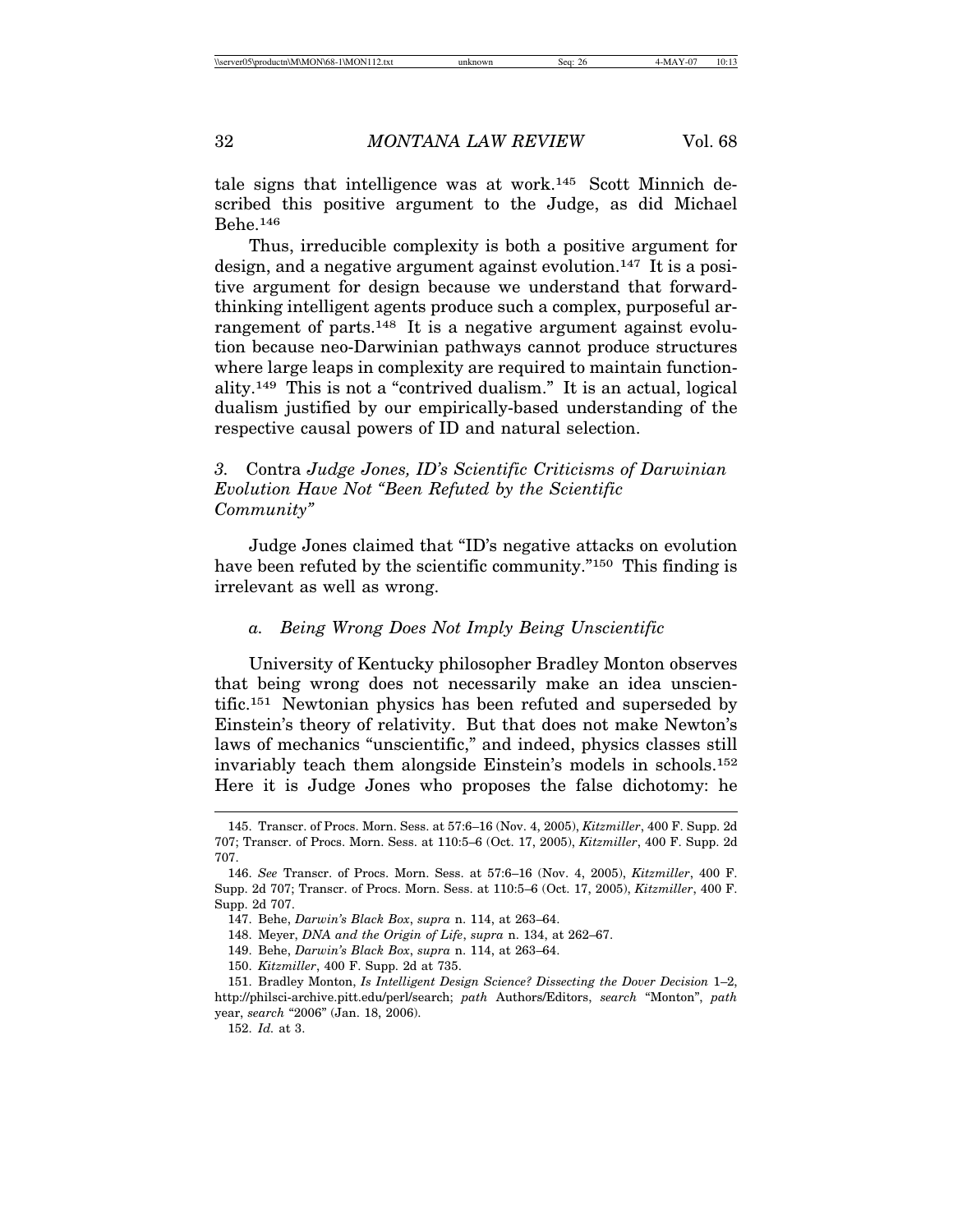tale signs that intelligence was at work.[145] Scott Minnich described this positive argument to the Judge, as did Michael Behe.[146]

Thus, irreducible complexity is both a positive argument for design, and a negative argument against evolution.[147] It is a positive argument for design because we understand that forward-thinking intelligent agents produce such a complex, purposeful arrangement of parts.[148] It is a negative argument against evolution because neo-Darwinian pathways cannot produce structures where large leaps in complexity are required to maintain functionality.[149] This is not a "contrived dualism." It is an actual, logical dualism justified by our empirically-based understanding of the respective causal powers of ID and natural selection.

### 3. Contra *Judge Jones, ID's Scientific Criticisms of Darwinian Evolution Have Not "Been Refuted by the Scientific Community"*

Judge Jones claimed that "ID's negative attacks on evolution have been refuted by the scientific community."[150] This finding is irrelevant as well as wrong.

#### *a. Being Wrong Does Not Imply Being Unscientific*

University of Kentucky philosopher Bradley Monton observes that being wrong does not necessarily make an idea unscientific.[151] Newtonian physics has been refuted and superseded by Einstein's theory of relativity. But that does not make Newton's laws of mechanics "unscientific," and indeed, physics classes still invariably teach them alongside Einstein's models in schools.[152] Here it is Judge Jones who proposes the false dichotomy: he

---

145. Transcr. of Procs. Morn. Sess. at 57:6–16 (Nov. 4, 2005), *Kitzmiller*, 400 F. Supp. 2d 707; Transcr. of Procs. Morn. Sess. at 110:5–6 (Oct. 17, 2005), *Kitzmiller*, 400 F. Supp. 2d 707.

146. *See* Transcr. of Procs. Morn. Sess. at 57:6–16 (Nov. 4, 2005), *Kitzmiller*, 400 F. Supp. 2d 707; Transcr. of Procs. Morn. Sess. at 110:5–6 (Oct. 17, 2005), *Kitzmiller*, 400 F. Supp. 2d 707.

147. Behe, *Darwin's Black Box*, *supra* n. 114, at 263–64.

148. Meyer, *DNA and the Origin of Life*, *supra* n. 134, at 262–67.

149. Behe, *Darwin's Black Box*, *supra* n. 114, at 263–64.

150. *Kitzmiller*, 400 F. Supp. 2d at 735.

151. Bradley Monton, *Is Intelligent Design Science? Dissecting the Dover Decision* 1–2, http://philsci-archive.pitt.edu/perl/search; *path* Authors/Editors, *search* "Monton", *path* year, *search* "2006" (Jan. 18, 2006).

152. *Id.* at 3.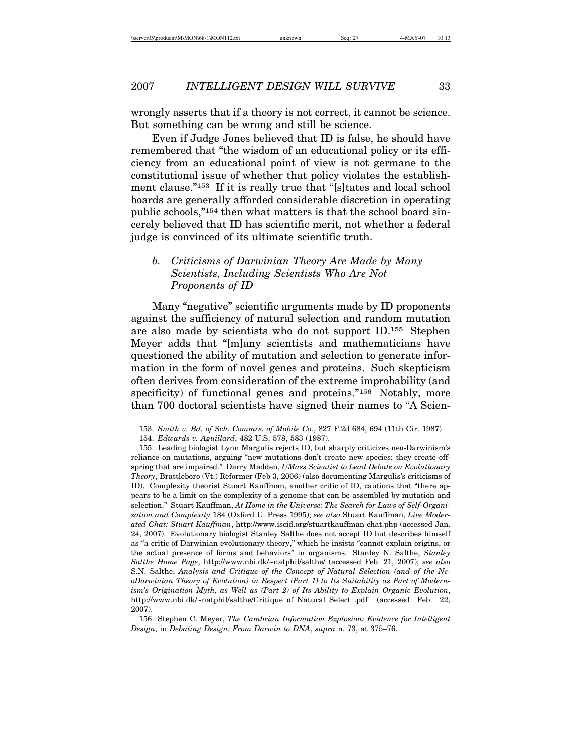wrongly asserts that if a theory is not correct, it cannot be science. But something can be wrong and still be science.

Even if Judge Jones believed that ID is false, he should have remembered that "the wisdom of an educational policy or its efficiency from an educational point of view is not germane to the constitutional issue of whether that policy violates the establishment clause."[153] If it is really true that "[s]tates and local school boards are generally afforded considerable discretion in operating public schools,"[154] then what matters is that the school board sincerely believed that ID has scientific merit, not whether a federal judge is convinced of its ultimate scientific truth.

### *b. Criticisms of Darwinian Theory Are Made by Many Scientists, Including Scientists Who Are Not Proponents of ID*

Many "negative" scientific arguments made by ID proponents against the sufficiency of natural selection and random mutation are also made by scientists who do not support ID.[155] Stephen Meyer adds that "[m]any scientists and mathematicians have questioned the ability of mutation and selection to generate information in the form of novel genes and proteins. Such skepticism often derives from consideration of the extreme improbability (and specificity) of functional genes and proteins."[156] Notably, more than 700 doctoral scientists have signed their names to "A Scien-

---

153. *Smith v. Bd. of Sch. Commrs. of Mobile Co.*, 827 F.2d 684, 694 (11th Cir. 1987).

154. *Edwards v. Aguillard*, 482 U.S. 578, 583 (1987).

155. Leading biologist Lynn Margulis rejects ID, but sharply criticizes neo-Darwinism's reliance on mutations, arguing "new mutations don't create new species; they create offspring that are impaired." Darry Madden, *UMass Scientist to Lead Debate on Evolutionary Theory*, Brattleboro (Vt.) Reformer (Feb 3, 2006) (also documenting Margulis's criticisms of ID). Complexity theorist Stuart Kauffman, another critic of ID, cautions that "there appears to be a limit on the complexity of a genome that can be assembled by mutation and selection." Stuart Kauffman, *At Home in the Universe: The Search for Laws of Self-Organization and Complexity* 184 (Oxford U. Press 1995); *see also* Stuart Kauffman, *Live Moderated Chat: Stuart Kauffman*, http://www.iscid.org/stuartkauffman-chat.php (accessed Jan. 24, 2007). Evolutionary biologist Stanley Salthe does not accept ID but describes himself as "a critic of Darwinian evolutionary theory," which he insists "cannot explain origins, or the actual presence of forms and behaviors" in organisms. Stanley N. Salthe, *Stanley Salthe Home Page*, http://www.nbi.dk/~natphil/salthe/ (accessed Feb. 21, 2007); *see also* S.N. Salthe, *Analysis and Critique of the Concept of Natural Selection (and of the NeoDarwinian Theory of Evolution) in Respect (Part 1) to Its Suitability as Part of Modernism's Origination Myth, as Well as (Part 2) of Its Ability to Explain Organic Evolution*, http://www.nbi.dk/~natphil/salthe/Critique_of_Natural_Select_.pdf (accessed Feb. 22, 2007).

156. Stephen C. Meyer, *The Cambrian Information Explosion: Evidence for Intelligent Design*, in *Debating Design: From Darwin to DNA*, *supra* n. 73, at 375–76.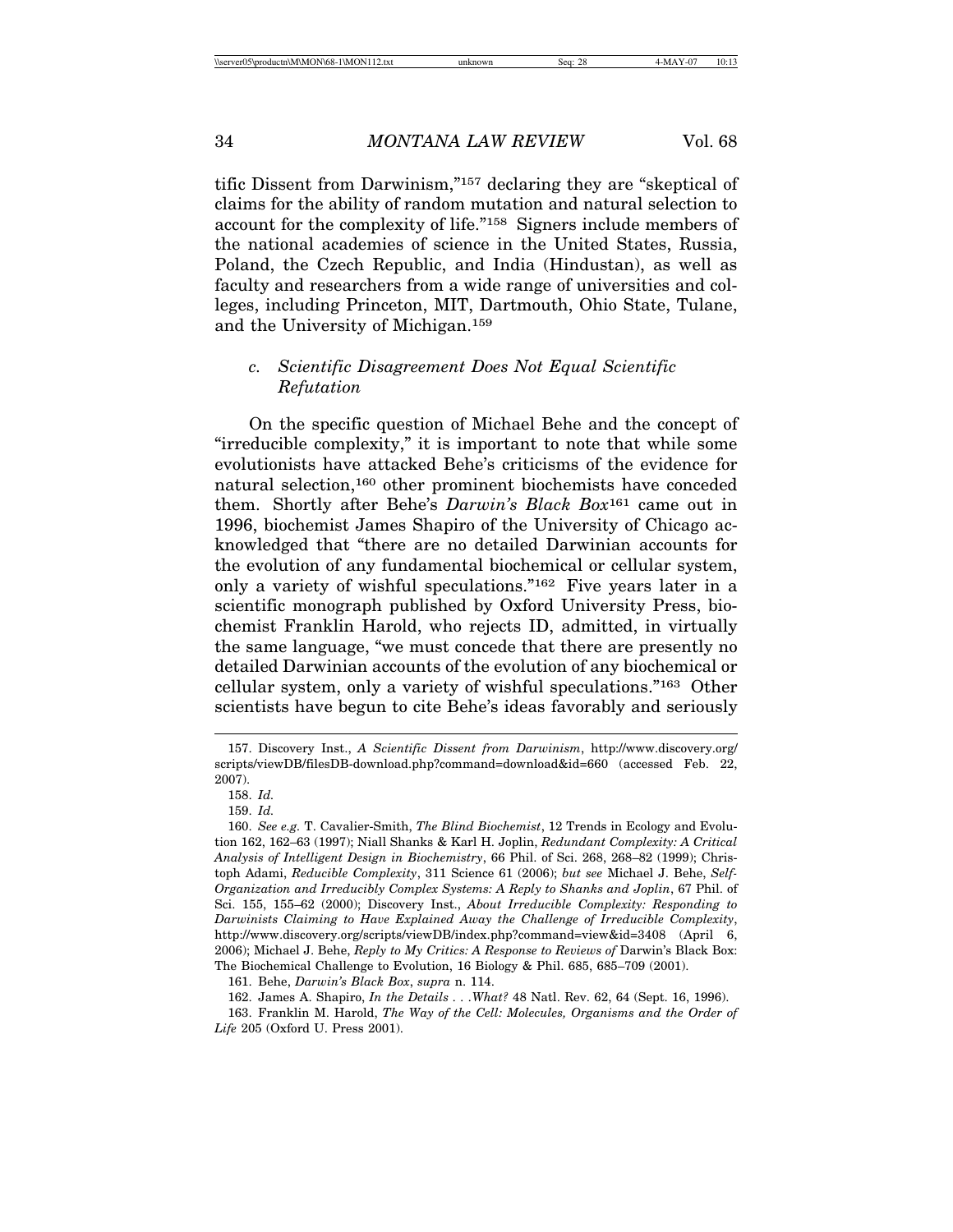tific Dissent from Darwinism,"[157] declaring they are "skeptical of claims for the ability of random mutation and natural selection to account for the complexity of life."[158] Signers include members of the national academies of science in the United States, Russia, Poland, the Czech Republic, and India (Hindustan), as well as faculty and researchers from a wide range of universities and colleges, including Princeton, MIT, Dartmouth, Ohio State, Tulane, and the University of Michigan.[159]

### *c. Scientific Disagreement Does Not Equal Scientific Refutation*

On the specific question of Michael Behe and the concept of "irreducible complexity," it is important to note that while some evolutionists have attacked Behe's criticisms of the evidence for natural selection,[160] other prominent biochemists have conceded them. Shortly after Behe's *Darwin's Black Box*[161] came out in 1996, biochemist James Shapiro of the University of Chicago acknowledged that "there are no detailed Darwinian accounts for the evolution of any fundamental biochemical or cellular system, only a variety of wishful speculations."[162] Five years later in a scientific monograph published by Oxford University Press, biochemist Franklin Harold, who rejects ID, admitted, in virtually the same language, "we must concede that there are presently no detailed Darwinian accounts of the evolution of any biochemical or cellular system, only a variety of wishful speculations."[163] Other scientists have begun to cite Behe's ideas favorably and seriously

---

157. Discovery Inst., *A Scientific Dissent from Darwinism*, http://www.discovery.org/scripts/viewDB/filesDB-download.php?command=download&id=660 (accessed Feb. 22, 2007).

158. *Id.*

159. *Id.*

160. *See e.g.* T. Cavalier-Smith, *The Blind Biochemist*, 12 Trends in Ecology and Evolution 162, 162–63 (1997); Niall Shanks & Karl H. Joplin, *Redundant Complexity: A Critical Analysis of Intelligent Design in Biochemistry*, 66 Phil. of Sci. 268, 268–82 (1999); Christoph Adami, *Reducible Complexity*, 311 Science 61 (2006); *but see* Michael J. Behe, *Self-Organization and Irreducibly Complex Systems: A Reply to Shanks and Joplin*, 67 Phil. of Sci. 155, 155–62 (2000); Discovery Inst., *About Irreducible Complexity: Responding to Darwinists Claiming to Have Explained Away the Challenge of Irreducible Complexity*, http://www.discovery.org/scripts/viewDB/index.php?command=view&id=3408 (April 6, 2006); Michael J. Behe, *Reply to My Critics: A Response to Reviews of* Darwin's Black Box: The Biochemical Challenge to Evolution, 16 Biology & Phil. 685, 685–709 (2001).

161. Behe, *Darwin's Black Box*, *supra* n. 114.

162. James A. Shapiro, *In the Details . . . What?* 48 Natl. Rev. 62, 64 (Sept. 16, 1996).

163. Franklin M. Harold, *The Way of the Cell: Molecules, Organisms and the Order of Life* 205 (Oxford U. Press 2001).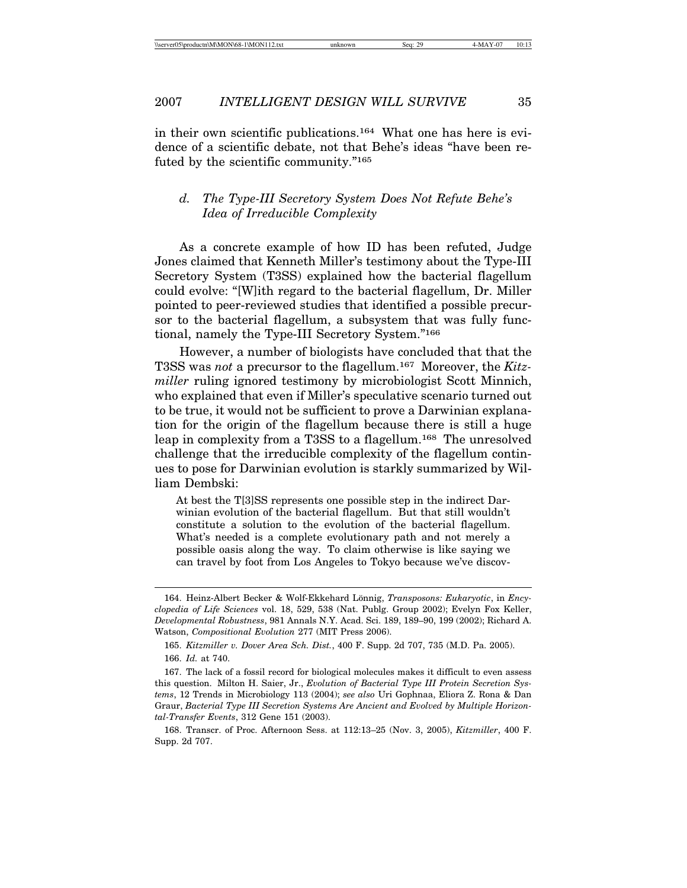in their own scientific publications.[164] What one has here is evidence of a scientific debate, not that Behe's ideas "have been refuted by the scientific community."[165]

### *d. The Type-III Secretory System Does Not Refute Behe's Idea of Irreducible Complexity*

As a concrete example of how ID has been refuted, Judge Jones claimed that Kenneth Miller's testimony about the Type-III Secretory System (T3SS) explained how the bacterial flagellum could evolve: "[W]ith regard to the bacterial flagellum, Dr. Miller pointed to peer-reviewed studies that identified a possible precursor to the bacterial flagellum, a subsystem that was fully functional, namely the Type-III Secretory System."[166]

However, a number of biologists have concluded that that the T3SS was *not* a precursor to the flagellum.[167] Moreover, the *Kitzmiller* ruling ignored testimony by microbiologist Scott Minnich, who explained that even if Miller's speculative scenario turned out to be true, it would not be sufficient to prove a Darwinian explanation for the origin of the flagellum because there is still a huge leap in complexity from a T3SS to a flagellum.[168] The unresolved challenge that the irreducible complexity of the flagellum continues to pose for Darwinian evolution is starkly summarized by William Dembski:

> At best the T[3]SS represents one possible step in the indirect Darwinian evolution of the bacterial flagellum. But that still wouldn't constitute a solution to the evolution of the bacterial flagellum. What's needed is a complete evolutionary path and not merely a possible oasis along the way. To claim otherwise is like saying we can travel by foot from Los Angeles to Tokyo because we've discov-

---

164. Heinz-Albert Becker & Wolf-Ekkehard Lönnig, *Transposons: Eukaryotic*, in *Encyclopedia of Life Sciences* vol. 18, 529, 538 (Nat. Publg. Group 2002); Evelyn Fox Keller, *Developmental Robustness*, 981 Annals N.Y. Acad. Sci. 189, 189–90, 199 (2002); Richard A. Watson, *Compositional Evolution* 277 (MIT Press 2006).

165. *Kitzmiller v. Dover Area Sch. Dist.*, 400 F. Supp. 2d 707, 735 (M.D. Pa. 2005).

166. *Id.* at 740.

167. The lack of a fossil record for biological molecules makes it difficult to even assess this question. Milton H. Saier, Jr., *Evolution of Bacterial Type III Protein Secretion Systems*, 12 Trends in Microbiology 113 (2004); *see also* Uri Gophnaa, Eliora Z. Rona & Dan Graur, *Bacterial Type III Secretion Systems Are Ancient and Evolved by Multiple Horizontal-Transfer Events*, 312 Gene 151 (2003).

168. Transcr. of Proc. Afternoon Sess. at 112:13–25 (Nov. 3, 2005), *Kitzmiller*, 400 F. Supp. 2d 707.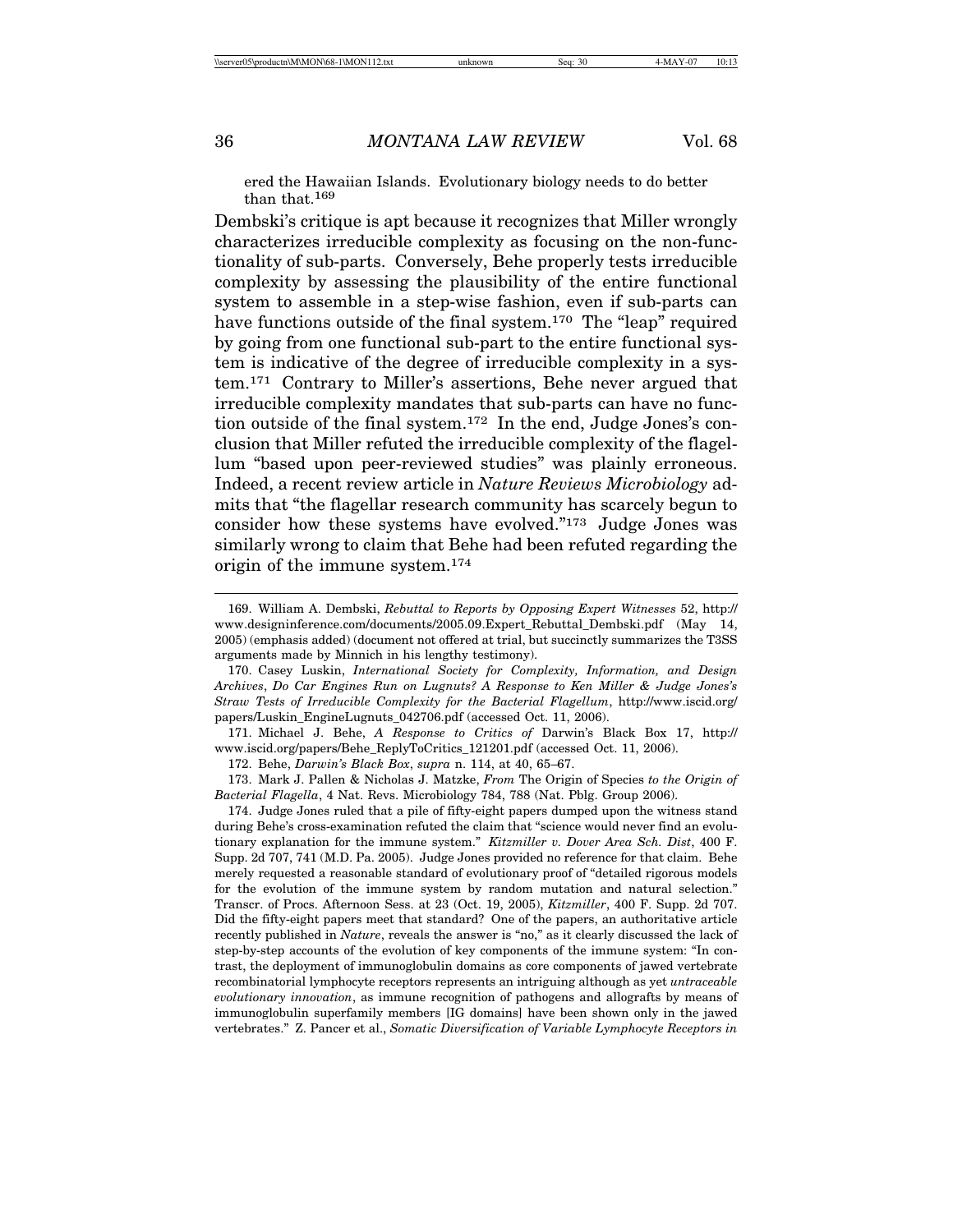ered the Hawaiian Islands. Evolutionary biology needs to do better than that.[169]

Dembski's critique is apt because it recognizes that Miller wrongly characterizes irreducible complexity as focusing on the non-functionality of sub-parts. Conversely, Behe properly tests irreducible complexity by assessing the plausibility of the entire functional system to assemble in a step-wise fashion, even if sub-parts can have functions outside of the final system.[170] The "leap" required by going from one functional sub-part to the entire functional system is indicative of the degree of irreducible complexity in a system.[171] Contrary to Miller's assertions, Behe never argued that irreducible complexity mandates that sub-parts can have no function outside of the final system.[172] In the end, Judge Jones's conclusion that Miller refuted the irreducible complexity of the flagellum "based upon peer-reviewed studies" was plainly erroneous. Indeed, a recent review article in *Nature Reviews Microbiology* admits that "the flagellar research community has scarcely begun to consider how these systems have evolved."[173] Judge Jones was similarly wrong to claim that Behe had been refuted regarding the origin of the immune system.[174]

---

169. William A. Dembski, *Rebuttal to Reports by Opposing Expert Witnesses* 52, http://www.designinference.com/documents/2005.09.Expert_Rebuttal_Dembski.pdf (May 14, 2005) (emphasis added) (document not offered at trial, but succinctly summarizes the T3SS arguments made by Minnich in his lengthy testimony).

170. Casey Luskin, *International Society for Complexity, Information, and Design Archives*, *Do Car Engines Run on Lugnuts? A Response to Ken Miller & Judge Jones's Straw Tests of Irreducible Complexity for the Bacterial Flagellum*, http://www.iscid.org/papers/Luskin_EngineLugnuts_042706.pdf (accessed Oct. 11, 2006).

171. Michael J. Behe, *A Response to Critics of* Darwin's Black Box 17, http://www.iscid.org/papers/Behe_ReplyToCritics_121201.pdf (accessed Oct. 11, 2006).

172. Behe, *Darwin's Black Box*, *supra* n. 114, at 40, 65–67.

173. Mark J. Pallen & Nicholas J. Matzke, *From* The Origin of Species *to the Origin of Bacterial Flagella*, 4 Nat. Revs. Microbiology 784, 788 (Nat. Pblg. Group 2006).

174. Judge Jones ruled that a pile of fifty-eight papers dumped upon the witness stand during Behe's cross-examination refuted the claim that "science would never find an evolutionary explanation for the immune system." *Kitzmiller v. Dover Area Sch. Dist*, 400 F. Supp. 2d 707, 741 (M.D. Pa. 2005). Judge Jones provided no reference for that claim. Behe merely requested a reasonable standard of evolutionary proof of "detailed rigorous models for the evolution of the immune system by random mutation and natural selection." Transcr. of Procs. Afternoon Sess. at 23 (Oct. 19, 2005), *Kitzmiller*, 400 F. Supp. 2d 707. Did the fifty-eight papers meet that standard? One of the papers, an authoritative article recently published in *Nature*, reveals the answer is "no," as it clearly discussed the lack of step-by-step accounts of the evolution of key components of the immune system: "In contrast, the deployment of immunoglobulin domains as core components of jawed vertebrate recombinatorial lymphocyte receptors represents an intriguing although as yet *untraceable evolutionary innovation*, as immune recognition of pathogens and allografts by means of immunoglobulin superfamily members [IG domains] have been shown only in the jawed vertebrates." Z. Pancer et al., *Somatic Diversification of Variable Lymphocyte Receptors in*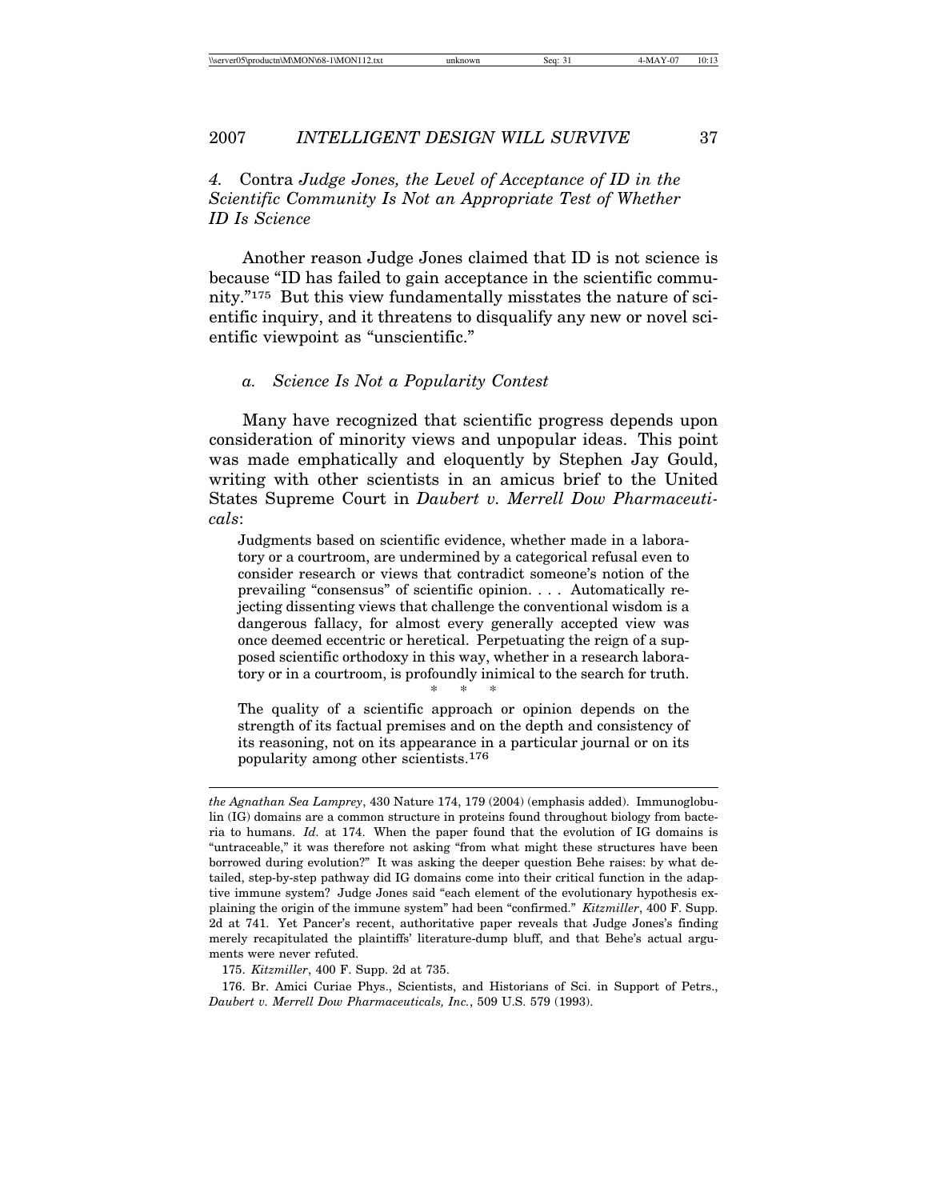### 4. Contra *Judge Jones, the Level of Acceptance of ID in the Scientific Community Is Not an Appropriate Test of Whether ID Is Science*

Another reason Judge Jones claimed that ID is not science is because "ID has failed to gain acceptance in the scientific community."[175] But this view fundamentally misstates the nature of scientific inquiry, and it threatens to disqualify any new or novel scientific viewpoint as "unscientific."

#### *a. Science Is Not a Popularity Contest*

Many have recognized that scientific progress depends upon consideration of minority views and unpopular ideas. This point was made emphatically and eloquently by Stephen Jay Gould, writing with other scientists in an amicus brief to the United States Supreme Court in *Daubert v. Merrell Dow Pharmaceuticals*:

> Judgments based on scientific evidence, whether made in a laboratory or a courtroom, are undermined by a categorical refusal even to consider research or views that contradict someone's notion of the prevailing "consensus" of scientific opinion. . . . Automatically rejecting dissenting views that challenge the conventional wisdom is a dangerous fallacy, for almost every generally accepted view was once deemed eccentric or heretical. Perpetuating the reign of a supposed scientific orthodoxy in this way, whether in a research laboratory or in a courtroom, is profoundly inimical to the search for truth.
>
> \* \* \*
>
> The quality of a scientific approach or opinion depends on the strength of its factual premises and on the depth and consistency of its reasoning, not on its appearance in a particular journal or on its popularity among other scientists.[176]

---

*the Agnathan Sea Lamprey*, 430 Nature 174, 179 (2004) (emphasis added). Immunoglobulin (IG) domains are a common structure in proteins found throughout biology from bacteria to humans. *Id.* at 174. When the paper found that the evolution of IG domains is "untraceable," it was therefore not asking "from what might these structures have been borrowed during evolution?" It was asking the deeper question Behe raises: by what detailed, step-by-step pathway did IG domains come into their critical function in the adaptive immune system? Judge Jones said "each element of the evolutionary hypothesis explaining the origin of the immune system" had been "confirmed." *Kitzmiller*, 400 F. Supp. 2d at 741. Yet Pancer's recent, authoritative paper reveals that Judge Jones's finding merely recapitulated the plaintiffs' literature-dump bluff, and that Behe's actual arguments were never refuted.

175. *Kitzmiller*, 400 F. Supp. 2d at 735.

176. Br. Amici Curiae Phys., Scientists, and Historians of Sci. in Support of Petrs., *Daubert v. Merrell Dow Pharmaceuticals, Inc.*, 509 U.S. 579 (1993).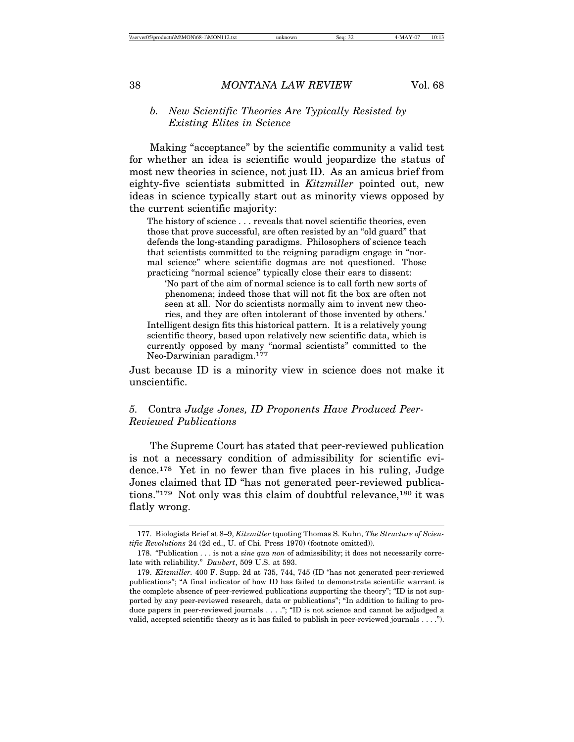### *b. New Scientific Theories Are Typically Resisted by Existing Elites in Science*

Making "acceptance" by the scientific community a valid test for whether an idea is scientific would jeopardize the status of most new theories in science, not just ID. As an amicus brief from eighty-five scientists submitted in *Kitzmiller* pointed out, new ideas in science typically start out as minority views opposed by the current scientific majority:

> The history of science . . . reveals that novel scientific theories, even those that prove successful, are often resisted by an "old guard" that defends the long-standing paradigms. Philosophers of science teach that scientists committed to the reigning paradigm engage in "normal science" where scientific dogmas are not questioned. Those practicing "normal science" typically close their ears to dissent:
>
> > 'No part of the aim of normal science is to call forth new sorts of phenomena; indeed those that will not fit the box are often not seen at all. Nor do scientists normally aim to invent new theories, and they are often intolerant of those invented by others.'
>
> Intelligent design fits this historical pattern. It is a relatively young scientific theory, based upon relatively new scientific data, which is currently opposed by many "normal scientists" committed to the Neo-Darwinian paradigm.[177]

Just because ID is a minority view in science does not make it unscientific.

## *5.* Contra *Judge Jones, ID Proponents Have Produced Peer-Reviewed Publications*

The Supreme Court has stated that peer-reviewed publication is not a necessary condition of admissibility for scientific evidence.[178] Yet in no fewer than five places in his ruling, Judge Jones claimed that ID "has not generated peer-reviewed publications."[179] Not only was this claim of doubtful relevance,[180] it was flatly wrong.

---

177. Biologists Brief at 8–9, *Kitzmiller* (quoting Thomas S. Kuhn, *The Structure of Scientific Revolutions* 24 (2d ed., U. of Chi. Press 1970) (footnote omitted)).

178. "Publication . . . is not a *sine qua non* of admissibility; it does not necessarily correlate with reliability." *Daubert*, 509 U.S. at 593.

179. *Kitzmiller*. 400 F. Supp. 2d at 735, 744, 745 (ID "has not generated peer-reviewed publications"; "A final indicator of how ID has failed to demonstrate scientific warrant is the complete absence of peer-reviewed publications supporting the theory"; "ID is not supported by any peer-reviewed research, data or publications"; "In addition to failing to produce papers in peer-reviewed journals . . . ."; "ID is not science and cannot be adjudged a valid, accepted scientific theory as it has failed to publish in peer-reviewed journals . . . .").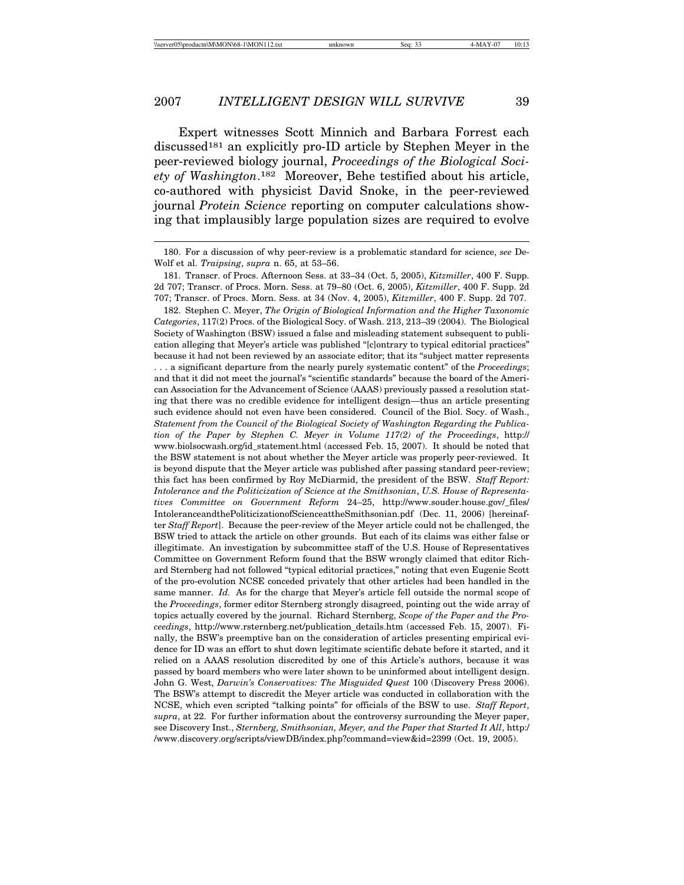Expert witnesses Scott Minnich and Barbara Forrest each discussed[181] an explicitly pro-ID article by Stephen Meyer in the peer-reviewed biology journal, *Proceedings of the Biological Society of Washington*.[182] Moreover, Behe testified about his article, co-authored with physicist David Snoke, in the peer-reviewed journal *Protein Science* reporting on computer calculations showing that implausibly large population sizes are required to evolve

180. For a discussion of why peer-review is a problematic standard for science, *see* DeWolf et al. *Traipsing*, *supra* n. 65, at 53–56.

181. Transcr. of Procs. Afternoon Sess. at 33–34 (Oct. 5, 2005), *Kitzmiller*, 400 F. Supp. 2d 707; Transcr. of Procs. Morn. Sess. at 79–80 (Oct. 6, 2005), *Kitzmiller*, 400 F. Supp. 2d 707; Transcr. of Procs. Morn. Sess. at 34 (Nov. 4, 2005), *Kitzmiller*, 400 F. Supp. 2d 707.

182. Stephen C. Meyer, *The Origin of Biological Information and the Higher Taxonomic Categories*, 117(2) Procs. of the Biological Socy. of Wash. 213, 213–39 (2004). The Biological Society of Washington (BSW) issued a false and misleading statement subsequent to publication alleging that Meyer's article was published "[c]ontrary to typical editorial practices" because it had not been reviewed by an associate editor; that its "subject matter represents . . . a significant departure from the nearly purely systematic content" of the *Proceedings*; and that it did not meet the journal's "scientific standards" because the board of the American Association for the Advancement of Science (AAAS) previously passed a resolution stating that there was no credible evidence for intelligent design—thus an article presenting such evidence should not even have been considered. Council of the Biol. Socy. of Wash., *Statement from the Council of the Biological Society of Washington Regarding the Publication of the Paper by Stephen C. Meyer in Volume 117(2) of the Proceedings*, http://www.biolsocwash.org/id_statement.html (accessed Feb. 15, 2007). It should be noted that the BSW statement is not about whether the Meyer article was properly peer-reviewed. It is beyond dispute that the Meyer article was published after passing standard peer-review; this fact has been confirmed by Roy McDiarmid, the president of the BSW. *Staff Report: Intolerance and the Politicization of Science at the Smithsonian*, *U.S. House of Representatives Committee on Government Reform* 24–25, http://www.souder.house.gov/_files/IntoleranceandthePoliticizationofScienceattheSmithsonian.pdf (Dec. 11, 2006) [hereinafter *Staff Report*]. Because the peer-review of the Meyer article could not be challenged, the BSW tried to attack the article on other grounds. But each of its claims was either false or illegitimate. An investigation by subcommittee staff of the U.S. House of Representatives Committee on Government Reform found that the BSW wrongly claimed that editor Richard Sternberg had not followed "typical editorial practices," noting that even Eugenie Scott of the pro-evolution NCSE conceded privately that other articles had been handled in the same manner. *Id.* As for the charge that Meyer's article fell outside the normal scope of the *Proceedings*, former editor Sternberg strongly disagreed, pointing out the wide array of topics actually covered by the journal. Richard Sternberg, *Scope of the Paper and the Proceedings*, http://www.rsternberg.net/publication_details.htm (accessed Feb. 15, 2007). Finally, the BSW's preemptive ban on the consideration of articles presenting empirical evidence for ID was an effort to shut down legitimate scientific debate before it started, and it relied on a AAAS resolution discredited by one of this Article's authors, because it was passed by board members who were later shown to be uninformed about intelligent design. John G. West, *Darwin's Conservatives: The Misguided Quest* 100 (Discovery Press 2006). The BSW's attempt to discredit the Meyer article was conducted in collaboration with the NCSE, which even scripted "talking points" for officials of the BSW to use. *Staff Report*, *supra*, at 22. For further information about the controversy surrounding the Meyer paper, see Discovery Inst., *Sternberg, Smithsonian, Meyer, and the Paper that Started It All*, http://www.discovery.org/scripts/viewDB/index.php?command=view&id=2399 (Oct. 19, 2005).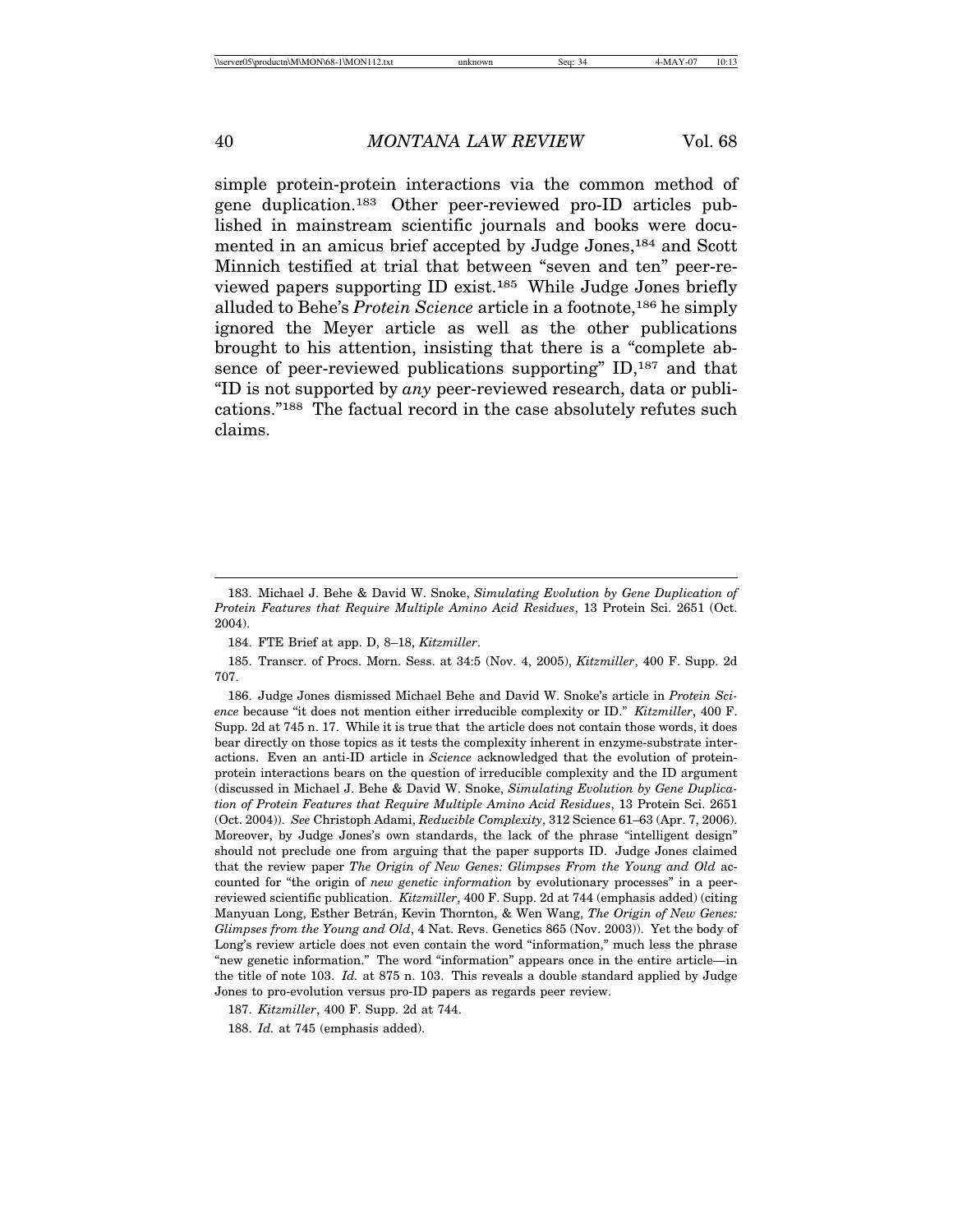simple protein-protein interactions via the common method of gene duplication.[183] Other peer-reviewed pro-ID articles published in mainstream scientific journals and books were documented in an amicus brief accepted by Judge Jones,[184] and Scott Minnich testified at trial that between "seven and ten" peer-reviewed papers supporting ID exist.[185] While Judge Jones briefly alluded to Behe's *Protein Science* article in a footnote,[186] he simply ignored the Meyer article as well as the other publications brought to his attention, insisting that there is a "complete absence of peer-reviewed publications supporting" ID,[187] and that "ID is not supported by *any* peer-reviewed research, data or publications."[188] The factual record in the case absolutely refutes such claims.

---

183. Michael J. Behe & David W. Snoke, *Simulating Evolution by Gene Duplication of Protein Features that Require Multiple Amino Acid Residues*, 13 Protein Sci. 2651 (Oct. 2004).

184. FTE Brief at app. D, 8–18, *Kitzmiller*.

185. Transcr. of Procs. Morn. Sess. at 34:5 (Nov. 4, 2005), *Kitzmiller*, 400 F. Supp. 2d 707.

186. Judge Jones dismissed Michael Behe and David W. Snoke's article in *Protein Science* because "it does not mention either irreducible complexity or ID." *Kitzmiller*, 400 F. Supp. 2d at 745 n. 17. While it is true that the article does not contain those words, it does bear directly on those topics as it tests the complexity inherent in enzyme-substrate interactions. Even an anti-ID article in *Science* acknowledged that the evolution of protein-protein interactions bears on the question of irreducible complexity and the ID argument (discussed in Michael J. Behe & David W. Snoke, *Simulating Evolution by Gene Duplication of Protein Features that Require Multiple Amino Acid Residues*, 13 Protein Sci. 2651 (Oct. 2004)). *See* Christoph Adami, *Reducible Complexity*, 312 Science 61–63 (Apr. 7, 2006). Moreover, by Judge Jones's own standards, the lack of the phrase "intelligent design" should not preclude one from arguing that the paper supports ID. Judge Jones claimed that the review paper *The Origin of New Genes: Glimpses From the Young and Old* accounted for "the origin of *new genetic information* by evolutionary processes" in a peer-reviewed scientific publication. *Kitzmiller*, 400 F. Supp. 2d at 744 (emphasis added) (citing Manyuan Long, Esther Betrán, Kevin Thornton, & Wen Wang, *The Origin of New Genes: Glimpses from the Young and Old*, 4 Nat. Revs. Genetics 865 (Nov. 2003)). Yet the body of Long's review article does not even contain the word "information," much less the phrase "new genetic information." The word "information" appears once in the entire article—in the title of note 103. *Id.* at 875 n. 103. This reveals a double standard applied by Judge Jones to pro-evolution versus pro-ID papers as regards peer review.

187. *Kitzmiller*, 400 F. Supp. 2d at 744.

188. *Id.* at 745 (emphasis added).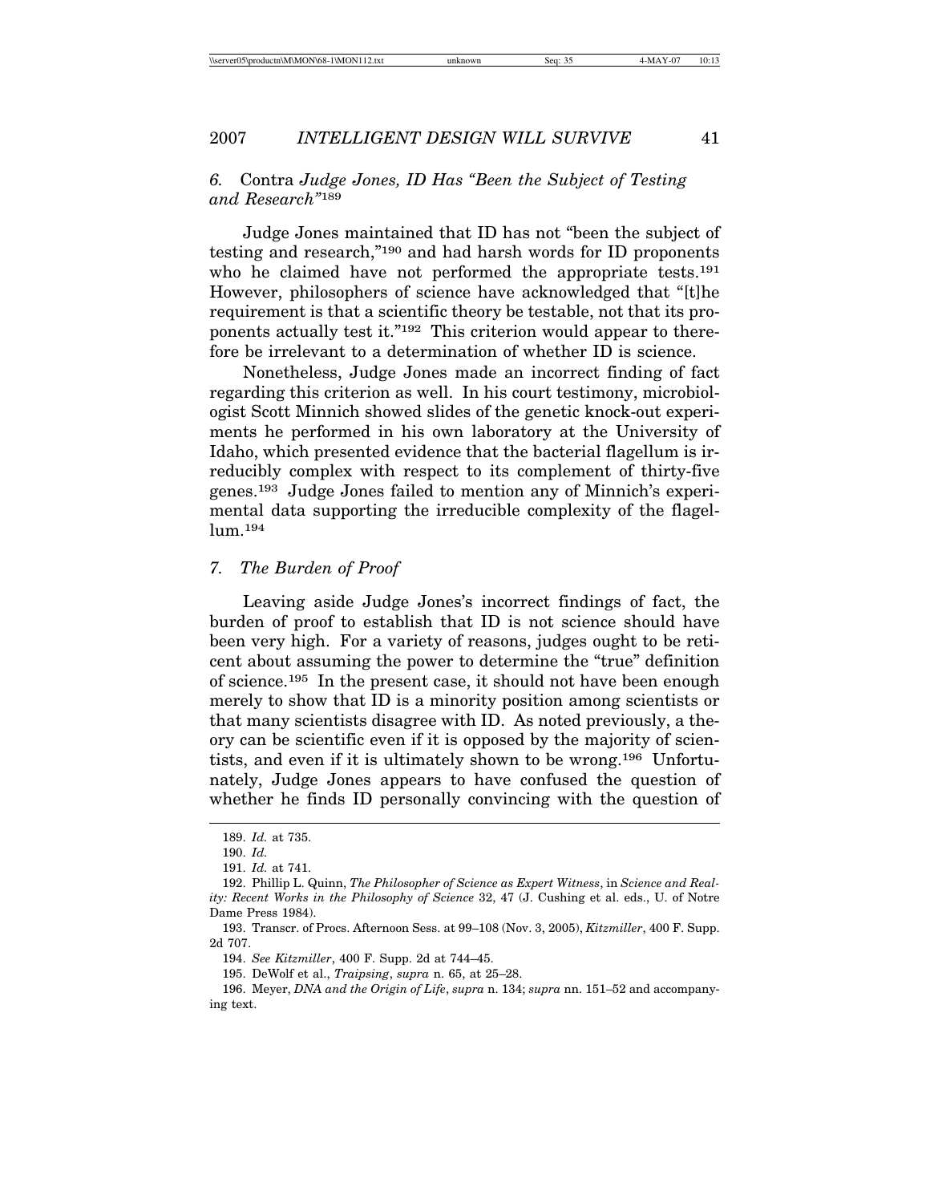### *6.* Contra *Judge Jones, ID Has "Been the Subject of Testing and Research"*[189]

Judge Jones maintained that ID has not "been the subject of testing and research,"[190] and had harsh words for ID proponents who he claimed have not performed the appropriate tests.[191] However, philosophers of science have acknowledged that "[t]he requirement is that a scientific theory be testable, not that its proponents actually test it."[192] This criterion would appear to therefore be irrelevant to a determination of whether ID is science.

Nonetheless, Judge Jones made an incorrect finding of fact regarding this criterion as well. In his court testimony, microbiologist Scott Minnich showed slides of the genetic knock-out experiments he performed in his own laboratory at the University of Idaho, which presented evidence that the bacterial flagellum is irreducibly complex with respect to its complement of thirty-five genes.[193] Judge Jones failed to mention any of Minnich's experimental data supporting the irreducible complexity of the flagellum.[194]

### *7. The Burden of Proof*

Leaving aside Judge Jones's incorrect findings of fact, the burden of proof to establish that ID is not science should have been very high. For a variety of reasons, judges ought to be reticent about assuming the power to determine the "true" definition of science.[195] In the present case, it should not have been enough merely to show that ID is a minority position among scientists or that many scientists disagree with ID. As noted previously, a theory can be scientific even if it is opposed by the majority of scientists, and even if it is ultimately shown to be wrong.[196] Unfortunately, Judge Jones appears to have confused the question of whether he finds ID personally convincing with the question of

---

189. *Id.* at 735.

190. *Id.*

191. *Id.* at 741.

192. Phillip L. Quinn, *The Philosopher of Science as Expert Witness*, in *Science and Reality: Recent Works in the Philosophy of Science* 32, 47 (J. Cushing et al. eds., U. of Notre Dame Press 1984).

193. Transcr. of Procs. Afternoon Sess. at 99–108 (Nov. 3, 2005), *Kitzmiller*, 400 F. Supp. 2d 707.

194. *See Kitzmiller*, 400 F. Supp. 2d at 744–45.

195. DeWolf et al., *Traipsing*, *supra* n. 65, at 25–28.

196. Meyer, *DNA and the Origin of Life*, *supra* n. 134; *supra* nn. 151–52 and accompanying text.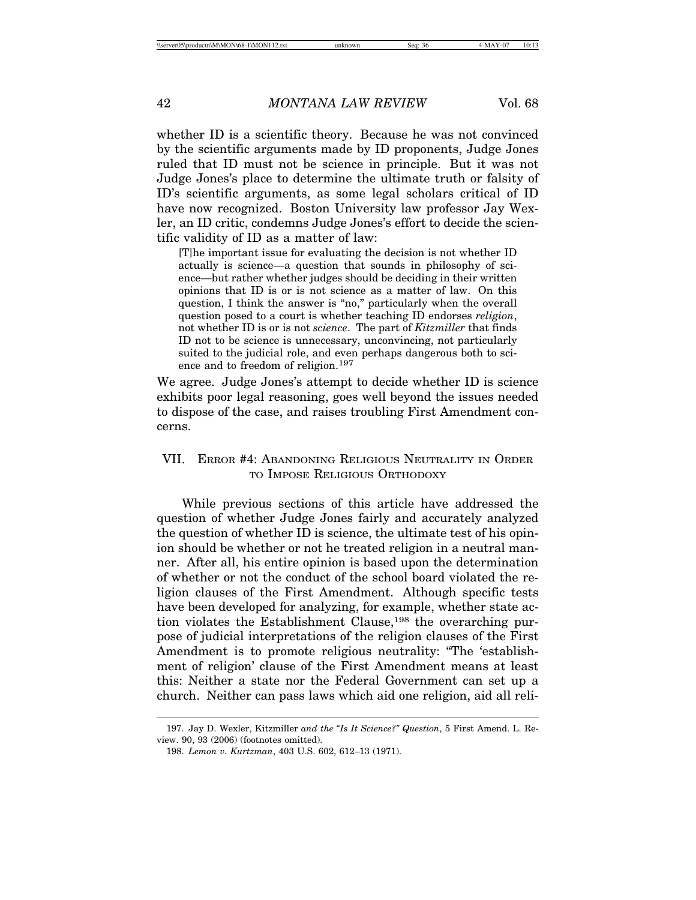whether ID is a scientific theory. Because he was not convinced by the scientific arguments made by ID proponents, Judge Jones ruled that ID must not be science in principle. But it was not Judge Jones's place to determine the ultimate truth or falsity of ID's scientific arguments, as some legal scholars critical of ID have now recognized. Boston University law professor Jay Wexler, an ID critic, condemns Judge Jones's effort to decide the scientific validity of ID as a matter of law:

> [T]he important issue for evaluating the decision is not whether ID actually is science—a question that sounds in philosophy of science—but rather whether judges should be deciding in their written opinions that ID is or is not science as a matter of law. On this question, I think the answer is "no," particularly when the overall question posed to a court is whether teaching ID endorses *religion*, not whether ID is or is not *science*. The part of *Kitzmiller* that finds ID not to be science is unnecessary, unconvincing, not particularly suited to the judicial role, and even perhaps dangerous both to science and to freedom of religion.[197]

We agree. Judge Jones's attempt to decide whether ID is science exhibits poor legal reasoning, goes well beyond the issues needed to dispose of the case, and raises troubling First Amendment concerns.

## VII. Error #4: Abandoning Religious Neutrality in Order to Impose Religious Orthodoxy

While previous sections of this article have addressed the question of whether Judge Jones fairly and accurately analyzed the question of whether ID is science, the ultimate test of his opinion should be whether or not he treated religion in a neutral manner. After all, his entire opinion is based upon the determination of whether or not the conduct of the school board violated the religion clauses of the First Amendment. Although specific tests have been developed for analyzing, for example, whether state action violates the Establishment Clause,[198] the overarching purpose of judicial interpretations of the religion clauses of the First Amendment is to promote religious neutrality: "The 'establishment of religion' clause of the First Amendment means at least this: Neither a state nor the Federal Government can set up a church. Neither can pass laws which aid one religion, aid all reli-

---

197. Jay D. Wexler, Kitzmiller *and the "Is It Science?" Question*, 5 First Amend. L. Review. 90, 93 (2006) (footnotes omitted).

198. *Lemon v. Kurtzman*, 403 U.S. 602, 612–13 (1971).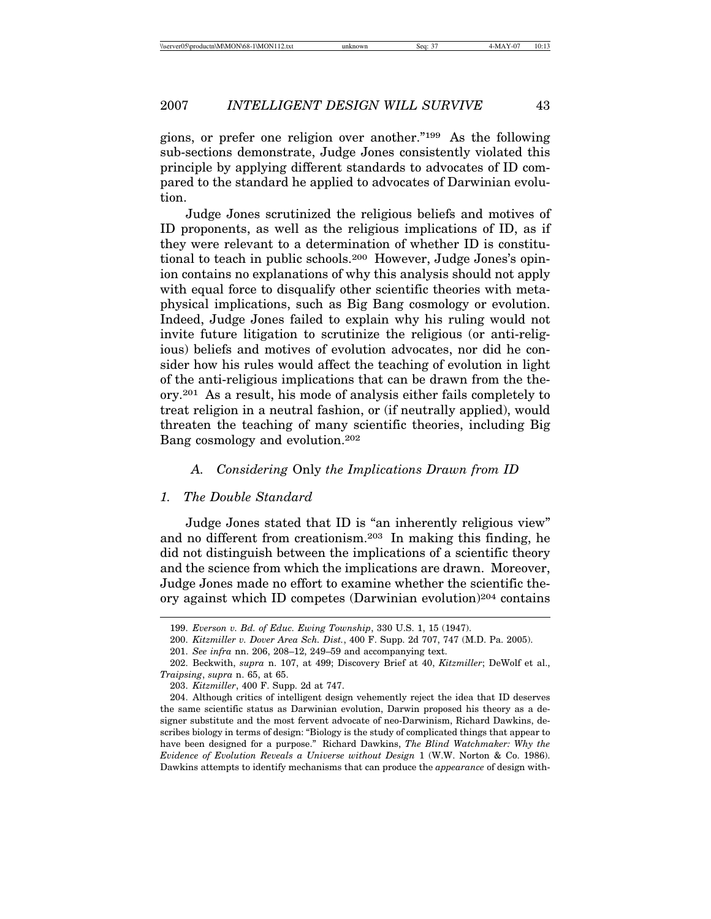gions, or prefer one religion over another."[199] As the following sub-sections demonstrate, Judge Jones consistently violated this principle by applying different standards to advocates of ID compared to the standard he applied to advocates of Darwinian evolution.

Judge Jones scrutinized the religious beliefs and motives of ID proponents, as well as the religious implications of ID, as if they were relevant to a determination of whether ID is constitutional to teach in public schools.[200] However, Judge Jones's opinion contains no explanations of why this analysis should not apply with equal force to disqualify other scientific theories with metaphysical implications, such as Big Bang cosmology or evolution. Indeed, Judge Jones failed to explain why his ruling would not invite future litigation to scrutinize the religious (or anti-religious) beliefs and motives of evolution advocates, nor did he consider how his rules would affect the teaching of evolution in light of the anti-religious implications that can be drawn from the theory.[201] As a result, his mode of analysis either fails completely to treat religion in a neutral fashion, or (if neutrally applied), would threaten the teaching of many scientific theories, including Big Bang cosmology and evolution.[202]

### A. *Considering* Only *the Implications Drawn from ID*

#### 1. *The Double Standard*

Judge Jones stated that ID is "an inherently religious view" and no different from creationism.[203] In making this finding, he did not distinguish between the implications of a scientific theory and the science from which the implications are drawn. Moreover, Judge Jones made no effort to examine whether the scientific theory against which ID competes (Darwinian evolution)[204] contains

---

199. *Everson v. Bd. of Educ. Ewing Township*, 330 U.S. 1, 15 (1947).

200. *Kitzmiller v. Dover Area Sch. Dist.*, 400 F. Supp. 2d 707, 747 (M.D. Pa. 2005).

201. *See infra* nn. 206, 208–12, 249–59 and accompanying text.

202. Beckwith, *supra* n. 107, at 499; Discovery Brief at 40, *Kitzmiller*; DeWolf et al., *Traipsing*, *supra* n. 65, at 65.

203. *Kitzmiller*, 400 F. Supp. 2d at 747.

204. Although critics of intelligent design vehemently reject the idea that ID deserves the same scientific status as Darwinian evolution, Darwin proposed his theory as a designer substitute and the most fervent advocate of neo-Darwinism, Richard Dawkins, describes biology in terms of design: "Biology is the study of complicated things that appear to have been designed for a purpose." Richard Dawkins, *The Blind Watchmaker: Why the Evidence of Evolution Reveals a Universe without Design* 1 (W.W. Norton & Co. 1986). Dawkins attempts to identify mechanisms that can produce the *appearance* of design with-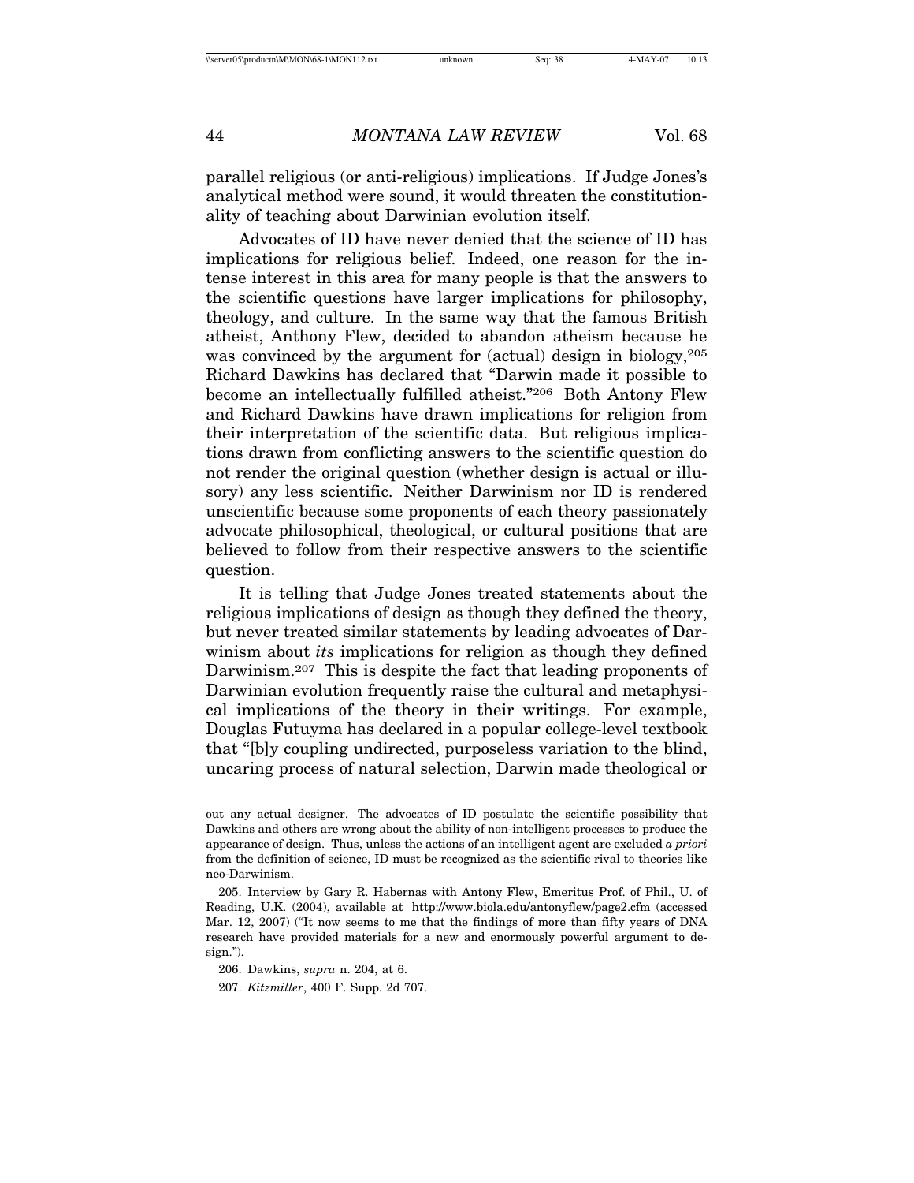parallel religious (or anti-religious) implications. If Judge Jones's analytical method were sound, it would threaten the constitutionality of teaching about Darwinian evolution itself.

Advocates of ID have never denied that the science of ID has implications for religious belief. Indeed, one reason for the intense interest in this area for many people is that the answers to the scientific questions have larger implications for philosophy, theology, and culture. In the same way that the famous British atheist, Anthony Flew, decided to abandon atheism because he was convinced by the argument for (actual) design in biology,[205] Richard Dawkins has declared that "Darwin made it possible to become an intellectually fulfilled atheist."[206] Both Antony Flew and Richard Dawkins have drawn implications for religion from their interpretation of the scientific data. But religious implications drawn from conflicting answers to the scientific question do not render the original question (whether design is actual or illusory) any less scientific. Neither Darwinism nor ID is rendered unscientific because some proponents of each theory passionately advocate philosophical, theological, or cultural positions that are believed to follow from their respective answers to the scientific question.

It is telling that Judge Jones treated statements about the religious implications of design as though they defined the theory, but never treated similar statements by leading advocates of Darwinism about *its* implications for religion as though they defined Darwinism.[207] This is despite the fact that leading proponents of Darwinian evolution frequently raise the cultural and metaphysical implications of the theory in their writings. For example, Douglas Futuyma has declared in a popular college-level textbook that "[b]y coupling undirected, purposeless variation to the blind, uncaring process of natural selection, Darwin made theological or

---

out any actual designer. The advocates of ID postulate the scientific possibility that Dawkins and others are wrong about the ability of non-intelligent processes to produce the appearance of design. Thus, unless the actions of an intelligent agent are excluded *a priori* from the definition of science, ID must be recognized as the scientific rival to theories like neo-Darwinism.

205. Interview by Gary R. Habernas with Antony Flew, Emeritus Prof. of Phil., U. of Reading, U.K. (2004), available at http://www.biola.edu/antonyflew/page2.cfm (accessed Mar. 12, 2007) ("It now seems to me that the findings of more than fifty years of DNA research have provided materials for a new and enormously powerful argument to design.").

206. Dawkins, *supra* n. 204, at 6.

207. *Kitzmiller*, 400 F. Supp. 2d 707.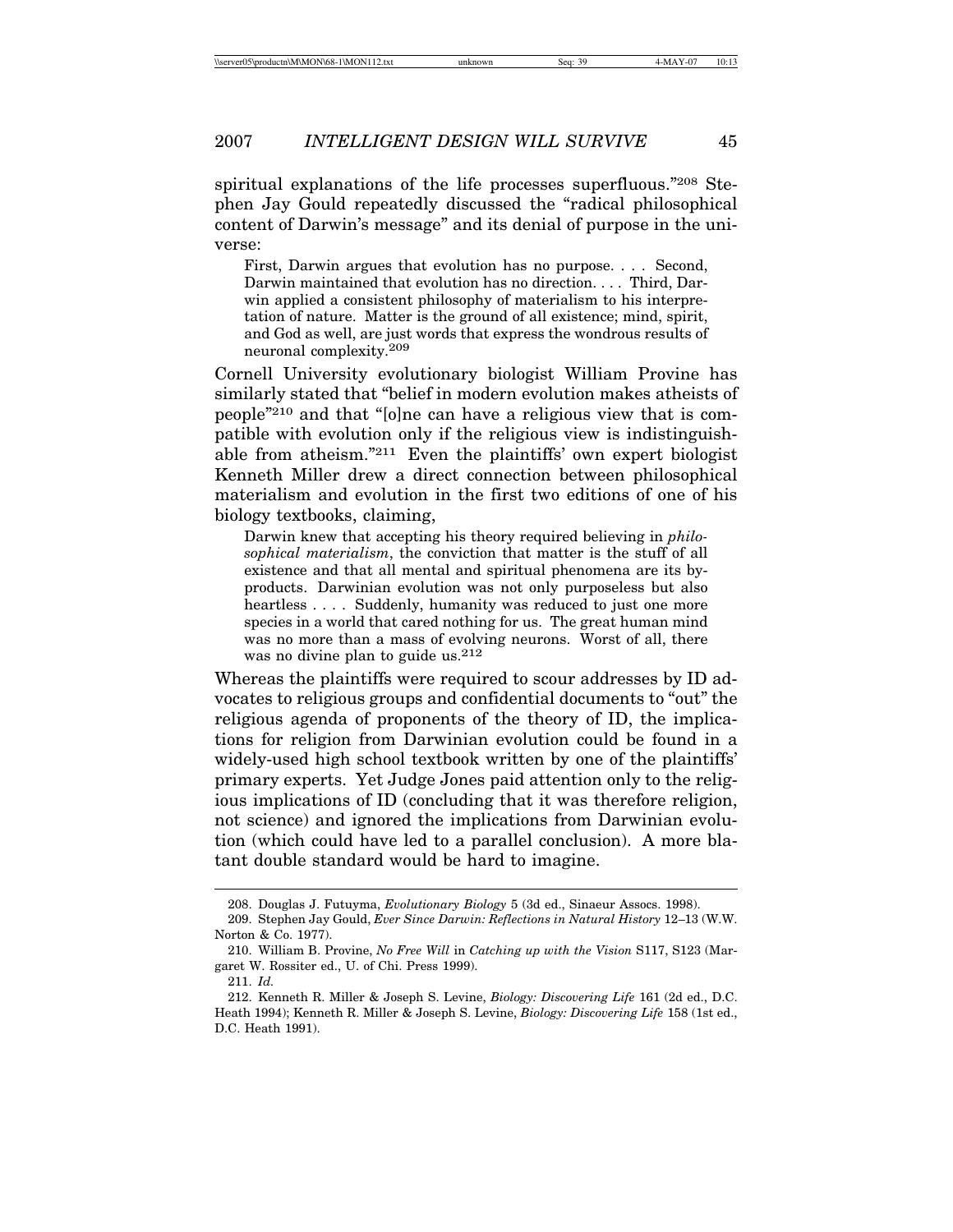spiritual explanations of the life processes superfluous."[208] Stephen Jay Gould repeatedly discussed the "radical philosophical content of Darwin's message" and its denial of purpose in the universe:

> First, Darwin argues that evolution has no purpose. . . . Second, Darwin maintained that evolution has no direction. . . . Third, Darwin applied a consistent philosophy of materialism to his interpretation of nature. Matter is the ground of all existence; mind, spirit, and God as well, are just words that express the wondrous results of neuronal complexity.[209]

Cornell University evolutionary biologist William Provine has similarly stated that "belief in modern evolution makes atheists of people"[210] and that "[o]ne can have a religious view that is compatible with evolution only if the religious view is indistinguishable from atheism."[211] Even the plaintiffs' own expert biologist Kenneth Miller drew a direct connection between philosophical materialism and evolution in the first two editions of one of his biology textbooks, claiming,

> Darwin knew that accepting his theory required believing in *philosophical materialism*, the conviction that matter is the stuff of all existence and that all mental and spiritual phenomena are its byproducts. Darwinian evolution was not only purposeless but also heartless . . . . Suddenly, humanity was reduced to just one more species in a world that cared nothing for us. The great human mind was no more than a mass of evolving neurons. Worst of all, there was no divine plan to guide us.[212]

Whereas the plaintiffs were required to scour addresses by ID advocates to religious groups and confidential documents to "out" the religious agenda of proponents of the theory of ID, the implications for religion from Darwinian evolution could be found in a widely-used high school textbook written by one of the plaintiffs' primary experts. Yet Judge Jones paid attention only to the religious implications of ID (concluding that it was therefore religion, not science) and ignored the implications from Darwinian evolution (which could have led to a parallel conclusion). A more blatant double standard would be hard to imagine.

---

208. Douglas J. Futuyma, *Evolutionary Biology* 5 (3d ed., Sinaeur Assocs. 1998).

209. Stephen Jay Gould, *Ever Since Darwin: Reflections in Natural History* 12–13 (W.W. Norton & Co. 1977).

210. William B. Provine, *No Free Will* in *Catching up with the Vision* S117, S123 (Margaret W. Rossiter ed., U. of Chi. Press 1999).

211. *Id.*

212. Kenneth R. Miller & Joseph S. Levine, *Biology: Discovering Life* 161 (2d ed., D.C. Heath 1994); Kenneth R. Miller & Joseph S. Levine, *Biology: Discovering Life* 158 (1st ed., D.C. Heath 1991).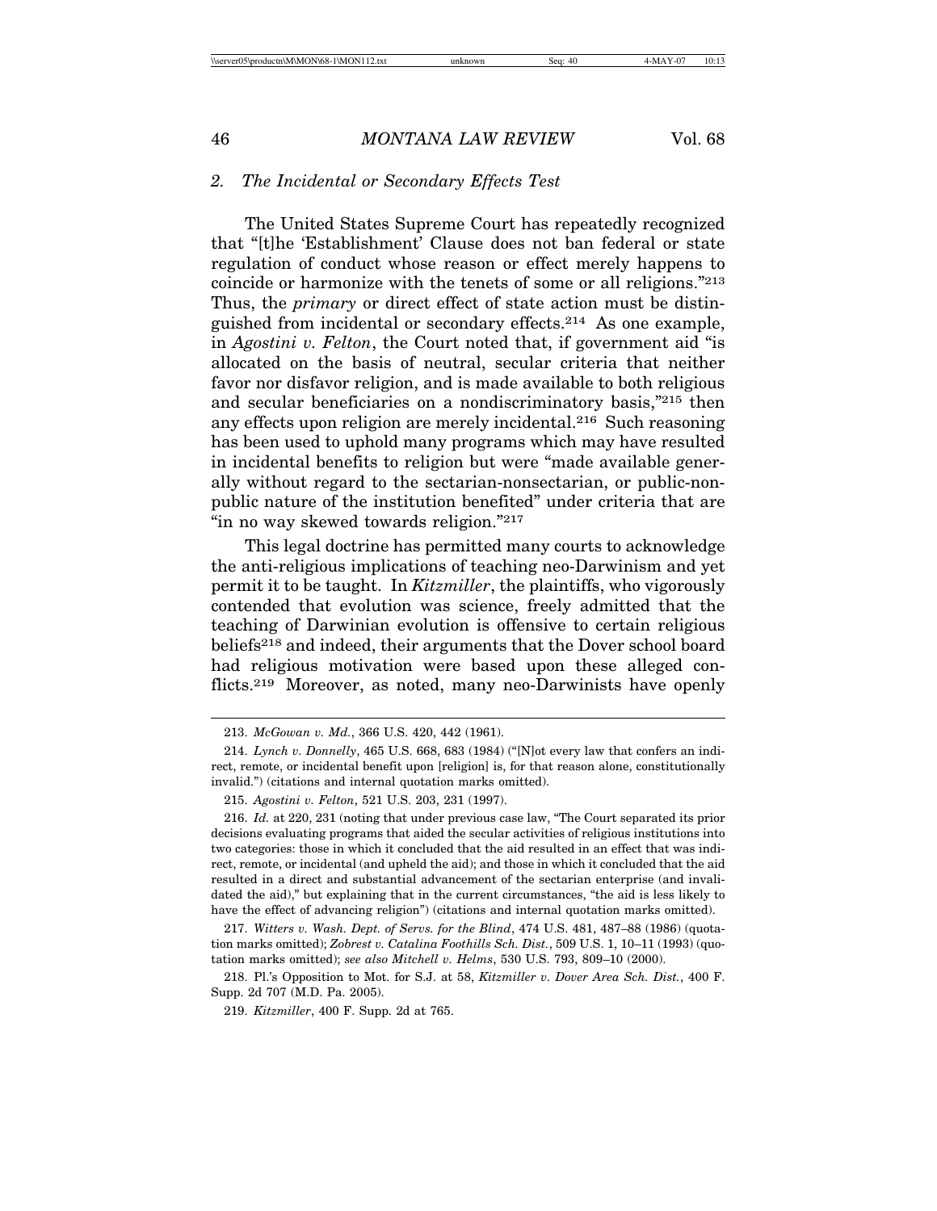### 2. *The Incidental or Secondary Effects Test*

The United States Supreme Court has repeatedly recognized that "[t]he 'Establishment' Clause does not ban federal or state regulation of conduct whose reason or effect merely happens to coincide or harmonize with the tenets of some or all religions."[213] Thus, the *primary* or direct effect of state action must be distinguished from incidental or secondary effects.[214] As one example, in *Agostini v. Felton*, the Court noted that, if government aid "is allocated on the basis of neutral, secular criteria that neither favor nor disfavor religion, and is made available to both religious and secular beneficiaries on a nondiscriminatory basis,"[215] then any effects upon religion are merely incidental.[216] Such reasoning has been used to uphold many programs which may have resulted in incidental benefits to religion but were "made available generally without regard to the sectarian-nonsectarian, or public-nonpublic nature of the institution benefited" under criteria that are "in no way skewed towards religion."[217]

This legal doctrine has permitted many courts to acknowledge the anti-religious implications of teaching neo-Darwinism and yet permit it to be taught. In *Kitzmiller*, the plaintiffs, who vigorously contended that evolution was science, freely admitted that the teaching of Darwinian evolution is offensive to certain religious beliefs[218] and indeed, their arguments that the Dover school board had religious motivation were based upon these alleged conflicts.[219] Moreover, as noted, many neo-Darwinists have openly

---

213. *McGowan v. Md.*, 366 U.S. 420, 442 (1961).

214. *Lynch v. Donnelly*, 465 U.S. 668, 683 (1984) ("[N]ot every law that confers an indirect, remote, or incidental benefit upon [religion] is, for that reason alone, constitutionally invalid.") (citations and internal quotation marks omitted).

215. *Agostini v. Felton*, 521 U.S. 203, 231 (1997).

216. *Id.* at 220, 231 (noting that under previous case law, "The Court separated its prior decisions evaluating programs that aided the secular activities of religious institutions into two categories: those in which it concluded that the aid resulted in an effect that was indirect, remote, or incidental (and upheld the aid); and those in which it concluded that the aid resulted in a direct and substantial advancement of the sectarian enterprise (and invalidated the aid)," but explaining that in the current circumstances, "the aid is less likely to have the effect of advancing religion") (citations and internal quotation marks omitted).

217. *Witters v. Wash. Dept. of Servs. for the Blind*, 474 U.S. 481, 487–88 (1986) (quotation marks omitted); *Zobrest v. Catalina Foothills Sch. Dist.*, 509 U.S. 1, 10–11 (1993) (quotation marks omitted); *see also Mitchell v. Helms*, 530 U.S. 793, 809–10 (2000).

218. Pl.'s Opposition to Mot. for S.J. at 58, *Kitzmiller v. Dover Area Sch. Dist.*, 400 F. Supp. 2d 707 (M.D. Pa. 2005).

219. *Kitzmiller*, 400 F. Supp. 2d at 765.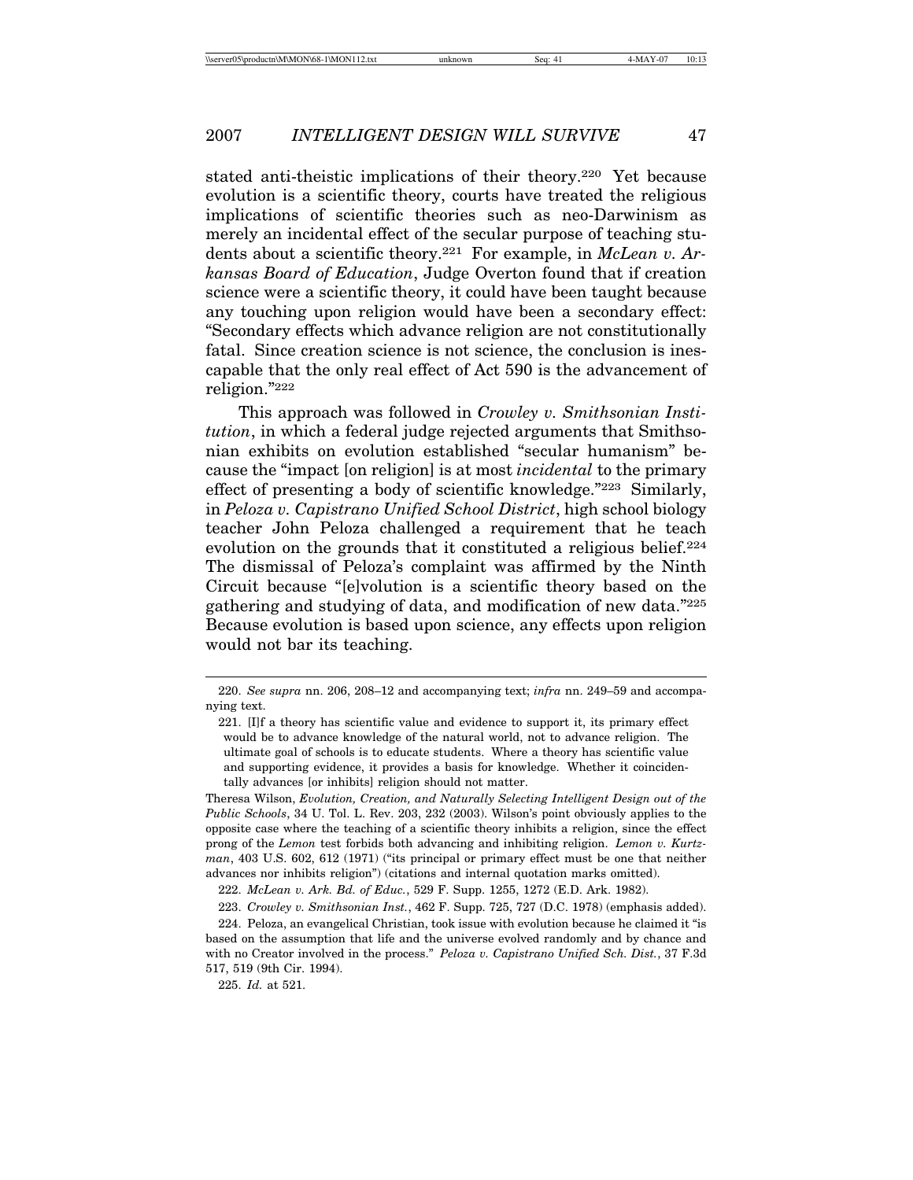stated anti-theistic implications of their theory.[220] Yet because evolution is a scientific theory, courts have treated the religious implications of scientific theories such as neo-Darwinism as merely an incidental effect of the secular purpose of teaching students about a scientific theory.[221] For example, in *McLean v. Arkansas Board of Education*, Judge Overton found that if creation science were a scientific theory, it could have been taught because any touching upon religion would have been a secondary effect: "Secondary effects which advance religion are not constitutionally fatal. Since creation science is not science, the conclusion is inescapable that the only real effect of Act 590 is the advancement of religion."[222]

This approach was followed in *Crowley v. Smithsonian Institution*, in which a federal judge rejected arguments that Smithsonian exhibits on evolution established "secular humanism" because the "impact [on religion] is at most *incidental* to the primary effect of presenting a body of scientific knowledge."[223] Similarly, in *Peloza v. Capistrano Unified School District*, high school biology teacher John Peloza challenged a requirement that he teach evolution on the grounds that it constituted a religious belief.[224] The dismissal of Peloza's complaint was affirmed by the Ninth Circuit because "[e]volution is a scientific theory based on the gathering and studying of data, and modification of new data."[225] Because evolution is based upon science, any effects upon religion would not bar its teaching.

---

220. *See supra* nn. 206, 208–12 and accompanying text; *infra* nn. 249–59 and accompanying text.

221. [I]f a theory has scientific value and evidence to support it, its primary effect would be to advance knowledge of the natural world, not to advance religion. The ultimate goal of schools is to educate students. Where a theory has scientific value and supporting evidence, it provides a basis for knowledge. Whether it coincidentally advances [or inhibits] religion should not matter.

Theresa Wilson, *Evolution, Creation, and Naturally Selecting Intelligent Design out of the Public Schools*, 34 U. Tol. L. Rev. 203, 232 (2003). Wilson's point obviously applies to the opposite case where the teaching of a scientific theory inhibits a religion, since the effect prong of the *Lemon* test forbids both advancing and inhibiting religion. *Lemon v. Kurtzman*, 403 U.S. 602, 612 (1971) ("its principal or primary effect must be one that neither advances nor inhibits religion") (citations and internal quotation marks omitted).

222. *McLean v. Ark. Bd. of Educ.*, 529 F. Supp. 1255, 1272 (E.D. Ark. 1982).

223. *Crowley v. Smithsonian Inst.*, 462 F. Supp. 725, 727 (D.C. 1978) (emphasis added).

224. Peloza, an evangelical Christian, took issue with evolution because he claimed it "is based on the assumption that life and the universe evolved randomly and by chance and with no Creator involved in the process." *Peloza v. Capistrano Unified Sch. Dist.*, 37 F.3d 517, 519 (9th Cir. 1994).

225. *Id.* at 521.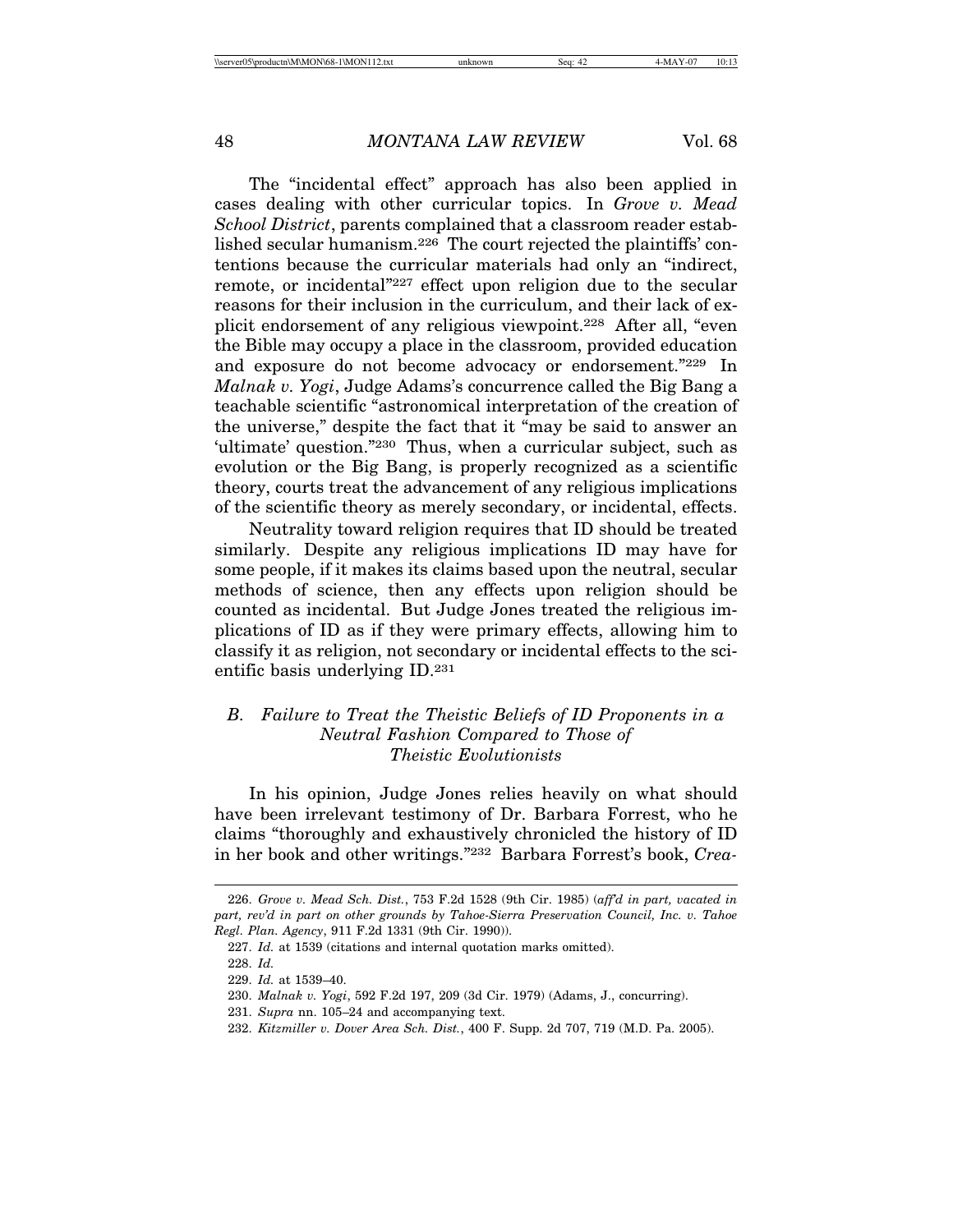The "incidental effect" approach has also been applied in cases dealing with other curricular topics. In *Grove v. Mead School District*, parents complained that a classroom reader established secular humanism.[226] The court rejected the plaintiffs' contentions because the curricular materials had only an "indirect, remote, or incidental"[227] effect upon religion due to the secular reasons for their inclusion in the curriculum, and their lack of explicit endorsement of any religious viewpoint.[228] After all, "even the Bible may occupy a place in the classroom, provided education and exposure do not become advocacy or endorsement."[229] In *Malnak v. Yogi*, Judge Adams's concurrence called the Big Bang a teachable scientific "astronomical interpretation of the creation of the universe," despite the fact that it "may be said to answer an 'ultimate' question."[230] Thus, when a curricular subject, such as evolution or the Big Bang, is properly recognized as a scientific theory, courts treat the advancement of any religious implications of the scientific theory as merely secondary, or incidental, effects.

Neutrality toward religion requires that ID should be treated similarly. Despite any religious implications ID may have for some people, if it makes its claims based upon the neutral, secular methods of science, then any effects upon religion should be counted as incidental. But Judge Jones treated the religious implications of ID as if they were primary effects, allowing him to classify it as religion, not secondary or incidental effects to the scientific basis underlying ID.[231]

### *B. Failure to Treat the Theistic Beliefs of ID Proponents in a Neutral Fashion Compared to Those of Theistic Evolutionists*

In his opinion, Judge Jones relies heavily on what should have been irrelevant testimony of Dr. Barbara Forrest, who he claims "thoroughly and exhaustively chronicled the history of ID in her book and other writings."[232] Barbara Forrest's book, *Crea-*

---

226. *Grove v. Mead Sch. Dist.*, 753 F.2d 1528 (9th Cir. 1985) (*aff'd in part, vacated in part, rev'd in part on other grounds by Tahoe-Sierra Preservation Council, Inc. v. Tahoe Regl. Plan. Agency*, 911 F.2d 1331 (9th Cir. 1990)).

227. *Id.* at 1539 (citations and internal quotation marks omitted).

228. *Id.*

229. *Id.* at 1539–40.

230. *Malnak v. Yogi*, 592 F.2d 197, 209 (3d Cir. 1979) (Adams, J., concurring).

231. *Supra* nn. 105–24 and accompanying text.

232. *Kitzmiller v. Dover Area Sch. Dist.*, 400 F. Supp. 2d 707, 719 (M.D. Pa. 2005).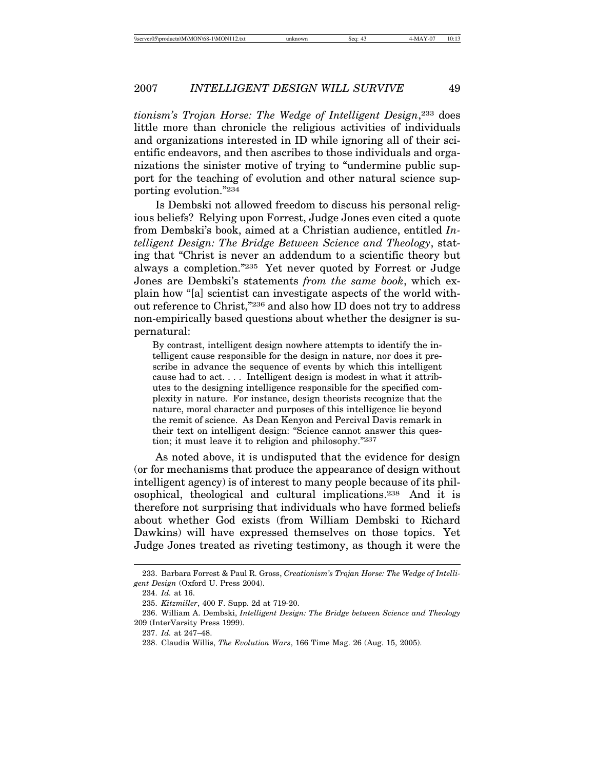*tionism's Trojan Horse: The Wedge of Intelligent Design*,[233] does little more than chronicle the religious activities of individuals and organizations interested in ID while ignoring all of their scientific endeavors, and then ascribes to those individuals and organizations the sinister motive of trying to "undermine public support for the teaching of evolution and other natural science supporting evolution."[234]

Is Dembski not allowed freedom to discuss his personal religious beliefs? Relying upon Forrest, Judge Jones even cited a quote from Dembski's book, aimed at a Christian audience, entitled *Intelligent Design: The Bridge Between Science and Theology*, stating that "Christ is never an addendum to a scientific theory but always a completion."[235] Yet never quoted by Forrest or Judge Jones are Dembski's statements *from the same book*, which explain how "[a] scientist can investigate aspects of the world without reference to Christ,"[236] and also how ID does not try to address non-empirically based questions about whether the designer is supernatural:

> By contrast, intelligent design nowhere attempts to identify the intelligent cause responsible for the design in nature, nor does it prescribe in advance the sequence of events by which this intelligent cause had to act. . . . Intelligent design is modest in what it attributes to the designing intelligence responsible for the specified complexity in nature. For instance, design theorists recognize that the nature, moral character and purposes of this intelligence lie beyond the remit of science. As Dean Kenyon and Percival Davis remark in their text on intelligent design: "Science cannot answer this question; it must leave it to religion and philosophy."[237]

As noted above, it is undisputed that the evidence for design (or for mechanisms that produce the appearance of design without intelligent agency) is of interest to many people because of its philosophical, theological and cultural implications.[238] And it is therefore not surprising that individuals who have formed beliefs about whether God exists (from William Dembski to Richard Dawkins) will have expressed themselves on those topics. Yet Judge Jones treated as riveting testimony, as though it were the

---

233. Barbara Forrest & Paul R. Gross, *Creationism's Trojan Horse: The Wedge of Intelligent Design* (Oxford U. Press 2004).

234. *Id.* at 16.

235. *Kitzmiller*, 400 F. Supp. 2d at 719-20.

236. William A. Dembski, *Intelligent Design: The Bridge between Science and Theology* 209 (InterVarsity Press 1999).

237. *Id.* at 247–48.

238. Claudia Willis, *The Evolution Wars*, 166 Time Mag. 26 (Aug. 15, 2005).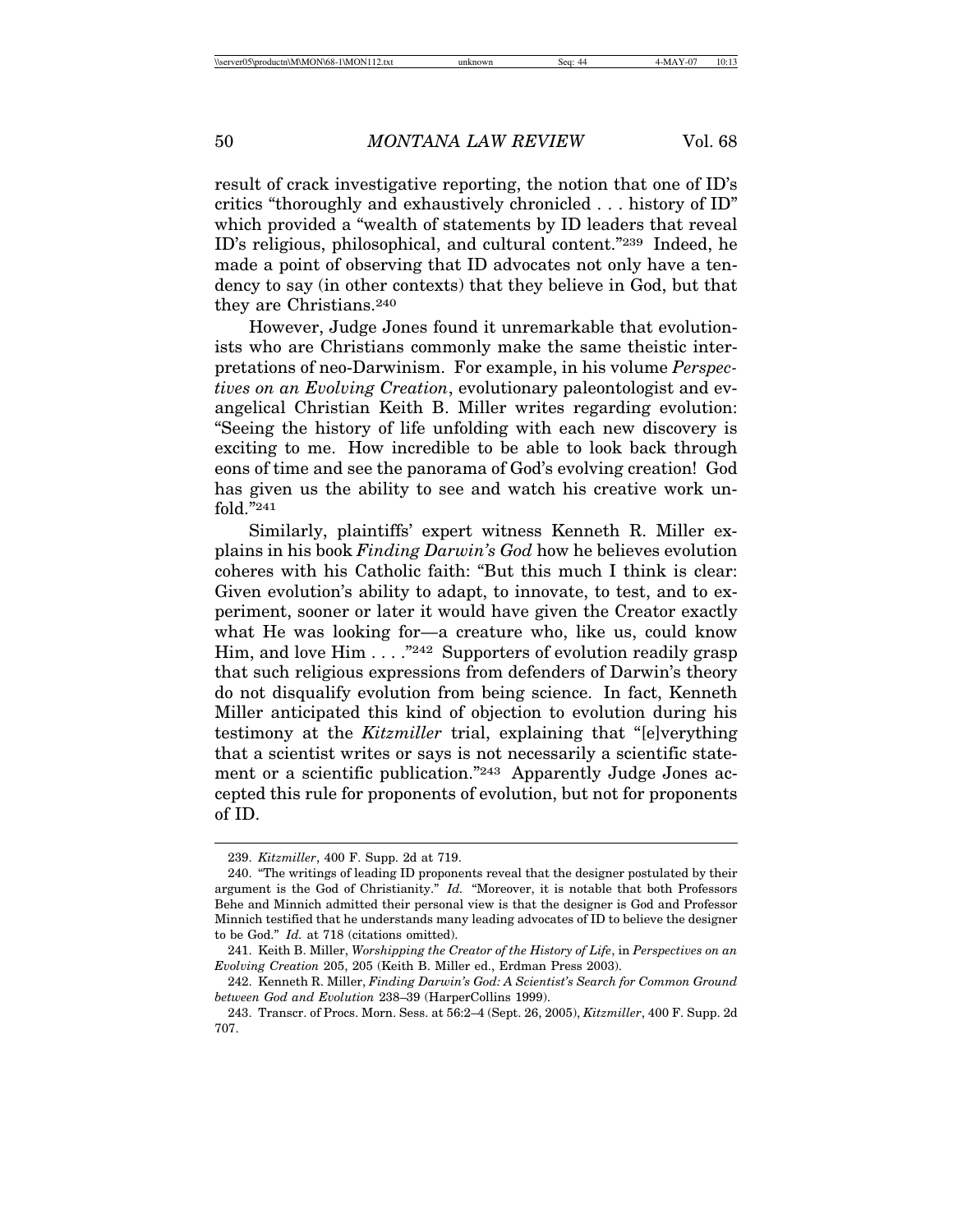result of crack investigative reporting, the notion that one of ID's critics "thoroughly and exhaustively chronicled . . . history of ID" which provided a "wealth of statements by ID leaders that reveal ID's religious, philosophical, and cultural content."[239] Indeed, he made a point of observing that ID advocates not only have a tendency to say (in other contexts) that they believe in God, but that they are Christians.[240]

However, Judge Jones found it unremarkable that evolutionists who are Christians commonly make the same theistic interpretations of neo-Darwinism. For example, in his volume *Perspectives on an Evolving Creation*, evolutionary paleontologist and evangelical Christian Keith B. Miller writes regarding evolution: "Seeing the history of life unfolding with each new discovery is exciting to me. How incredible to be able to look back through eons of time and see the panorama of God's evolving creation! God has given us the ability to see and watch his creative work unfold."[241]

Similarly, plaintiffs' expert witness Kenneth R. Miller explains in his book *Finding Darwin's God* how he believes evolution coheres with his Catholic faith: "But this much I think is clear: Given evolution's ability to adapt, to innovate, to test, and to experiment, sooner or later it would have given the Creator exactly what He was looking for—a creature who, like us, could know Him, and love Him . . . ."[242] Supporters of evolution readily grasp that such religious expressions from defenders of Darwin's theory do not disqualify evolution from being science. In fact, Kenneth Miller anticipated this kind of objection to evolution during his testimony at the *Kitzmiller* trial, explaining that "[e]verything that a scientist writes or says is not necessarily a scientific statement or a scientific publication."[243] Apparently Judge Jones accepted this rule for proponents of evolution, but not for proponents of ID.

---

239. *Kitzmiller*, 400 F. Supp. 2d at 719.

240. "The writings of leading ID proponents reveal that the designer postulated by their argument is the God of Christianity." *Id.* "Moreover, it is notable that both Professors Behe and Minnich admitted their personal view is that the designer is God and Professor Minnich testified that he understands many leading advocates of ID to believe the designer to be God." *Id.* at 718 (citations omitted).

241. Keith B. Miller, *Worshipping the Creator of the History of Life*, in *Perspectives on an Evolving Creation* 205, 205 (Keith B. Miller ed., Erdman Press 2003).

242. Kenneth R. Miller, *Finding Darwin's God: A Scientist's Search for Common Ground between God and Evolution* 238–39 (HarperCollins 1999).

243. Transcr. of Procs. Morn. Sess. at 56:2–4 (Sept. 26, 2005), *Kitzmiller*, 400 F. Supp. 2d 707.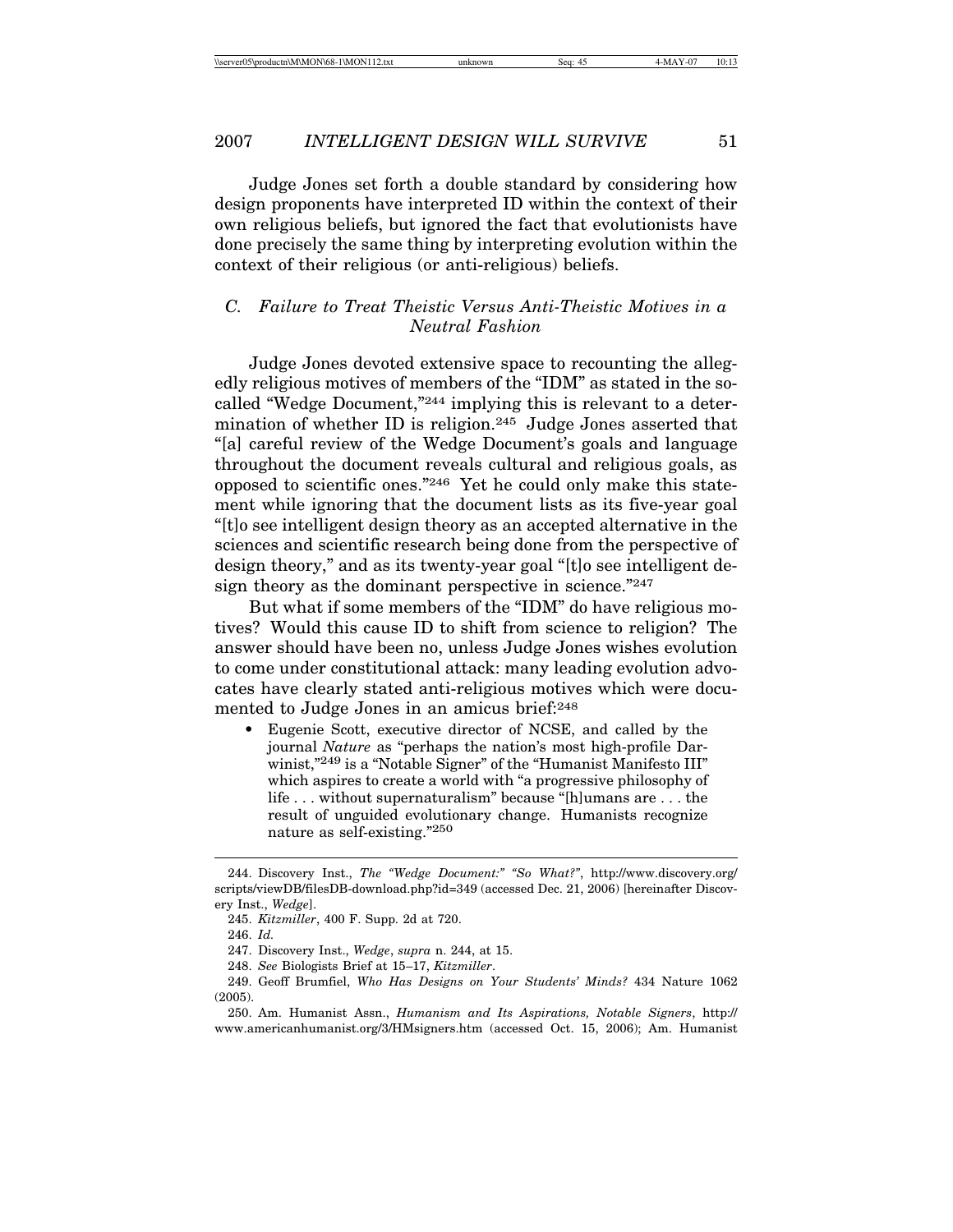Judge Jones set forth a double standard by considering how design proponents have interpreted ID within the context of their own religious beliefs, but ignored the fact that evolutionists have done precisely the same thing by interpreting evolution within the context of their religious (or anti-religious) beliefs.

### C. *Failure to Treat Theistic Versus Anti-Theistic Motives in a Neutral Fashion*

Judge Jones devoted extensive space to recounting the allegedly religious motives of members of the "IDM" as stated in the so-called "Wedge Document,"[244] implying this is relevant to a determination of whether ID is religion.[245] Judge Jones asserted that "[a] careful review of the Wedge Document's goals and language throughout the document reveals cultural and religious goals, as opposed to scientific ones."[246] Yet he could only make this statement while ignoring that the document lists as its five-year goal "[t]o see intelligent design theory as an accepted alternative in the sciences and scientific research being done from the perspective of design theory," and as its twenty-year goal "[t]o see intelligent design theory as the dominant perspective in science."[247]

But what if some members of the "IDM" do have religious motives? Would this cause ID to shift from science to religion? The answer should have been no, unless Judge Jones wishes evolution to come under constitutional attack: many leading evolution advocates have clearly stated anti-religious motives which were documented to Judge Jones in an amicus brief:[248]

- Eugenie Scott, executive director of NCSE, and called by the journal *Nature* as "perhaps the nation's most high-profile Darwinist,"[249] is a "Notable Signer" of the "Humanist Manifesto III" which aspires to create a world with "a progressive philosophy of life . . . without supernaturalism" because "[h]umans are . . . the result of unguided evolutionary change. Humanists recognize nature as self-existing."[250]

---

244. Discovery Inst., *The "Wedge Document:" "So What?"*, http://www.discovery.org/scripts/viewDB/filesDB-download.php?id=349 (accessed Dec. 21, 2006) [hereinafter Discovery Inst., *Wedge*].

245. *Kitzmiller*, 400 F. Supp. 2d at 720.

246. *Id.*

247. Discovery Inst., *Wedge*, *supra* n. 244, at 15.

248. *See* Biologists Brief at 15–17, *Kitzmiller*.

249. Geoff Brumfiel, *Who Has Designs on Your Students' Minds?* 434 Nature 1062 (2005).

250. Am. Humanist Assn., *Humanism and Its Aspirations, Notable Signers*, http://www.americanhumanist.org/3/HMsigners.htm (accessed Oct. 15, 2006); Am. Humanist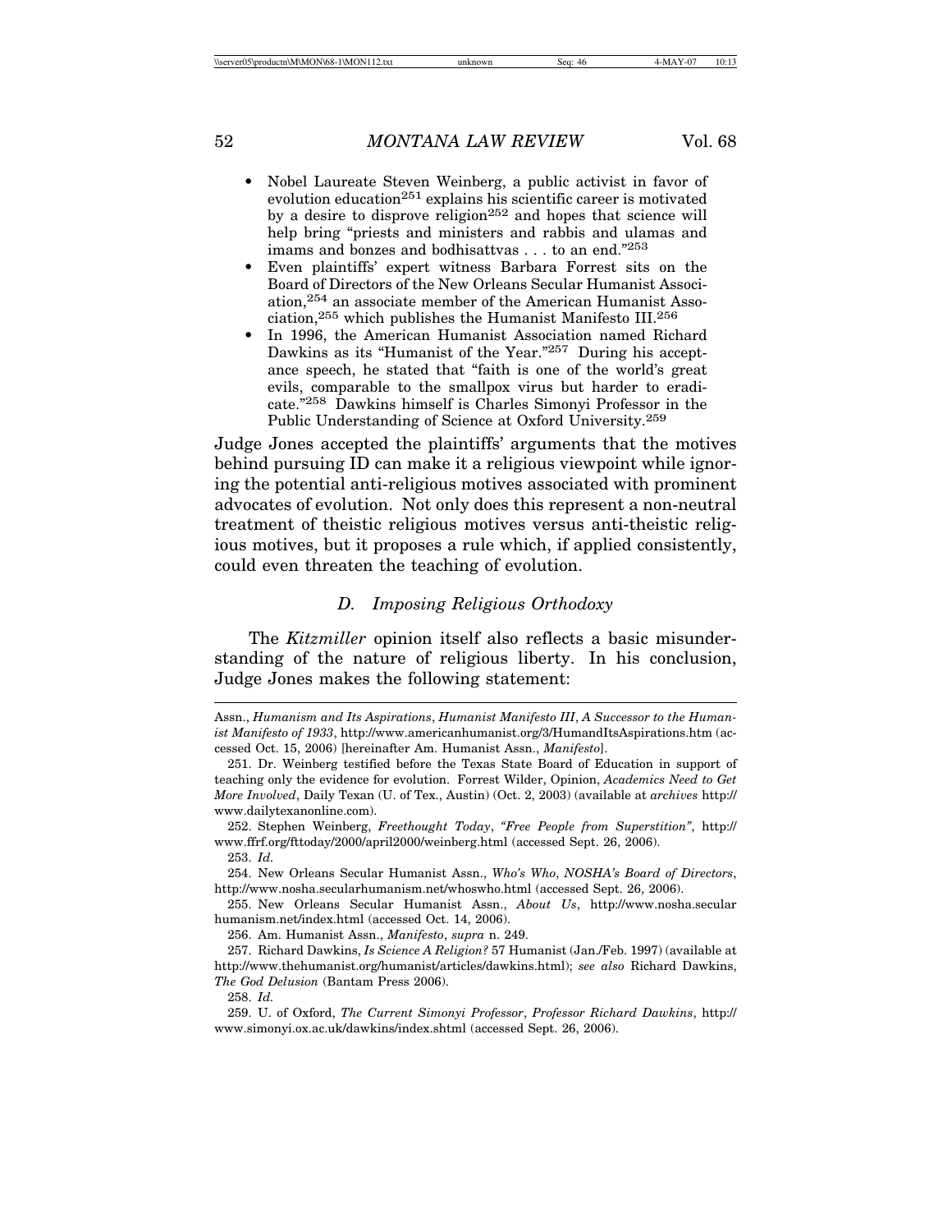- Nobel Laureate Steven Weinberg, a public activist in favor of evolution education[251] explains his scientific career is motivated by a desire to disprove religion[252] and hopes that science will help bring "priests and ministers and rabbis and ulamas and imams and bonzes and bodhisattvas . . . to an end."[253]
- Even plaintiffs' expert witness Barbara Forrest sits on the Board of Directors of the New Orleans Secular Humanist Association,[254] an associate member of the American Humanist Association,[255] which publishes the Humanist Manifesto III.[256]
- In 1996, the American Humanist Association named Richard Dawkins as its "Humanist of the Year."[257] During his acceptance speech, he stated that "faith is one of the world's great evils, comparable to the smallpox virus but harder to eradicate."[258] Dawkins himself is Charles Simonyi Professor in the Public Understanding of Science at Oxford University.[259]

Judge Jones accepted the plaintiffs' arguments that the motives behind pursuing ID can make it a religious viewpoint while ignoring the potential anti-religious motives associated with prominent advocates of evolution. Not only does this represent a non-neutral treatment of theistic religious motives versus anti-theistic religious motives, but it proposes a rule which, if applied consistently, could even threaten the teaching of evolution.

### *D. Imposing Religious Orthodoxy*

The *Kitzmiller* opinion itself also reflects a basic misunderstanding of the nature of religious liberty. In his conclusion, Judge Jones makes the following statement:

---

Assn., *Humanism and Its Aspirations*, *Humanist Manifesto III*, *A Successor to the Humanist Manifesto of 1933*, http://www.americanhumanist.org/3/HumandItsAspirations.htm (accessed Oct. 15, 2006) [hereinafter Am. Humanist Assn., *Manifesto*].

251. Dr. Weinberg testified before the Texas State Board of Education in support of teaching only the evidence for evolution. Forrest Wilder, Opinion, *Academics Need to Get More Involved*, Daily Texan (U. of Tex., Austin) (Oct. 2, 2003) (available at *archives* http://www.dailytexanonline.com).

252. Stephen Weinberg, *Freethought Today*, *"Free People from Superstition"*, http://www.ffrf.org/fttoday/2000/april2000/weinberg.html (accessed Sept. 26, 2006).

253. *Id.*

254. New Orleans Secular Humanist Assn., *Who's Who*, *NOSHA's Board of Directors*, http://www.nosha.secularhumanism.net/whoswho.html (accessed Sept. 26, 2006).

255. New Orleans Secular Humanist Assn., *About Us*, http://www.nosha.secularhumanism.net/index.html (accessed Oct. 14, 2006).

256. Am. Humanist Assn., *Manifesto*, *supra* n. 249.

257. Richard Dawkins, *Is Science A Religion?* 57 Humanist (Jan./Feb. 1997) (available at http://www.thehumanist.org/humanist/articles/dawkins.html); *see also* Richard Dawkins, *The God Delusion* (Bantam Press 2006).

258. *Id.*

259. U. of Oxford, *The Current Simonyi Professor*, *Professor Richard Dawkins*, http://www.simonyi.ox.ac.uk/dawkins/index.shtml (accessed Sept. 26, 2006).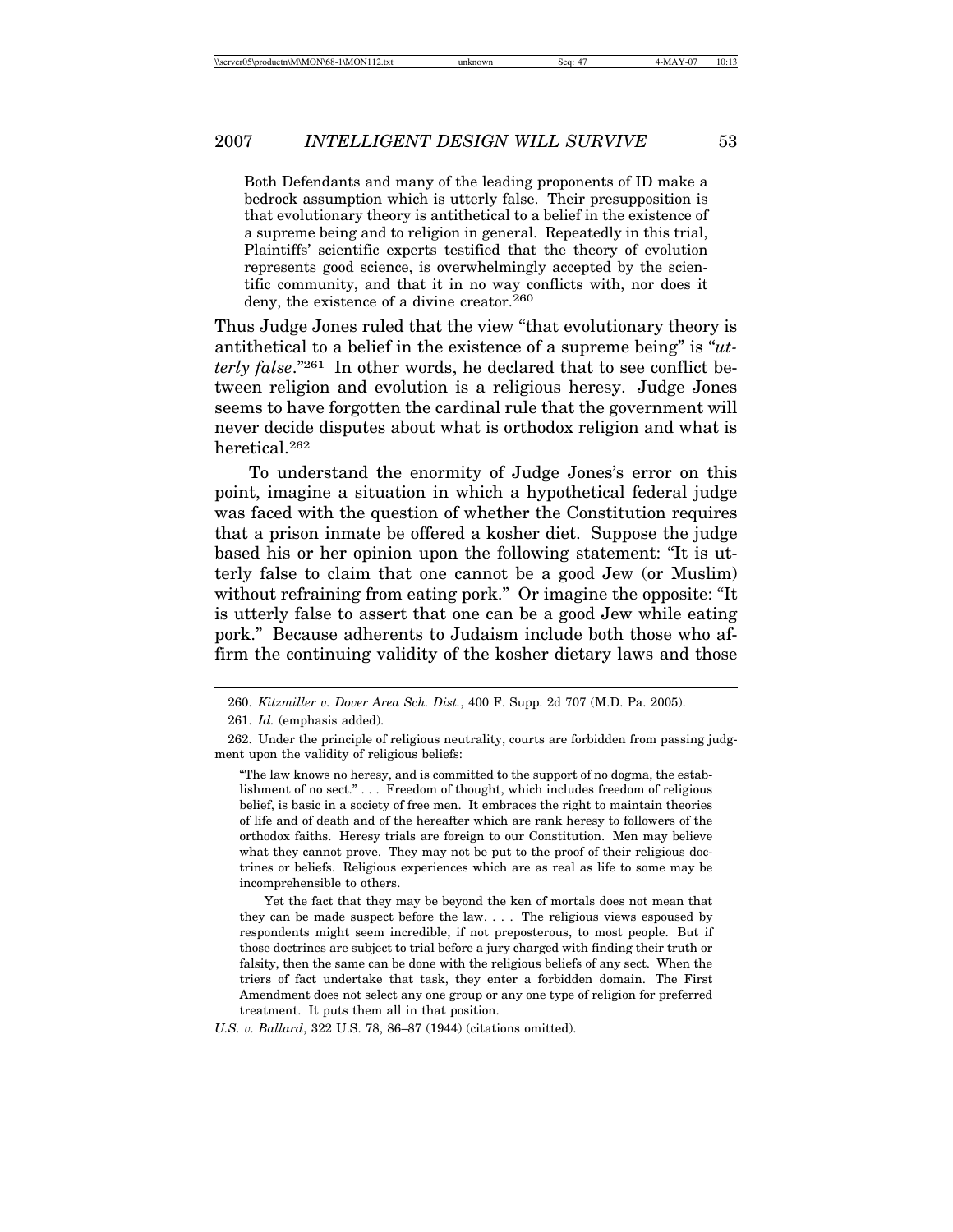> Both Defendants and many of the leading proponents of ID make a bedrock assumption which is utterly false. Their presupposition is that evolutionary theory is antithetical to a belief in the existence of a supreme being and to religion in general. Repeatedly in this trial, Plaintiffs' scientific experts testified that the theory of evolution represents good science, is overwhelmingly accepted by the scientific community, and that it in no way conflicts with, nor does it deny, the existence of a divine creator.[260]

Thus Judge Jones ruled that the view "that evolutionary theory is antithetical to a belief in the existence of a supreme being" is "*utterly false*."[261] In other words, he declared that to see conflict between religion and evolution is a religious heresy. Judge Jones seems to have forgotten the cardinal rule that the government will never decide disputes about what is orthodox religion and what is heretical.[262]

To understand the enormity of Judge Jones's error on this point, imagine a situation in which a hypothetical federal judge was faced with the question of whether the Constitution requires that a prison inmate be offered a kosher diet. Suppose the judge based his or her opinion upon the following statement: "It is utterly false to claim that one cannot be a good Jew (or Muslim) without refraining from eating pork." Or imagine the opposite: "It is utterly false to assert that one can be a good Jew while eating pork." Because adherents to Judaism include both those who affirm the continuing validity of the kosher dietary laws and those

---

260. *Kitzmiller v. Dover Area Sch. Dist.*, 400 F. Supp. 2d 707 (M.D. Pa. 2005).

261. *Id.* (emphasis added).

262. Under the principle of religious neutrality, courts are forbidden from passing judgment upon the validity of religious beliefs:

> "The law knows no heresy, and is committed to the support of no dogma, the establishment of no sect." . . . Freedom of thought, which includes freedom of religious belief, is basic in a society of free men. It embraces the right to maintain theories of life and of death and of the hereafter which are rank heresy to followers of the orthodox faiths. Heresy trials are foreign to our Constitution. Men may believe what they cannot prove. They may not be put to the proof of their religious doctrines or beliefs. Religious experiences which are as real as life to some may be incomprehensible to others.
>
> Yet the fact that they may be beyond the ken of mortals does not mean that they can be made suspect before the law. . . . The religious views espoused by respondents might seem incredible, if not preposterous, to most people. But if those doctrines are subject to trial before a jury charged with finding their truth or falsity, then the same can be done with the religious beliefs of any sect. When the triers of fact undertake that task, they enter a forbidden domain. The First Amendment does not select any one group or any one type of religion for preferred treatment. It puts them all in that position.

*U.S. v. Ballard*, 322 U.S. 78, 86–87 (1944) (citations omitted).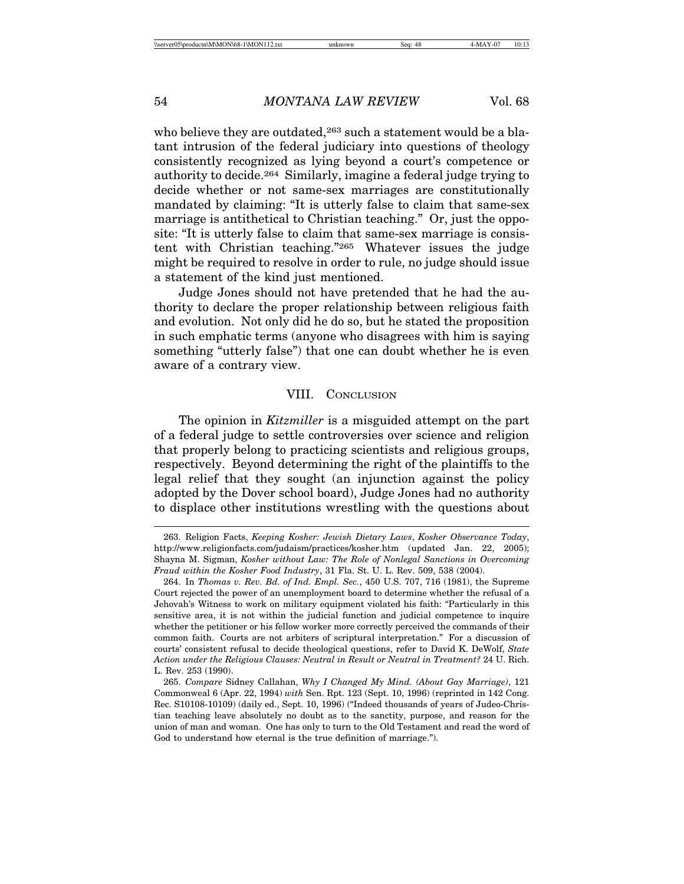who believe they are outdated,[263] such a statement would be a blatant intrusion of the federal judiciary into questions of theology consistently recognized as lying beyond a court's competence or authority to decide.[264] Similarly, imagine a federal judge trying to decide whether or not same-sex marriages are constitutionally mandated by claiming: "It is utterly false to claim that same-sex marriage is antithetical to Christian teaching." Or, just the opposite: "It is utterly false to claim that same-sex marriage is consistent with Christian teaching."[265] Whatever issues the judge might be required to resolve in order to rule, no judge should issue a statement of the kind just mentioned.

Judge Jones should not have pretended that he had the authority to declare the proper relationship between religious faith and evolution. Not only did he do so, but he stated the proposition in such emphatic terms (anyone who disagrees with him is saying something "utterly false") that one can doubt whether he is even aware of a contrary view.

## VIII. Conclusion

The opinion in *Kitzmiller* is a misguided attempt on the part of a federal judge to settle controversies over science and religion that properly belong to practicing scientists and religious groups, respectively. Beyond determining the right of the plaintiffs to the legal relief that they sought (an injunction against the policy adopted by the Dover school board), Judge Jones had no authority to displace other institutions wrestling with the questions about

---

263. Religion Facts, *Keeping Kosher: Jewish Dietary Laws*, *Kosher Observance Today*, http://www.religionfacts.com/judaism/practices/kosher.htm (updated Jan. 22, 2005); Shayna M. Sigman, *Kosher without Law: The Role of Nonlegal Sanctions in Overcoming Fraud within the Kosher Food Industry*, 31 Fla. St. U. L. Rev. 509, 538 (2004).

264. In *Thomas v. Rev. Bd. of Ind. Empl. Sec.*, 450 U.S. 707, 716 (1981), the Supreme Court rejected the power of an unemployment board to determine whether the refusal of a Jehovah's Witness to work on military equipment violated his faith: "Particularly in this sensitive area, it is not within the judicial function and judicial competence to inquire whether the petitioner or his fellow worker more correctly perceived the commands of their common faith. Courts are not arbiters of scriptural interpretation." For a discussion of courts' consistent refusal to decide theological questions, refer to David K. DeWolf, *State Action under the Religious Clauses: Neutral in Result or Neutral in Treatment?* 24 U. Rich. L. Rev. 253 (1990).

265. *Compare* Sidney Callahan, *Why I Changed My Mind. (About Gay Marriage)*, 121 Commonweal 6 (Apr. 22, 1994) *with* Sen. Rpt. 123 (Sept. 10, 1996) (reprinted in 142 Cong. Rec. S10108-10109) (daily ed., Sept. 10, 1996) ("Indeed thousands of years of Judeo-Christian teaching leave absolutely no doubt as to the sanctity, purpose, and reason for the union of man and woman. One has only to turn to the Old Testament and read the word of God to understand how eternal is the true definition of marriage.").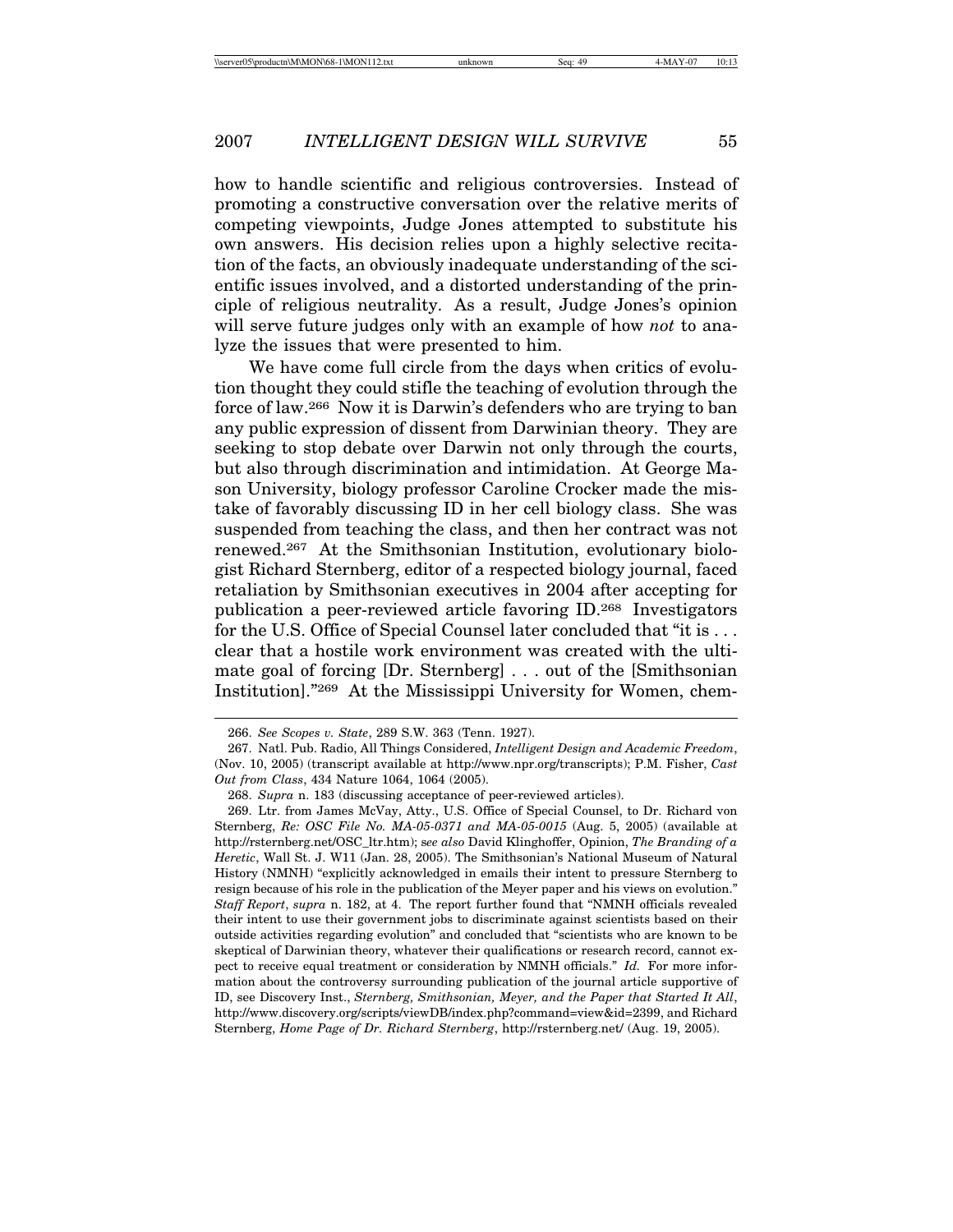how to handle scientific and religious controversies. Instead of promoting a constructive conversation over the relative merits of competing viewpoints, Judge Jones attempted to substitute his own answers. His decision relies upon a highly selective recitation of the facts, an obviously inadequate understanding of the scientific issues involved, and a distorted understanding of the principle of religious neutrality. As a result, Judge Jones's opinion will serve future judges only with an example of how *not* to analyze the issues that were presented to him.

We have come full circle from the days when critics of evolution thought they could stifle the teaching of evolution through the force of law.[266] Now it is Darwin's defenders who are trying to ban any public expression of dissent from Darwinian theory. They are seeking to stop debate over Darwin not only through the courts, but also through discrimination and intimidation. At George Mason University, biology professor Caroline Crocker made the mistake of favorably discussing ID in her cell biology class. She was suspended from teaching the class, and then her contract was not renewed.[267] At the Smithsonian Institution, evolutionary biologist Richard Sternberg, editor of a respected biology journal, faced retaliation by Smithsonian executives in 2004 after accepting for publication a peer-reviewed article favoring ID.[268] Investigators for the U.S. Office of Special Counsel later concluded that "it is . . . clear that a hostile work environment was created with the ultimate goal of forcing [Dr. Sternberg] . . . out of the [Smithsonian Institution]."[269] At the Mississippi University for Women, chem-

---

266. *See Scopes v. State*, 289 S.W. 363 (Tenn. 1927).

267. Natl. Pub. Radio, All Things Considered, *Intelligent Design and Academic Freedom*, (Nov. 10, 2005) (transcript available at http://www.npr.org/transcripts); P.M. Fisher, *Cast Out from Class*, 434 Nature 1064, 1064 (2005).

268. *Supra* n. 183 (discussing acceptance of peer-reviewed articles).

269. Ltr. from James McVay, Atty., U.S. Office of Special Counsel, to Dr. Richard von Sternberg, *Re: OSC File No. MA-05-0371 and MA-05-0015* (Aug. 5, 2005) (available at http://rsternberg.net/OSC_ltr.htm); *see also* David Klinghoffer, Opinion, *The Branding of a Heretic*, Wall St. J. W11 (Jan. 28, 2005). The Smithsonian's National Museum of Natural History (NMNH) "explicitly acknowledged in emails their intent to pressure Sternberg to resign because of his role in the publication of the Meyer paper and his views on evolution." *Staff Report*, *supra* n. 182, at 4. The report further found that "NMNH officials revealed their intent to use their government jobs to discriminate against scientists based on their outside activities regarding evolution" and concluded that "scientists who are known to be skeptical of Darwinian theory, whatever their qualifications or research record, cannot expect to receive equal treatment or consideration by NMNH officials." *Id.* For more information about the controversy surrounding publication of the journal article supportive of ID, see Discovery Inst., *Sternberg, Smithsonian, Meyer, and the Paper that Started It All*, http://www.discovery.org/scripts/viewDB/index.php?command=view&id=2399, and Richard Sternberg, *Home Page of Dr. Richard Sternberg*, http://rsternberg.net/ (Aug. 19, 2005).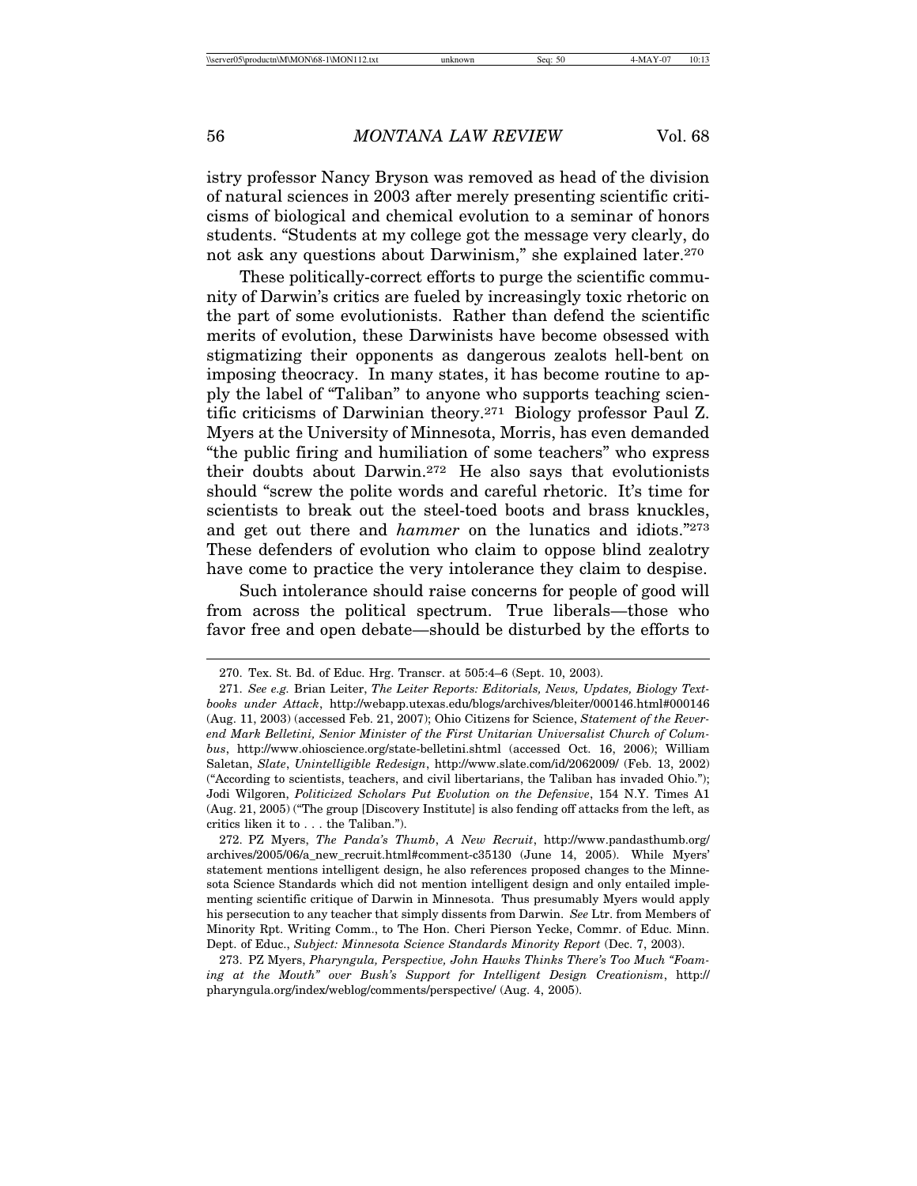istry professor Nancy Bryson was removed as head of the division of natural sciences in 2003 after merely presenting scientific criticisms of biological and chemical evolution to a seminar of honors students. "Students at my college got the message very clearly, do not ask any questions about Darwinism," she explained later.[270]

These politically-correct efforts to purge the scientific community of Darwin's critics are fueled by increasingly toxic rhetoric on the part of some evolutionists. Rather than defend the scientific merits of evolution, these Darwinists have become obsessed with stigmatizing their opponents as dangerous zealots hell-bent on imposing theocracy. In many states, it has become routine to apply the label of "Taliban" to anyone who supports teaching scientific criticisms of Darwinian theory.[271] Biology professor Paul Z. Myers at the University of Minnesota, Morris, has even demanded "the public firing and humiliation of some teachers" who express their doubts about Darwin.[272] He also says that evolutionists should "screw the polite words and careful rhetoric. It's time for scientists to break out the steel-toed boots and brass knuckles, and get out there and *hammer* on the lunatics and idiots."[273] These defenders of evolution who claim to oppose blind zealotry have come to practice the very intolerance they claim to despise.

Such intolerance should raise concerns for people of good will from across the political spectrum. True liberals—those who favor free and open debate—should be disturbed by the efforts to

---

270. Tex. St. Bd. of Educ. Hrg. Transcr. at 505:4–6 (Sept. 10, 2003).

271. *See e.g.* Brian Leiter, *The Leiter Reports: Editorials, News, Updates, Biology Textbooks under Attack*, http://webapp.utexas.edu/blogs/archives/bleiter/000146.html#000146 (Aug. 11, 2003) (accessed Feb. 21, 2007); Ohio Citizens for Science, *Statement of the Reverend Mark Belletini, Senior Minister of the First Unitarian Universalist Church of Columbus*, http://www.ohioscience.org/state-belletini.shtml (accessed Oct. 16, 2006); William Saletan, *Slate*, *Unintelligible Redesign*, http://www.slate.com/id/2062009/ (Feb. 13, 2002) ("According to scientists, teachers, and civil libertarians, the Taliban has invaded Ohio."); Jodi Wilgoren, *Politicized Scholars Put Evolution on the Defensive*, 154 N.Y. Times A1 (Aug. 21, 2005) ("The group [Discovery Institute] is also fending off attacks from the left, as critics liken it to . . . the Taliban.").

272. PZ Myers, *The Panda's Thumb*, *A New Recruit*, http://www.pandasthumb.org/archives/2005/06/a_new_recruit.html#comment-c35130 (June 14, 2005). While Myers' statement mentions intelligent design, he also references proposed changes to the Minnesota Science Standards which did not mention intelligent design and only entailed implementing scientific critique of Darwin in Minnesota. Thus presumably Myers would apply his persecution to any teacher that simply dissents from Darwin. *See* Ltr. from Members of Minority Rpt. Writing Comm., to The Hon. Cheri Pierson Yecke, Commr. of Educ. Minn. Dept. of Educ., *Subject: Minnesota Science Standards Minority Report* (Dec. 7, 2003).

273. PZ Myers, *Pharyngula, Perspective, John Hawks Thinks There's Too Much "Foaming at the Mouth" over Bush's Support for Intelligent Design Creationism*, http://pharyngula.org/index/weblog/comments/perspective/ (Aug. 4, 2005).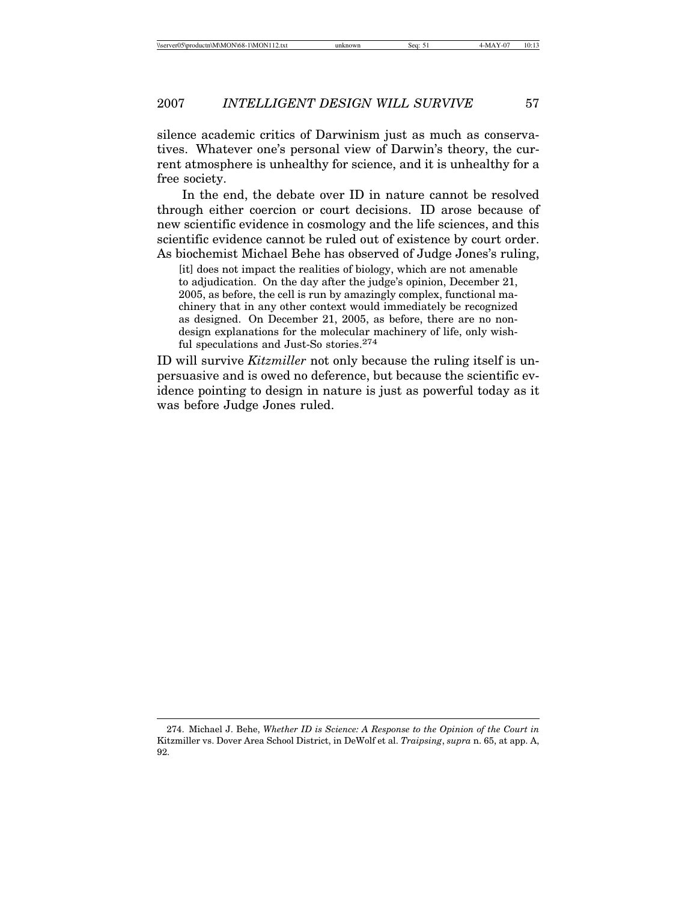silence academic critics of Darwinism just as much as conservatives. Whatever one's personal view of Darwin's theory, the current atmosphere is unhealthy for science, and it is unhealthy for a free society.

In the end, the debate over ID in nature cannot be resolved through either coercion or court decisions. ID arose because of new scientific evidence in cosmology and the life sciences, and this scientific evidence cannot be ruled out of existence by court order. As biochemist Michael Behe has observed of Judge Jones's ruling,

> [it] does not impact the realities of biology, which are not amenable to adjudication. On the day after the judge's opinion, December 21, 2005, as before, the cell is run by amazingly complex, functional machinery that in any other context would immediately be recognized as designed. On December 21, 2005, as before, there are no non-design explanations for the molecular machinery of life, only wishful speculations and Just-So stories.[274]

ID will survive *Kitzmiller* not only because the ruling itself is unpersuasive and is owed no deference, but because the scientific evidence pointing to design in nature is just as powerful today as it was before Judge Jones ruled.

---

274. Michael J. Behe, *Whether ID is Science: A Response to the Opinion of the Court in* Kitzmiller vs. Dover Area School District, in DeWolf et al. *Traipsing*, *supra* n. 65, at app. A, 92.